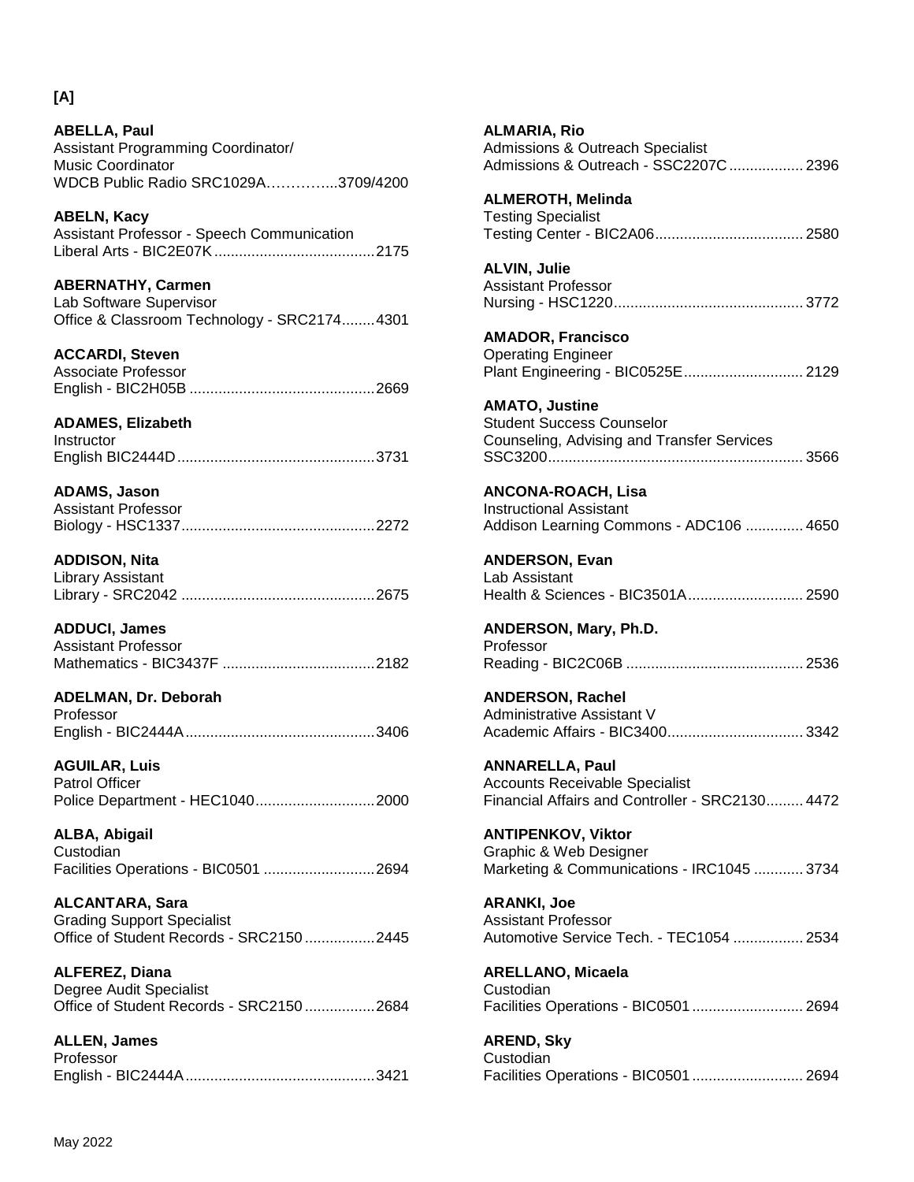**[A]**

**ABELLA, Paul**
Assistant Programming Coordinator/
Music Coordinator
WDCB Public Radio SRC1029A…………...3709/4200

**ABELN, Kacy**
Assistant Professor - Speech Communication
Liberal Arts - BIC2E07K.......................................2175

**ABERNATHY, Carmen**
Lab Software Supervisor
Office & Classroom Technology - SRC2174........4301

**ACCARDI, Steven**
Associate Professor
English - BIC2H05B .............................................2669

**ADAMES, Elizabeth**
Instructor
English BIC2444D.................................................3731

**ADAMS, Jason**
Assistant Professor
Biology - HSC1337...............................................2272

**ADDISON, Nita**
Library Assistant
Library - SRC2042 ...............................................2675

**ADDUCI, James**
Assistant Professor
Mathematics - BIC3437F .....................................2182

**ADELMAN, Dr. Deborah**
Professor
English - BIC2444A..............................................3406

**AGUILAR, Luis**
Patrol Officer
Police Department - HEC1040.............................2000

**ALBA, Abigail**
Custodian
Facilities Operations - BIC0501 ...........................2694

**ALCANTARA, Sara**
Grading Support Specialist
Office of Student Records - SRC2150.................2445

**ALFEREZ, Diana**
Degree Audit Specialist
Office of Student Records - SRC2150.................2684

**ALLEN, James**
Professor
English - BIC2444A..............................................3421

**ALMARIA, Rio**
Admissions & Outreach Specialist
Admissions & Outreach - SSC2207C..................2396

**ALMEROTH, Melinda**
Testing Specialist
Testing Center - BIC2A06....................................2580

**ALVIN, Julie**
Assistant Professor
Nursing - HSC1220..............................................3772

**AMADOR, Francisco**
Operating Engineer
Plant Engineering - BIC0525E.............................2129

**AMATO, Justine**
Student Success Counselor
Counseling, Advising and Transfer Services
SSC3200..............................................................3566

**ANCONA-ROACH, Lisa**
Instructional Assistant
Addison Learning Commons - ADC106 ..............4650

**ANDERSON, Evan**
Lab Assistant
Health & Sciences - BIC3501A............................2590

**ANDERSON, Mary, Ph.D.**
Professor
Reading - BIC2C06B ...........................................2536

**ANDERSON, Rachel**
Administrative Assistant V
Academic Affairs - BIC3400.................................3342

**ANNARELLA, Paul**
Accounts Receivable Specialist
Financial Affairs and Controller - SRC2130.........4472

**ANTIPENKOV, Viktor**
Graphic & Web Designer
Marketing & Communications - IRC1045 ............3734

**ARANKI, Joe**
Assistant Professor
Automotive Service Tech. - TEC1054 .................2534

**ARELLANO, Micaela**
Custodian
Facilities Operations - BIC0501...........................2694

**AREND, Sky**
Custodian
Facilities Operations - BIC0501...........................2694

May 2022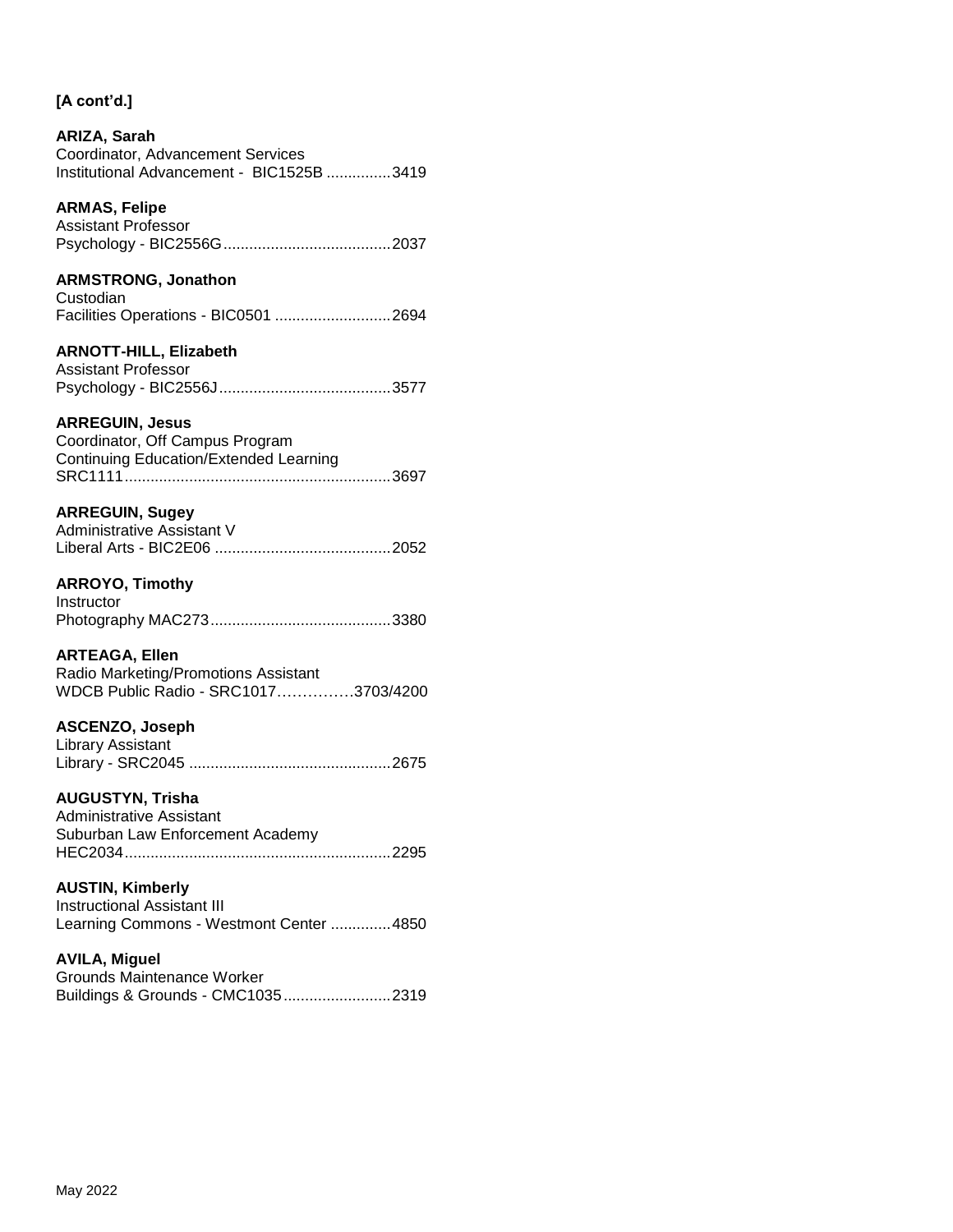**[A cont'd.]**

**ARIZA, Sarah**
Coordinator, Advancement Services
Institutional Advancement - BIC1525B ...............3419

**ARMAS, Felipe**
Assistant Professor
Psychology - BIC2556G.......................................2037

**ARMSTRONG, Jonathon**
Custodian
Facilities Operations - BIC0501 ...........................2694

**ARNOTT-HILL, Elizabeth**
Assistant Professor
Psychology - BIC2556J........................................3577

**ARREGUIN, Jesus**
Coordinator, Off Campus Program
Continuing Education/Extended Learning
SRC1111..............................................................3697

**ARREGUIN, Sugey**
Administrative Assistant V
Liberal Arts - BIC2E06 .........................................2052

**ARROYO, Timothy**
Instructor
Photography MAC273..........................................3380

**ARTEAGA, Ellen**
Radio Marketing/Promotions Assistant
WDCB Public Radio - SRC1017……………3703/4200

**ASCENZO, Joseph**
Library Assistant
Library - SRC2045 ...............................................2675

**AUGUSTYN, Trisha**
Administrative Assistant
Suburban Law Enforcement Academy
HEC2034..............................................................2295

**AUSTIN, Kimberly**
Instructional Assistant III
Learning Commons - Westmont Center ..............4850

**AVILA, Miguel**
Grounds Maintenance Worker
Buildings & Grounds - CMC1035.........................2319

May 2022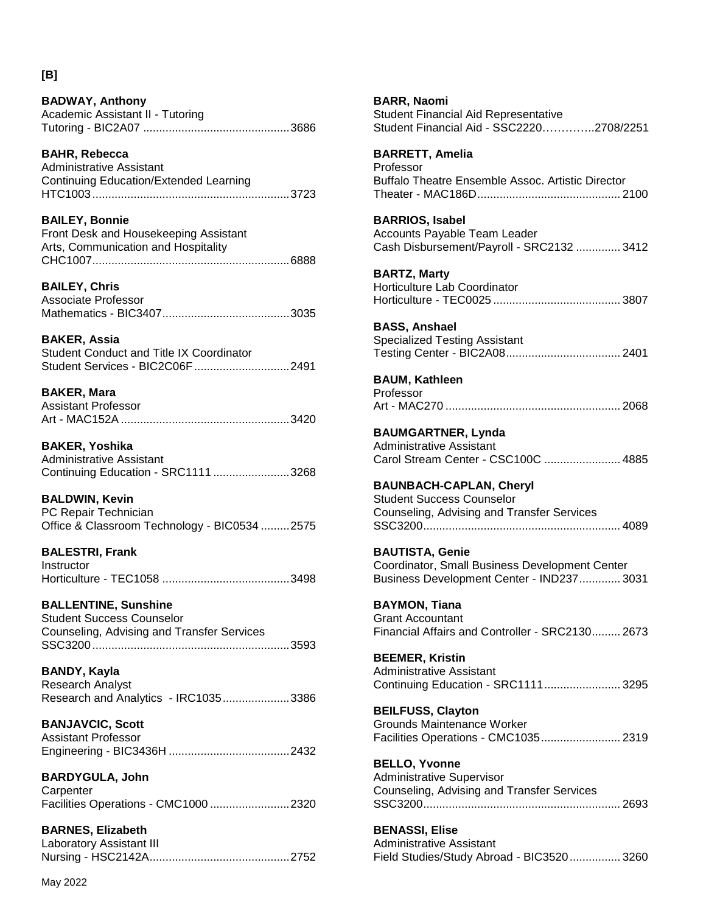## [B]

**BADWAY, Anthony**
Academic Assistant II - Tutoring
Tutoring - BIC2A07 .............................................3686

**BAHR, Rebecca**
Administrative Assistant
Continuing Education/Extended Learning
HTC1003.............................................................3723

**BAILEY, Bonnie**
Front Desk and Housekeeping Assistant
Arts, Communication and Hospitality
CHC1007.............................................................6888

**BAILEY, Chris**
Associate Professor
Mathematics - BIC3407........................................3035

**BAKER, Assia**
Student Conduct and Title IX Coordinator
Student Services - BIC2C06F.............................2491

**BAKER, Mara**
Assistant Professor
Art - MAC152A ....................................................3420

**BAKER, Yoshika**
Administrative Assistant
Continuing Education - SRC1111........................3268

**BALDWIN, Kevin**
PC Repair Technician
Office & Classroom Technology - BIC0534 .........2575

**BALESTRI, Frank**
Instructor
Horticulture - TEC1058 ........................................3498

**BALLENTINE, Sunshine**
Student Success Counselor
Counseling, Advising and Transfer Services
SSC3200.............................................................3593

**BANDY, Kayla**
Research Analyst
Research and Analytics - IRC1035.....................3386

**BANJAVCIC, Scott**
Assistant Professor
Engineering - BIC3436H ......................................2432

**BARDYGULA, John**
Carpenter
Facilities Operations - CMC1000 .........................2320

**BARNES, Elizabeth**
Laboratory Assistant III
Nursing - HSC2142A............................................2752

**BARR, Naomi**
Student Financial Aid Representative
Student Financial Aid - SSC2220…………..2708/2251

**BARRETT, Amelia**
Professor
Buffalo Theatre Ensemble Assoc. Artistic Director
Theater - MAC186D............................................2100

**BARRIOS, Isabel**
Accounts Payable Team Leader
Cash Disbursement/Payroll - SRC2132 ..............3412

**BARTZ, Marty**
Horticulture Lab Coordinator
Horticulture - TEC0025 ........................................3807

**BASS, Anshael**
Specialized Testing Assistant
Testing Center - BIC2A08....................................2401

**BAUM, Kathleen**
Professor
Art - MAC270 .......................................................2068

**BAUMGARTNER, Lynda**
Administrative Assistant
Carol Stream Center - CSC100C ........................4885

**BAUNBACH-CAPLAN, Cheryl**
Student Success Counselor
Counseling, Advising and Transfer Services
SSC3200.............................................................4089

**BAUTISTA, Genie**
Coordinator, Small Business Development Center
Business Development Center - IND237.............3031

**BAYMON, Tiana**
Grant Accountant
Financial Affairs and Controller - SRC2130.........2673

**BEEMER, Kristin**
Administrative Assistant
Continuing Education - SRC1111........................3295

**BEILFUSS, Clayton**
Grounds Maintenance Worker
Facilities Operations - CMC1035.........................2319

**BELLO, Yvonne**
Administrative Supervisor
Counseling, Advising and Transfer Services
SSC3200.............................................................2693

**BENASSI, Elise**
Administrative Assistant
Field Studies/Study Abroad - BIC3520................3260

May 2022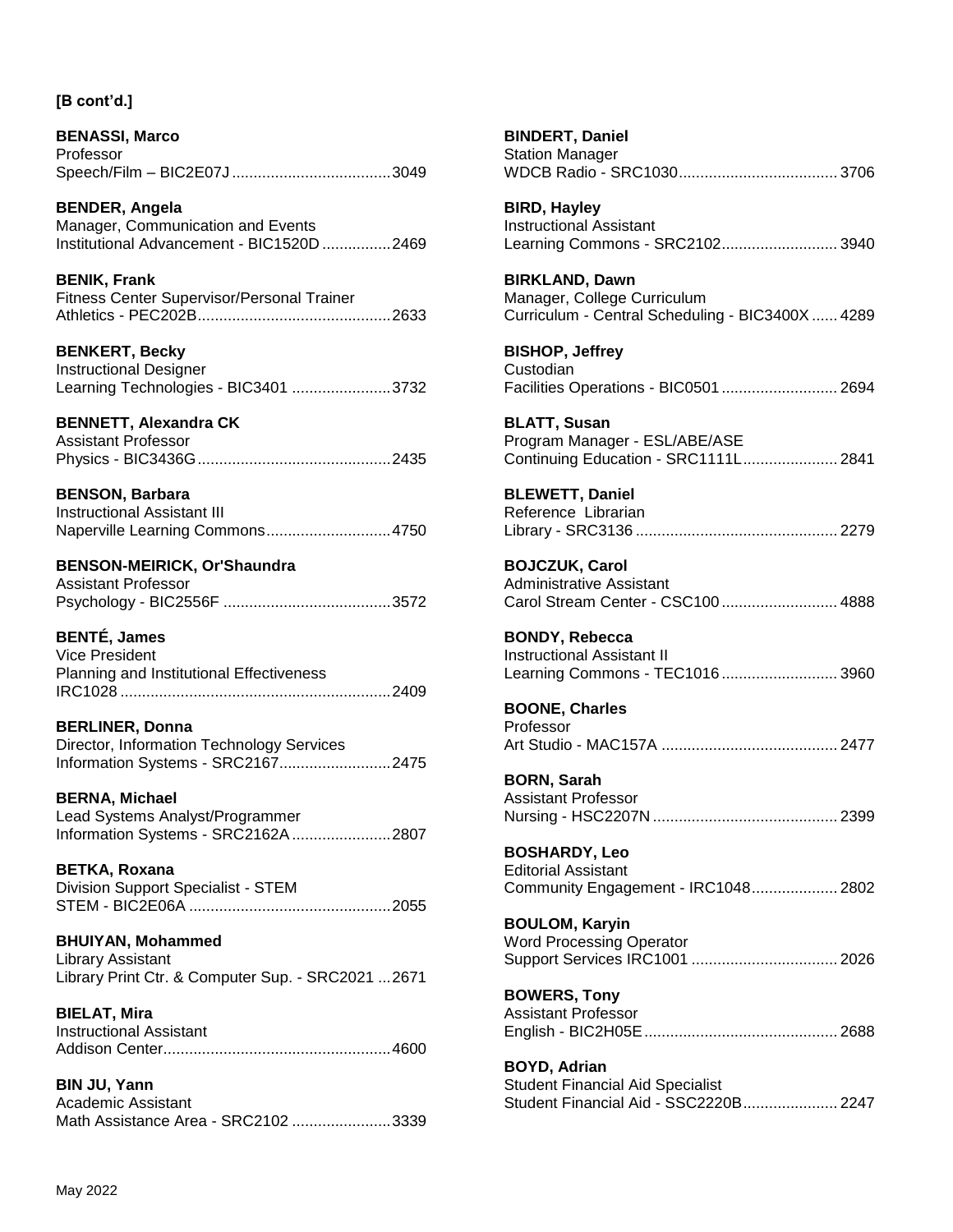**[B cont'd.]**

**BENASSI, Marco**
Professor
Speech/Film – BIC2E07J ..................................... 3049

**BENDER, Angela**
Manager, Communication and Events
Institutional Advancement - BIC1520D ................ 2469

**BENIK, Frank**
Fitness Center Supervisor/Personal Trainer
Athletics - PEC202B ............................................. 2633

**BENKERT, Becky**
Instructional Designer
Learning Technologies - BIC3401 ....................... 3732

**BENNETT, Alexandra CK**
Assistant Professor
Physics - BIC3436G ............................................. 2435

**BENSON, Barbara**
Instructional Assistant III
Naperville Learning Commons ............................. 4750

**BENSON-MEIRICK, Or'Shaundra**
Assistant Professor
Psychology - BIC2556F ....................................... 3572

**BENTÉ, James**
Vice President
Planning and Institutional Effectiveness
IRC1028 ............................................................... 2409

**BERLINER, Donna**
Director, Information Technology Services
Information Systems - SRC2167 .......................... 2475

**BERNA, Michael**
Lead Systems Analyst/Programmer
Information Systems - SRC2162A ....................... 2807

**BETKA, Roxana**
Division Support Specialist - STEM
STEM - BIC2E06A ............................................... 2055

**BHUIYAN, Mohammed**
Library Assistant
Library Print Ctr. & Computer Sup. - SRC2021 ... 2671

**BIELAT, Mira**
Instructional Assistant
Addison Center ..................................................... 4600

**BIN JU, Yann**
Academic Assistant
Math Assistance Area - SRC2102 ....................... 3339

**BINDERT, Daniel**
Station Manager
WDCB Radio - SRC1030 ..................................... 3706

**BIRD, Hayley**
Instructional Assistant
Learning Commons - SRC2102 ........................... 3940

**BIRKLAND, Dawn**
Manager, College Curriculum
Curriculum - Central Scheduling - BIC3400X ...... 4289

**BISHOP, Jeffrey**
Custodian
Facilities Operations - BIC0501 ........................... 2694

**BLATT, Susan**
Program Manager - ESL/ABE/ASE
Continuing Education - SRC1111L ...................... 2841

**BLEWETT, Daniel**
Reference Librarian
Library - SRC3136 ............................................... 2279

**BOJCZUK, Carol**
Administrative Assistant
Carol Stream Center - CSC100 ........................... 4888

**BONDY, Rebecca**
Instructional Assistant II
Learning Commons - TEC1016 ........................... 3960

**BOONE, Charles**
Professor
Art Studio - MAC157A ......................................... 2477

**BORN, Sarah**
Assistant Professor
Nursing - HSC2207N ........................................... 2399

**BOSHARDY, Leo**
Editorial Assistant
Community Engagement - IRC1048 .................... 2802

**BOULOM, Karyin**
Word Processing Operator
Support Services IRC1001 .................................. 2026

**BOWERS, Tony**
Assistant Professor
English - BIC2H05E ............................................. 2688

**BOYD, Adrian**
Student Financial Aid Specialist
Student Financial Aid - SSC2220B ...................... 2247

May 2022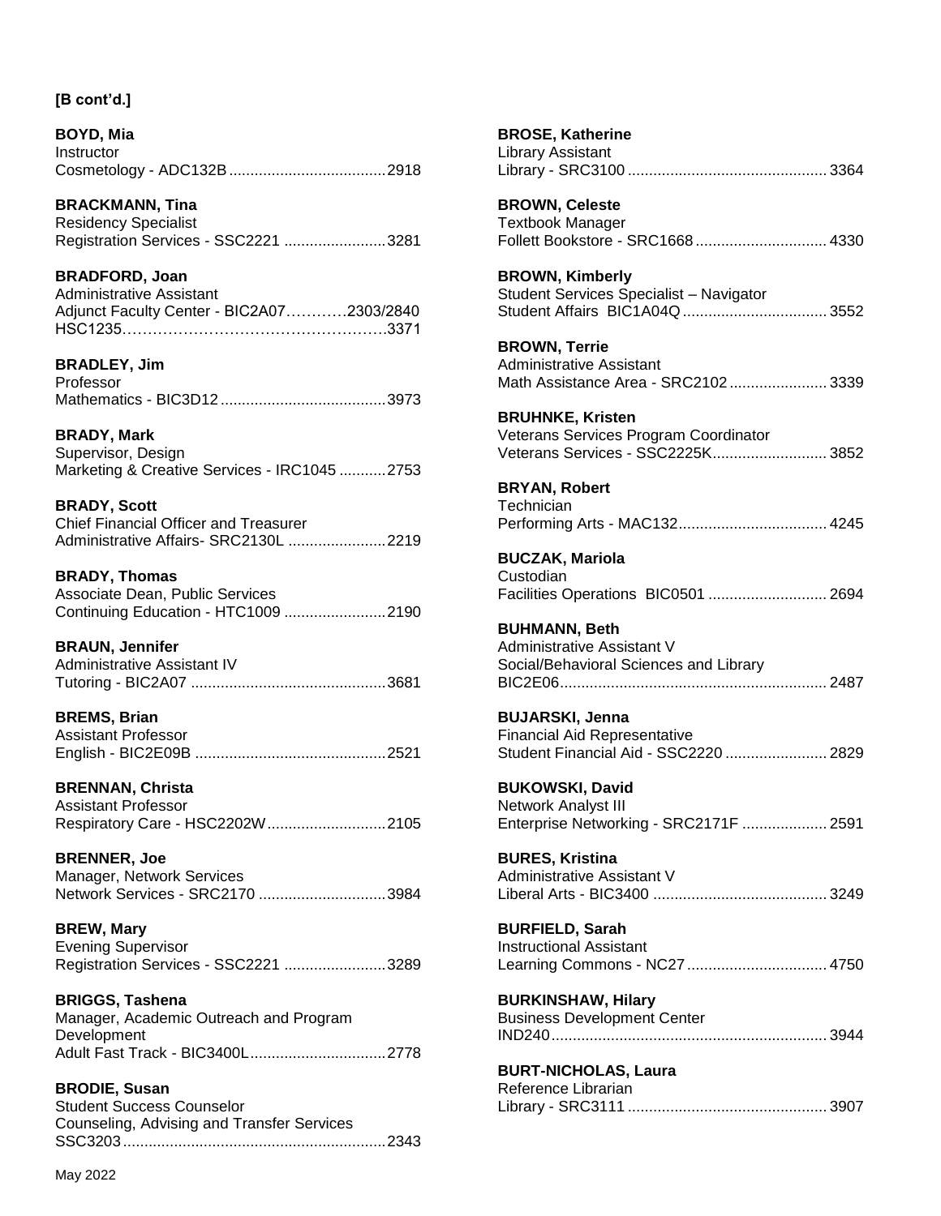**[B cont'd.]**

**BOYD, Mia**
Instructor
Cosmetology - ADC132B .....................................2918

**BRACKMANN, Tina**
Residency Specialist
Registration Services - SSC2221 ........................3281

**BRADFORD, Joan**
Administrative Assistant
Adjunct Faculty Center - BIC2A07…………2303/2840
HSC1235…………………………………………….3371

**BRADLEY, Jim**
Professor
Mathematics - BIC3D12 .......................................3973

**BRADY, Mark**
Supervisor, Design
Marketing & Creative Services - IRC1045 ...........2753

**BRADY, Scott**
Chief Financial Officer and Treasurer
Administrative Affairs- SRC2130L .......................2219

**BRADY, Thomas**
Associate Dean, Public Services
Continuing Education - HTC1009 ........................2190

**BRAUN, Jennifer**
Administrative Assistant IV
Tutoring - BIC2A07 .............................................3681

**BREMS, Brian**
Assistant Professor
English - BIC2E09B .............................................2521

**BRENNAN, Christa**
Assistant Professor
Respiratory Care - HSC2202W ............................2105

**BRENNER, Joe**
Manager, Network Services
Network Services - SRC2170 ..............................3984

**BREW, Mary**
Evening Supervisor
Registration Services - SSC2221 ........................3289

**BRIGGS, Tashena**
Manager, Academic Outreach and Program Development
Adult Fast Track - BIC3400L ................................2778

**BRODIE, Susan**
Student Success Counselor
Counseling, Advising and Transfer Services
SSC3203 ..............................................................2343

**BROSE, Katherine**
Library Assistant
Library - SRC3100 ...............................................3364

**BROWN, Celeste**
Textbook Manager
Follett Bookstore - SRC1668 ...............................4330

**BROWN, Kimberly**
Student Services Specialist – Navigator
Student Affairs BIC1A04Q ..................................3552

**BROWN, Terrie**
Administrative Assistant
Math Assistance Area - SRC2102 .......................3339

**BRUHNKE, Kristen**
Veterans Services Program Coordinator
Veterans Services - SSC2225K ...........................3852

**BRYAN, Robert**
Technician
Performing Arts - MAC132 ...................................4245

**BUCZAK, Mariola**
Custodian
Facilities Operations BIC0501 ............................2694

**BUHMANN, Beth**
Administrative Assistant V
Social/Behavioral Sciences and Library
BIC2E06 ..............................................................2487

**BUJARSKI, Jenna**
Financial Aid Representative
Student Financial Aid - SSC2220 ........................2829

**BUKOWSKI, David**
Network Analyst III
Enterprise Networking - SRC2171F ....................2591

**BURES, Kristina**
Administrative Assistant V
Liberal Arts - BIC3400 .........................................3249

**BURFIELD, Sarah**
Instructional Assistant
Learning Commons - NC27 .................................4750

**BURKINSHAW, Hilary**
Business Development Center
IND240 ................................................................3944

**BURT-NICHOLAS, Laura**
Reference Librarian
Library - SRC3111 ...............................................3907

May 2022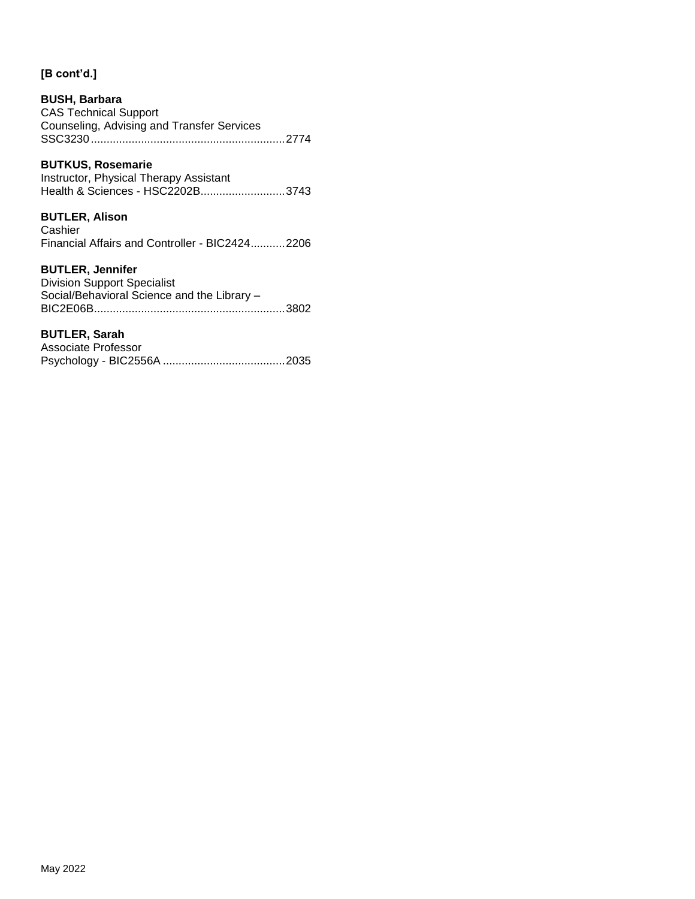**[B cont'd.]**

**BUSH, Barbara**
CAS Technical Support
Counseling, Advising and Transfer Services
SSC3230..............................................................2774

**BUTKUS, Rosemarie**
Instructor, Physical Therapy Assistant
Health & Sciences - HSC2202B...........................3743

**BUTLER, Alison**
Cashier
Financial Affairs and Controller - BIC2424...........2206

**BUTLER, Jennifer**
Division Support Specialist
Social/Behavioral Science and the Library –
BIC2E06B.............................................................3802

**BUTLER, Sarah**
Associate Professor
Psychology - BIC2556A .......................................2035

May 2022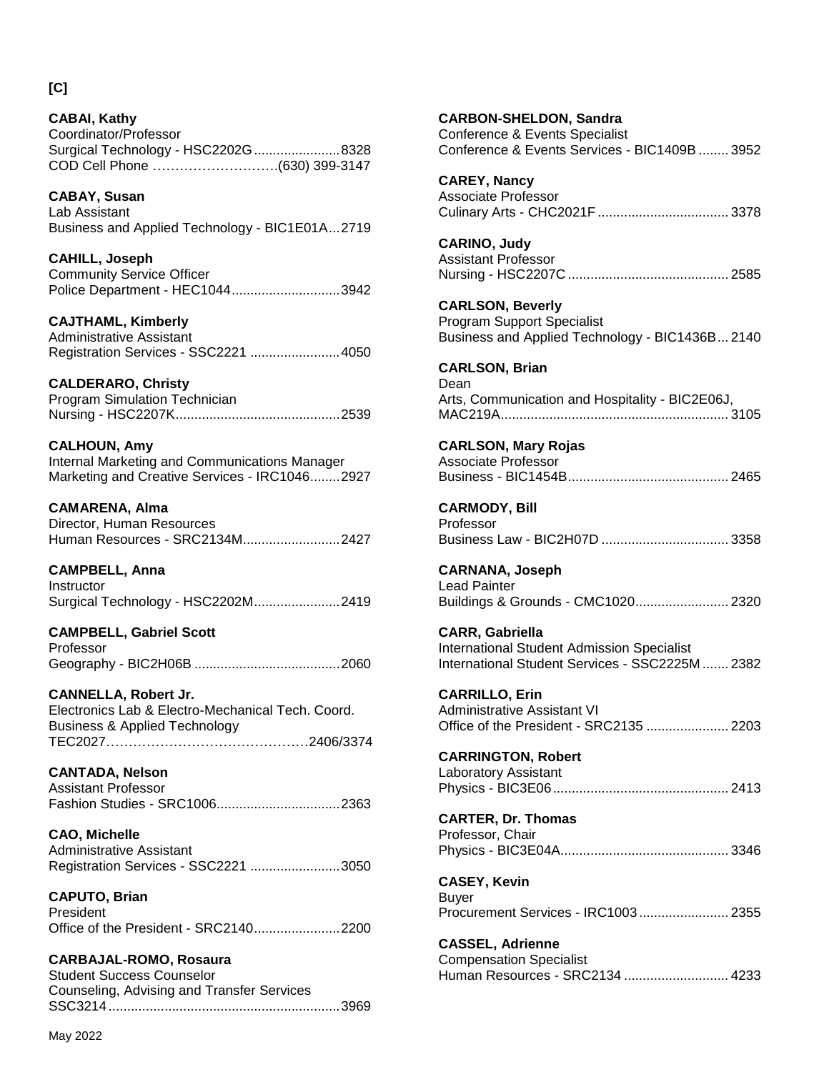**[C]**

**CABAI, Kathy**
Coordinator/Professor
Surgical Technology - HSC2202G.......................8328
COD Cell Phone ……………………….(630) 399-3147

**CABAY, Susan**
Lab Assistant
Business and Applied Technology - BIC1E01A...2719

**CAHILL, Joseph**
Community Service Officer
Police Department - HEC1044.............................3942

**CAJTHAML, Kimberly**
Administrative Assistant
Registration Services - SSC2221 ........................4050

**CALDERARO, Christy**
Program Simulation Technician
Nursing - HSC2207K............................................2539

**CALHOUN, Amy**
Internal Marketing and Communications Manager
Marketing and Creative Services - IRC1046........2927

**CAMARENA, Alma**
Director, Human Resources
Human Resources - SRC2134M..........................2427

**CAMPBELL, Anna**
Instructor
Surgical Technology - HSC2202M.......................2419

**CAMPBELL, Gabriel Scott**
Professor
Geography - BIC2H06B .......................................2060

**CANNELLA, Robert Jr.**
Electronics Lab & Electro-Mechanical Tech. Coord.
Business & Applied Technology
TEC2027………………………………………2406/3374

**CANTADA, Nelson**
Assistant Professor
Fashion Studies - SRC1006.................................2363

**CAO, Michelle**
Administrative Assistant
Registration Services - SSC2221 ........................3050

**CAPUTO, Brian**
President
Office of the President - SRC2140.......................2200

**CARBAJAL-ROMO, Rosaura**
Student Success Counselor
Counseling, Advising and Transfer Services
SSC3214..............................................................3969

**CARBON-SHELDON, Sandra**
Conference & Events Specialist
Conference & Events Services - BIC1409B ........3952

**CAREY, Nancy**
Associate Professor
Culinary Arts - CHC2021F...................................3378

**CARINO, Judy**
Assistant Professor
Nursing - HSC2207C ...........................................2585

**CARLSON, Beverly**
Program Support Specialist
Business and Applied Technology - BIC1436B...2140

**CARLSON, Brian**
Dean
Arts, Communication and Hospitality - BIC2E06J,
MAC219A.............................................................3105

**CARLSON, Mary Rojas**
Associate Professor
Business - BIC1454B...........................................2465

**CARMODY, Bill**
Professor
Business Law - BIC2H07D ..................................3358

**CARNANA, Joseph**
Lead Painter
Buildings & Grounds - CMC1020.........................2320

**CARR, Gabriella**
International Student Admission Specialist
International Student Services - SSC2225M .......2382

**CARRILLO, Erin**
Administrative Assistant VI
Office of the President - SRC2135 ......................2203

**CARRINGTON, Robert**
Laboratory Assistant
Physics - BIC3E06...............................................2413

**CARTER, Dr. Thomas**
Professor, Chair
Physics - BIC3E04A.............................................3346

**CASEY, Kevin**
Buyer
Procurement Services - IRC1003........................2355

**CASSEL, Adrienne**
Compensation Specialist
Human Resources - SRC2134 ............................4233

May 2022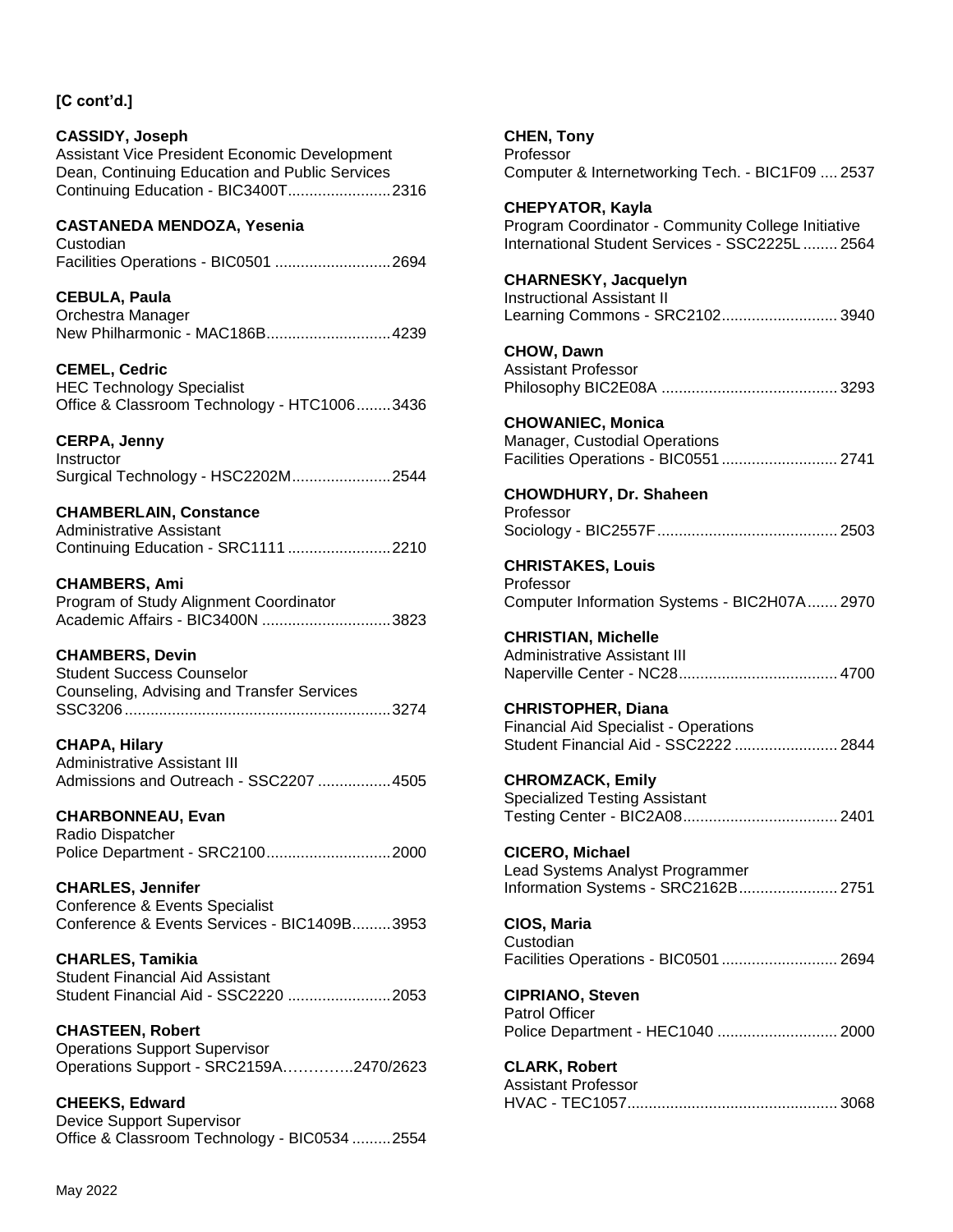**[C cont'd.]**

**CASSIDY, Joseph**
Assistant Vice President Economic Development
Dean, Continuing Education and Public Services
Continuing Education - BIC3400T........................2316

**CASTANEDA MENDOZA, Yesenia**
Custodian
Facilities Operations - BIC0501 ...........................2694

**CEBULA, Paula**
Orchestra Manager
New Philharmonic - MAC186B.............................4239

**CEMEL, Cedric**
HEC Technology Specialist
Office & Classroom Technology - HTC1006........3436

**CERPA, Jenny**
Instructor
Surgical Technology - HSC2202M.......................2544

**CHAMBERLAIN, Constance**
Administrative Assistant
Continuing Education - SRC1111 ........................2210

**CHAMBERS, Ami**
Program of Study Alignment Coordinator
Academic Affairs - BIC3400N ..............................3823

**CHAMBERS, Devin**
Student Success Counselor
Counseling, Advising and Transfer Services
SSC3206..............................................................3274

**CHAPA, Hilary**
Administrative Assistant III
Admissions and Outreach - SSC2207 .................4505

**CHARBONNEAU, Evan**
Radio Dispatcher
Police Department - SRC2100.............................2000

**CHARLES, Jennifer**
Conference & Events Specialist
Conference & Events Services - BIC1409B.........3953

**CHARLES, Tamikia**
Student Financial Aid Assistant
Student Financial Aid - SSC2220 ........................2053

**CHASTEEN, Robert**
Operations Support Supervisor
Operations Support - SRC2159A…………..2470/2623

**CHEEKS, Edward**
Device Support Supervisor
Office & Classroom Technology - BIC0534 .........2554

**CHEN, Tony**
Professor
Computer & Internetworking Tech. - BIC1F09 .... 2537

**CHEPYATOR, Kayla**
Program Coordinator - Community College Initiative
International Student Services - SSC2225L ........ 2564

**CHARNESKY, Jacquelyn**
Instructional Assistant II
Learning Commons - SRC2102........................... 3940

**CHOW, Dawn**
Assistant Professor
Philosophy BIC2E08A ......................................... 3293

**CHOWANIEC, Monica**
Manager, Custodial Operations
Facilities Operations - BIC0551 ........................... 2741

**CHOWDHURY, Dr. Shaheen**
Professor
Sociology - BIC2557F.......................................... 2503

**CHRISTAKES, Louis**
Professor
Computer Information Systems - BIC2H07A....... 2970

**CHRISTIAN, Michelle**
Administrative Assistant III
Naperville Center - NC28..................................... 4700

**CHRISTOPHER, Diana**
Financial Aid Specialist - Operations
Student Financial Aid - SSC2222 ........................ 2844

**CHROMZACK, Emily**
Specialized Testing Assistant
Testing Center - BIC2A08.................................... 2401

**CICERO, Michael**
Lead Systems Analyst Programmer
Information Systems - SRC2162B....................... 2751

**CIOS, Maria**
Custodian
Facilities Operations - BIC0501 ........................... 2694

**CIPRIANO, Steven**
Patrol Officer
Police Department - HEC1040 ............................ 2000

**CLARK, Robert**
Assistant Professor
HVAC - TEC1057................................................. 3068

May 2022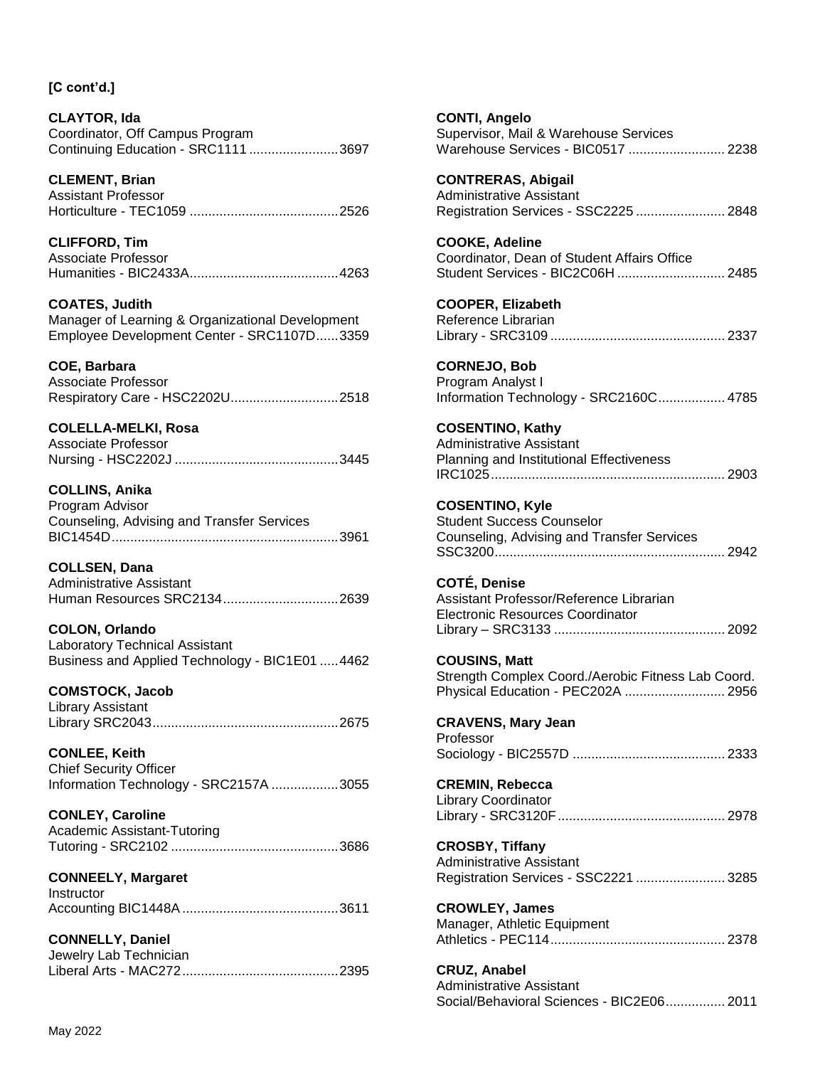**[C cont'd.]**

**CLAYTOR, Ida**
Coordinator, Off Campus Program
Continuing Education - SRC1111 ........................3697

**CLEMENT, Brian**
Assistant Professor
Horticulture - TEC1059 ........................................2526

**CLIFFORD, Tim**
Associate Professor
Humanities - BIC2433A........................................4263

**COATES, Judith**
Manager of Learning & Organizational Development
Employee Development Center - SRC1107D......3359

**COE, Barbara**
Associate Professor
Respiratory Care - HSC2202U............................2518

**COLELLA-MELKI, Rosa**
Associate Professor
Nursing - HSC2202J ............................................3445

**COLLINS, Anika**
Program Advisor
Counseling, Advising and Transfer Services
BIC1454D............................................................3961

**COLLSEN, Dana**
Administrative Assistant
Human Resources SRC2134...............................2639

**COLON, Orlando**
Laboratory Technical Assistant
Business and Applied Technology - BIC1E01 .....4462

**COMSTOCK, Jacob**
Library Assistant
Library SRC2043..................................................2675

**CONLEE, Keith**
Chief Security Officer
Information Technology - SRC2157A ..................3055

**CONLEY, Caroline**
Academic Assistant-Tutoring
Tutoring - SRC2102 .............................................3686

**CONNEELY, Margaret**
Instructor
Accounting BIC1448A ..........................................3611

**CONNELLY, Daniel**
Jewelry Lab Technician
Liberal Arts - MAC272..........................................2395

**CONTI, Angelo**
Supervisor, Mail & Warehouse Services
Warehouse Services - BIC0517 .......................... 2238

**CONTRERAS, Abigail**
Administrative Assistant
Registration Services - SSC2225 ........................ 2848

**COOKE, Adeline**
Coordinator, Dean of Student Affairs Office
Student Services - BIC2C06H ............................. 2485

**COOPER, Elizabeth**
Reference Librarian
Library - SRC3109 ............................................... 2337

**CORNEJO, Bob**
Program Analyst I
Information Technology - SRC2160C.................. 4785

**COSENTINO, Kathy**
Administrative Assistant
Planning and Institutional Effectiveness
IRC1025............................................................... 2903

**COSENTINO, Kyle**
Student Success Counselor
Counseling, Advising and Transfer Services
SSC3200.............................................................. 2942

**COTÉ, Denise**
Assistant Professor/Reference Librarian
Electronic Resources Coordinator
Library – SRC3133 .............................................. 2092

**COUSINS, Matt**
Strength Complex Coord./Aerobic Fitness Lab Coord.
Physical Education - PEC202A ........................... 2956

**CRAVENS, Mary Jean**
Professor
Sociology - BIC2557D ......................................... 2333

**CREMIN, Rebecca**
Library Coordinator
Library - SRC3120F ............................................. 2978

**CROSBY, Tiffany**
Administrative Assistant
Registration Services - SSC2221 ........................ 3285

**CROWLEY, James**
Manager, Athletic Equipment
Athletics - PEC114............................................... 2378

**CRUZ, Anabel**
Administrative Assistant
Social/Behavioral Sciences - BIC2E06................ 2011

May 2022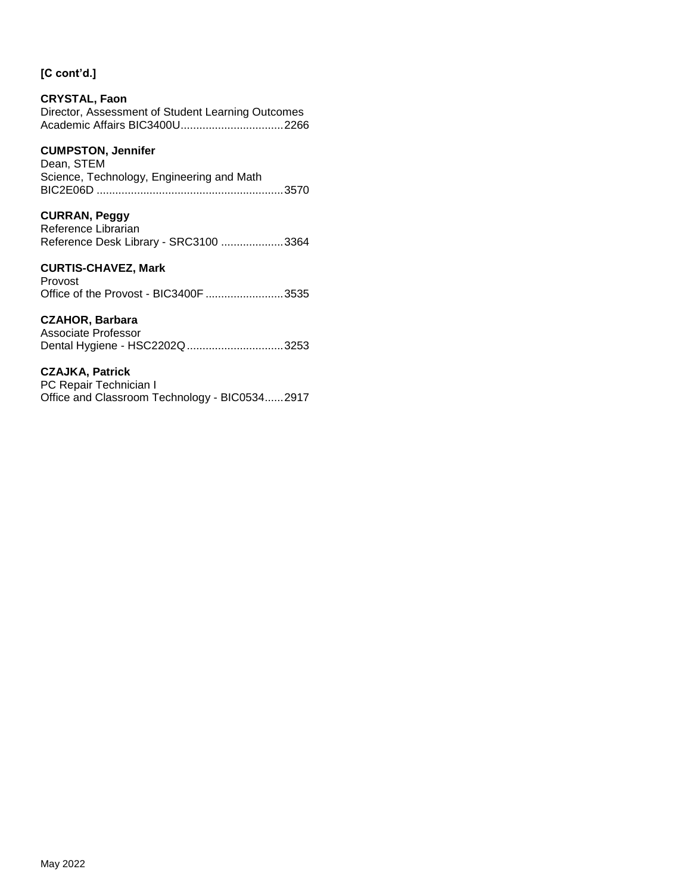**[C cont'd.]**

**CRYSTAL, Faon**
Director, Assessment of Student Learning Outcomes
Academic Affairs BIC3400U................................2266

**CUMPSTON, Jennifer**
Dean, STEM
Science, Technology, Engineering and Math
BIC2E06D ...........................................................3570

**CURRAN, Peggy**
Reference Librarian
Reference Desk Library - SRC3100 ....................3364

**CURTIS-CHAVEZ, Mark**
Provost
Office of the Provost - BIC3400F .........................3535

**CZAHOR, Barbara**
Associate Professor
Dental Hygiene - HSC2202Q...............................3253

**CZAJKA, Patrick**
PC Repair Technician I
Office and Classroom Technology - BIC0534......2917

May 2022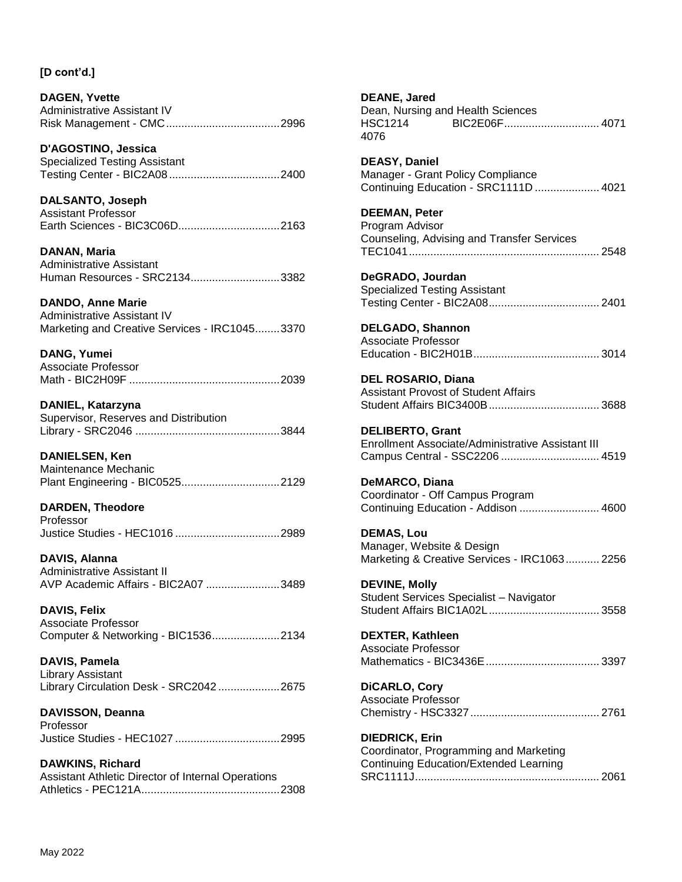**[D cont'd.]**

**DAGEN, Yvette**
Administrative Assistant IV
Risk Management - CMC.....................................2996

**D'AGOSTINO, Jessica**
Specialized Testing Assistant
Testing Center - BIC2A08....................................2400

**DALSANTO, Joseph**
Assistant Professor
Earth Sciences - BIC3C06D.................................2163

**DANAN, Maria**
Administrative Assistant
Human Resources - SRC2134............................3382

**DANDO, Anne Marie**
Administrative Assistant IV
Marketing and Creative Services - IRC1045........3370

**DANG, Yumei**
Associate Professor
Math - BIC2H09F .................................................2039

**DANIEL, Katarzyna**
Supervisor, Reserves and Distribution
Library - SRC2046 ...............................................3844

**DANIELSEN, Ken**
Maintenance Mechanic
Plant Engineering - BIC0525................................2129

**DARDEN, Theodore**
Professor
Justice Studies - HEC1016 ..................................2989

**DAVIS, Alanna**
Administrative Assistant II
AVP Academic Affairs - BIC2A07 ........................3489

**DAVIS, Felix**
Associate Professor
Computer & Networking - BIC1536......................2134

**DAVIS, Pamela**
Library Assistant
Library Circulation Desk - SRC2042 ....................2675

**DAVISSON, Deanna**
Professor
Justice Studies - HEC1027 ..................................2995

**DAWKINS, Richard**
Assistant Athletic Director of Internal Operations
Athletics - PEC121A.............................................2308

**DEANE, Jared**
Dean, Nursing and Health Sciences
HSC1214 BIC2E06F............................... 4071
4076

**DEASY, Daniel**
Manager - Grant Policy Compliance
Continuing Education - SRC1111D ..................... 4021

**DEEMAN, Peter**
Program Advisor
Counseling, Advising and Transfer Services
TEC1041.............................................................. 2548

**DeGRADO, Jourdan**
Specialized Testing Assistant
Testing Center - BIC2A08.................................... 2401

**DELGADO, Shannon**
Associate Professor
Education - BIC2H01B......................................... 3014

**DEL ROSARIO, Diana**
Assistant Provost of Student Affairs
Student Affairs BIC3400B.................................... 3688

**DELIBERTO, Grant**
Enrollment Associate/Administrative Assistant III
Campus Central - SSC2206 ................................ 4519

**DeMARCO, Diana**
Coordinator - Off Campus Program
Continuing Education - Addison .......................... 4600

**DEMAS, Lou**
Manager, Website & Design
Marketing & Creative Services - IRC1063........... 2256

**DEVINE, Molly**
Student Services Specialist – Navigator
Student Affairs BIC1A02L.................................... 3558

**DEXTER, Kathleen**
Associate Professor
Mathematics - BIC3436E..................................... 3397

**DiCARLO, Cory**
Associate Professor
Chemistry - HSC3327.......................................... 2761

**DIEDRICK, Erin**
Coordinator, Programming and Marketing
Continuing Education/Extended Learning
SRC1111J............................................................ 2061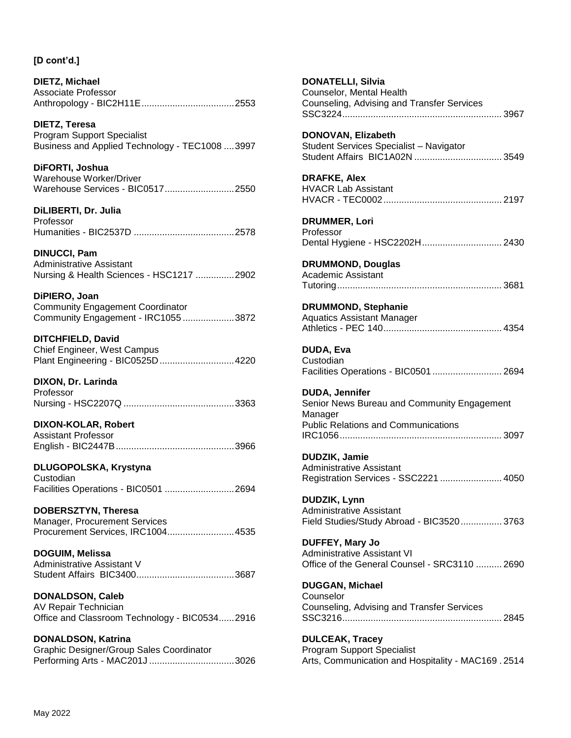**[D cont'd.]**

**DIETZ, Michael**
Associate Professor
Anthropology - BIC2H11E....................................2553

**DIETZ, Teresa**
Program Support Specialist
Business and Applied Technology - TEC1008 ....3997

**DiFORTI, Joshua**
Warehouse Worker/Driver
Warehouse Services - BIC0517...........................2550

**DiLIBERTI, Dr. Julia**
Professor
Humanities - BIC2537D .......................................2578

**DINUCCI, Pam**
Administrative Assistant
Nursing & Health Sciences - HSC1217 ...............2902

**DiPIERO, Joan**
Community Engagement Coordinator
Community Engagement - IRC1055....................3872

**DITCHFIELD, David**
Chief Engineer, West Campus
Plant Engineering - BIC0525D.............................4220

**DIXON, Dr. Larinda**
Professor
Nursing - HSC2207Q ...........................................3363

**DIXON-KOLAR, Robert**
Assistant Professor
English - BIC2447B..............................................3966

**DLUGOPOLSKA, Krystyna**
Custodian
Facilities Operations - BIC0501 ...........................2694

**DOBERSZTYN, Theresa**
Manager, Procurement Services
Procurement Services, IRC1004..........................4535

**DOGUIM, Melissa**
Administrative Assistant V
Student Affairs BIC3400......................................3687

**DONALDSON, Caleb**
AV Repair Technician
Office and Classroom Technology - BIC0534......2916

**DONALDSON, Katrina**
Graphic Designer/Group Sales Coordinator
Performing Arts - MAC201J .................................3026

**DONATELLI, Silvia**
Counselor, Mental Health
Counseling, Advising and Transfer Services
SSC3224..............................................................3967

**DONOVAN, Elizabeth**
Student Services Specialist – Navigator
Student Affairs BIC1A02N ..................................3549

**DRAFKE, Alex**
HVACR Lab Assistant
HVACR - TEC0002..............................................2197

**DRUMMER, Lori**
Professor
Dental Hygiene - HSC2202H...............................2430

**DRUMMOND, Douglas**
Academic Assistant
Tutoring................................................................3681

**DRUMMOND, Stephanie**
Aquatics Assistant Manager
Athletics - PEC 140..............................................4354

**DUDA, Eva**
Custodian
Facilities Operations - BIC0501 ...........................2694

**DUDA, Jennifer**
Senior News Bureau and Community Engagement Manager
Public Relations and Communications
IRC1056...............................................................3097

**DUDZIK, Jamie**
Administrative Assistant
Registration Services - SSC2221 ........................4050

**DUDZIK, Lynn**
Administrative Assistant
Field Studies/Study Abroad - BIC3520................3763

**DUFFEY, Mary Jo**
Administrative Assistant VI
Office of the General Counsel - SRC3110 ..........2690

**DUGGAN, Michael**
Counselor
Counseling, Advising and Transfer Services
SSC3216..............................................................2845

**DULCEAK, Tracey**
Program Support Specialist
Arts, Communication and Hospitality - MAC169 . 2514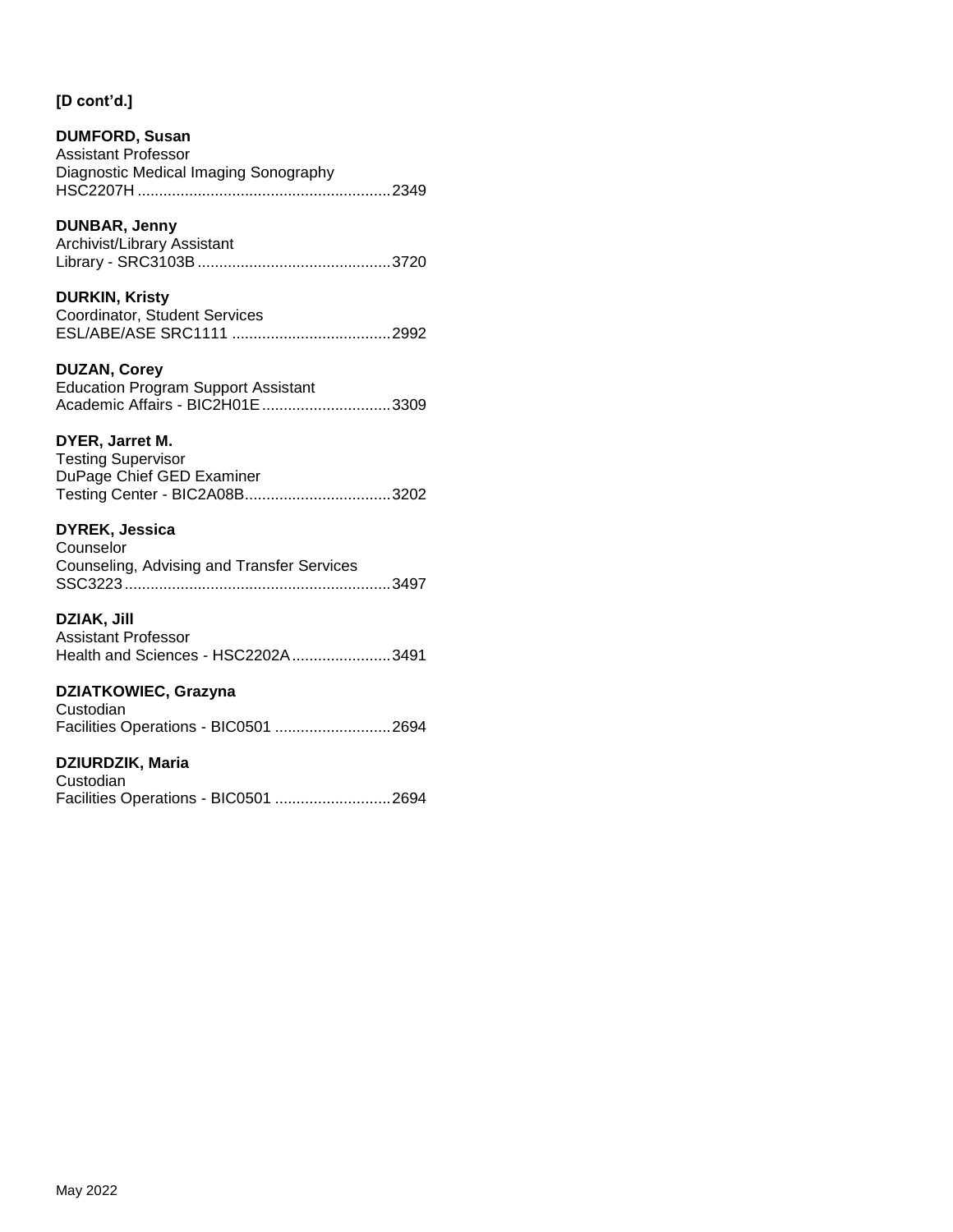**[D cont'd.]**

**DUMFORD, Susan**
Assistant Professor
Diagnostic Medical Imaging Sonography
HSC2207H ........................................................2349

**DUNBAR, Jenny**
Archivist/Library Assistant
Library - SRC3103B ............................................3720

**DURKIN, Kristy**
Coordinator, Student Services
ESL/ABE/ASE SRC1111 ....................................2992

**DUZAN, Corey**
Education Program Support Assistant
Academic Affairs - BIC2H01E .............................3309

**DYER, Jarret M.**
Testing Supervisor
DuPage Chief GED Examiner
Testing Center - BIC2A08B.................................3202

**DYREK, Jessica**
Counselor
Counseling, Advising and Transfer Services
SSC3223 ............................................................3497

**DZIAK, Jill**
Assistant Professor
Health and Sciences - HSC2202A.......................3491

**DZIATKOWIEC, Grazyna**
Custodian
Facilities Operations - BIC0501 ..........................2694

**DZIURDZIK, Maria**
Custodian
Facilities Operations - BIC0501 ..........................2694

May 2022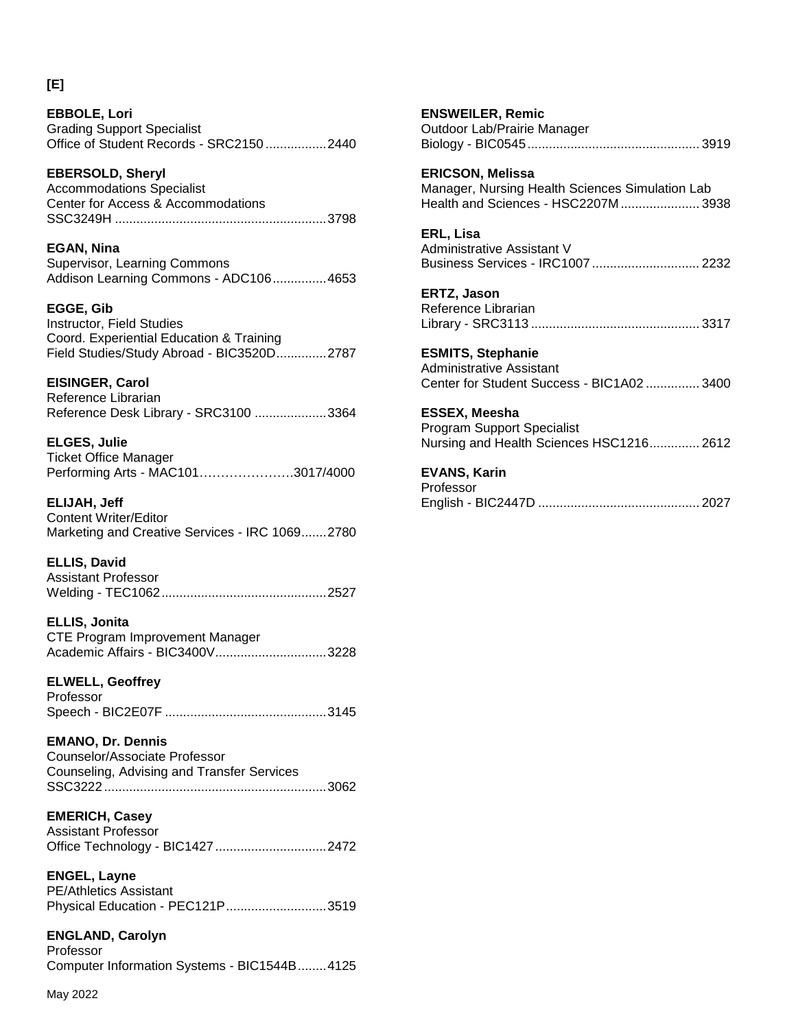**[E]**

**EBBOLE, Lori**
Grading Support Specialist
Office of Student Records - SRC2150 .................2440

**EBERSOLD, Sheryl**
Accommodations Specialist
Center for Access & Accommodations
SSC3249H ...........................................................3798

**EGAN, Nina**
Supervisor, Learning Commons
Addison Learning Commons - ADC106...............4653

**EGGE, Gib**
Instructor, Field Studies
Coord. Experiential Education & Training
Field Studies/Study Abroad - BIC3520D..............2787

**EISINGER, Carol**
Reference Librarian
Reference Desk Library - SRC3100 ....................3364

**ELGES, Julie**
Ticket Office Manager
Performing Arts - MAC101…………………3017/4000

**ELIJAH, Jeff**
Content Writer/Editor
Marketing and Creative Services - IRC 1069.......2780

**ELLIS, David**
Assistant Professor
Welding - TEC1062..............................................2527

**ELLIS, Jonita**
CTE Program Improvement Manager
Academic Affairs - BIC3400V...............................3228

**ELWELL, Geoffrey**
Professor
Speech - BIC2E07F .............................................3145

**EMANO, Dr. Dennis**
Counselor/Associate Professor
Counseling, Advising and Transfer Services
SSC3222.............................................................3062

**EMERICH, Casey**
Assistant Professor
Office Technology - BIC1427...............................2472

**ENGEL, Layne**
PE/Athletics Assistant
Physical Education - PEC121P............................3519

**ENGLAND, Carolyn**
Professor
Computer Information Systems - BIC1544B........4125

**ENSWEILER, Remic**
Outdoor Lab/Prairie Manager
Biology - BIC0545................................................3919

**ERICSON, Melissa**
Manager, Nursing Health Sciences Simulation Lab
Health and Sciences - HSC2207M......................3938

**ERL, Lisa**
Administrative Assistant V
Business Services - IRC1007..............................2232

**ERTZ, Jason**
Reference Librarian
Library - SRC3113...............................................3317

**ESMITS, Stephanie**
Administrative Assistant
Center for Student Success - BIC1A02...............3400

**ESSEX, Meesha**
Program Support Specialist
Nursing and Health Sciences HSC1216..............2612

**EVANS, Karin**
Professor
English - BIC2447D .............................................2027

May 2022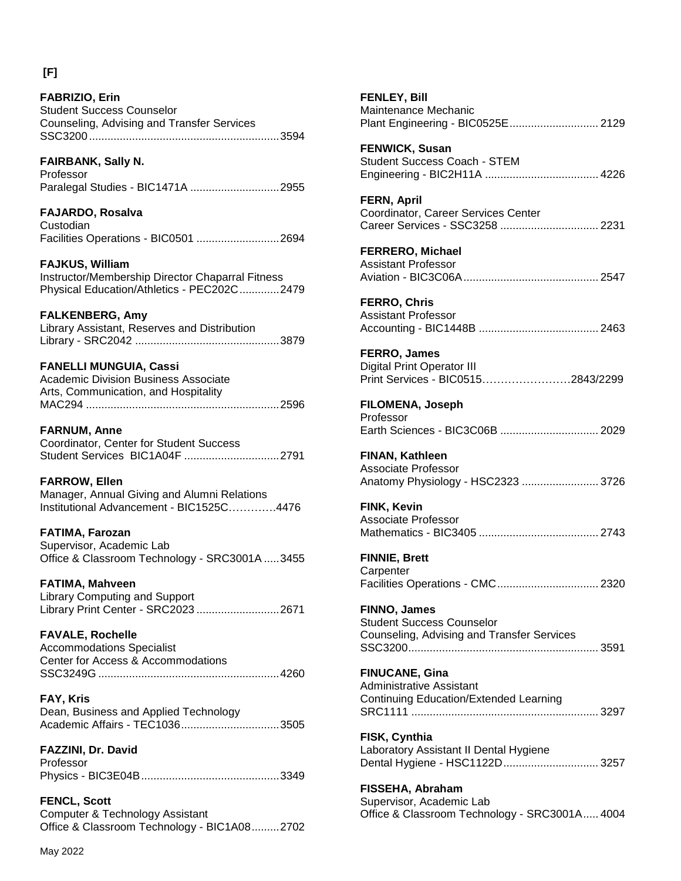## [F]

**FABRIZIO, Erin**
Student Success Counselor
Counseling, Advising and Transfer Services
SSC3200..............................................................3594

**FAIRBANK, Sally N.**
Professor
Paralegal Studies - BIC1471A .............................2955

**FAJARDO, Rosalva**
Custodian
Facilities Operations - BIC0501 ...........................2694

**FAJKUS, William**
Instructor/Membership Director Chaparral Fitness
Physical Education/Athletics - PEC202C.............2479

**FALKENBERG, Amy**
Library Assistant, Reserves and Distribution
Library - SRC2042 ...............................................3879

**FANELLI MUNGUIA, Cassi**
Academic Division Business Associate
Arts, Communication, and Hospitality
MAC294 ...............................................................2596

**FARNUM, Anne**
Coordinator, Center for Student Success
Student Services BIC1A04F ...............................2791

**FARROW, Ellen**
Manager, Annual Giving and Alumni Relations
Institutional Advancement - BIC1525C………….4476

**FATIMA, Farozan**
Supervisor, Academic Lab
Office & Classroom Technology - SRC3001A .....3455

**FATIMA, Mahveen**
Library Computing and Support
Library Print Center - SRC2023 ...........................2671

**FAVALE, Rochelle**
Accommodations Specialist
Center for Access & Accommodations
SSC3249G ...........................................................4260

**FAY, Kris**
Dean, Business and Applied Technology
Academic Affairs - TEC1036................................3505

**FAZZINI, Dr. David**
Professor
Physics - BIC3E04B.............................................3349

**FENCL, Scott**
Computer & Technology Assistant
Office & Classroom Technology - BIC1A08.........2702

**FENLEY, Bill**
Maintenance Mechanic
Plant Engineering - BIC0525E............................. 2129

**FENWICK, Susan**
Student Success Coach - STEM
Engineering - BIC2H11A ..................................... 4226

**FERN, April**
Coordinator, Career Services Center
Career Services - SSC3258 ................................ 2231

**FERRERO, Michael**
Assistant Professor
Aviation - BIC3C06A............................................ 2547

**FERRO, Chris**
Assistant Professor
Accounting - BIC1448B ....................................... 2463

**FERRO, James**
Digital Print Operator III
Print Services - BIC0515……………………2843/2299

**FILOMENA, Joseph**
Professor
Earth Sciences - BIC3C06B ................................ 2029

**FINAN, Kathleen**
Associate Professor
Anatomy Physiology - HSC2323 ......................... 3726

**FINK, Kevin**
Associate Professor
Mathematics - BIC3405 ....................................... 2743

**FINNIE, Brett**
Carpenter
Facilities Operations - CMC................................. 2320

**FINNO, James**
Student Success Counselor
Counseling, Advising and Transfer Services
SSC3200.............................................................. 3591

**FINUCANE, Gina**
Administrative Assistant
Continuing Education/Extended Learning
SRC1111 ............................................................. 3297

**FISK, Cynthia**
Laboratory Assistant II Dental Hygiene
Dental Hygiene - HSC1122D............................... 3257

**FISSEHA, Abraham**
Supervisor, Academic Lab
Office & Classroom Technology - SRC3001A..... 4004

May 2022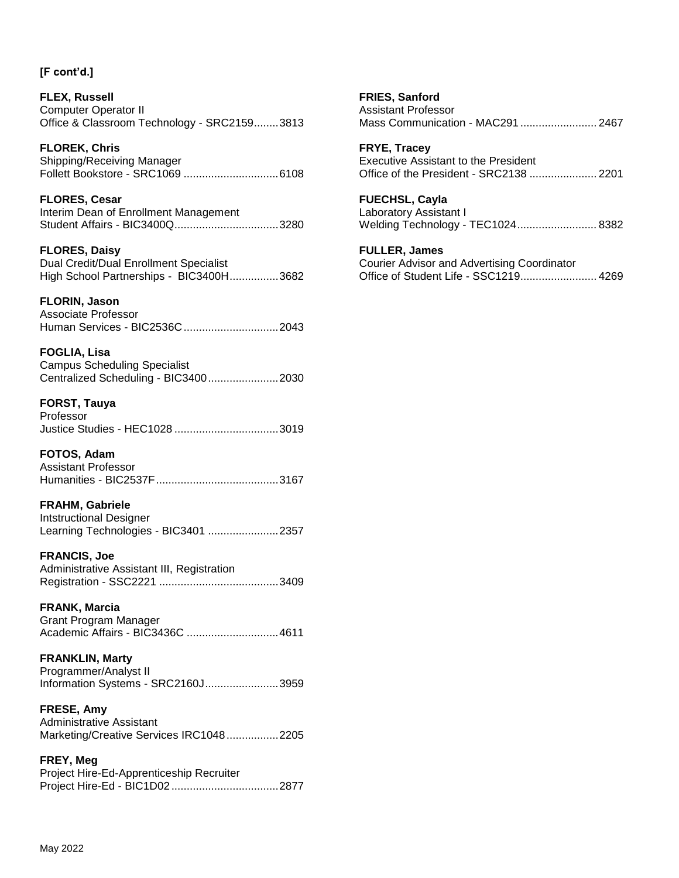**[F cont'd.]**

**FLEX, Russell**
Computer Operator II
Office & Classroom Technology - SRC2159........3813

**FLOREK, Chris**
Shipping/Receiving Manager
Follett Bookstore - SRC1069 ...............................6108

**FLORES, Cesar**
Interim Dean of Enrollment Management
Student Affairs - BIC3400Q..................................3280

**FLORES, Daisy**
Dual Credit/Dual Enrollment Specialist
High School Partnerships - BIC3400H................3682

**FLORIN, Jason**
Associate Professor
Human Services - BIC2536C...............................2043

**FOGLIA, Lisa**
Campus Scheduling Specialist
Centralized Scheduling - BIC3400.......................2030

**FORST, Tauya**
Professor
Justice Studies - HEC1028 ..................................3019

**FOTOS, Adam**
Assistant Professor
Humanities - BIC2537F........................................3167

**FRAHM, Gabriele**
Intstructional Designer
Learning Technologies - BIC3401 .......................2357

**FRANCIS, Joe**
Administrative Assistant III, Registration
Registration - SSC2221 .......................................3409

**FRANK, Marcia**
Grant Program Manager
Academic Affairs - BIC3436C ..............................4611

**FRANKLIN, Marty**
Programmer/Analyst II
Information Systems - SRC2160J........................3959

**FRESE, Amy**
Administrative Assistant
Marketing/Creative Services IRC1048.................2205

**FREY, Meg**
Project Hire-Ed-Apprenticeship Recruiter
Project Hire-Ed - BIC1D02...................................2877

**FRIES, Sanford**
Assistant Professor
Mass Communication - MAC291.........................2467

**FRYE, Tracey**
Executive Assistant to the President
Office of the President - SRC2138 ......................2201

**FUECHSL, Cayla**
Laboratory Assistant I
Welding Technology - TEC1024..........................8382

**FULLER, James**
Courier Advisor and Advertising Coordinator
Office of Student Life - SSC1219.........................4269

May 2022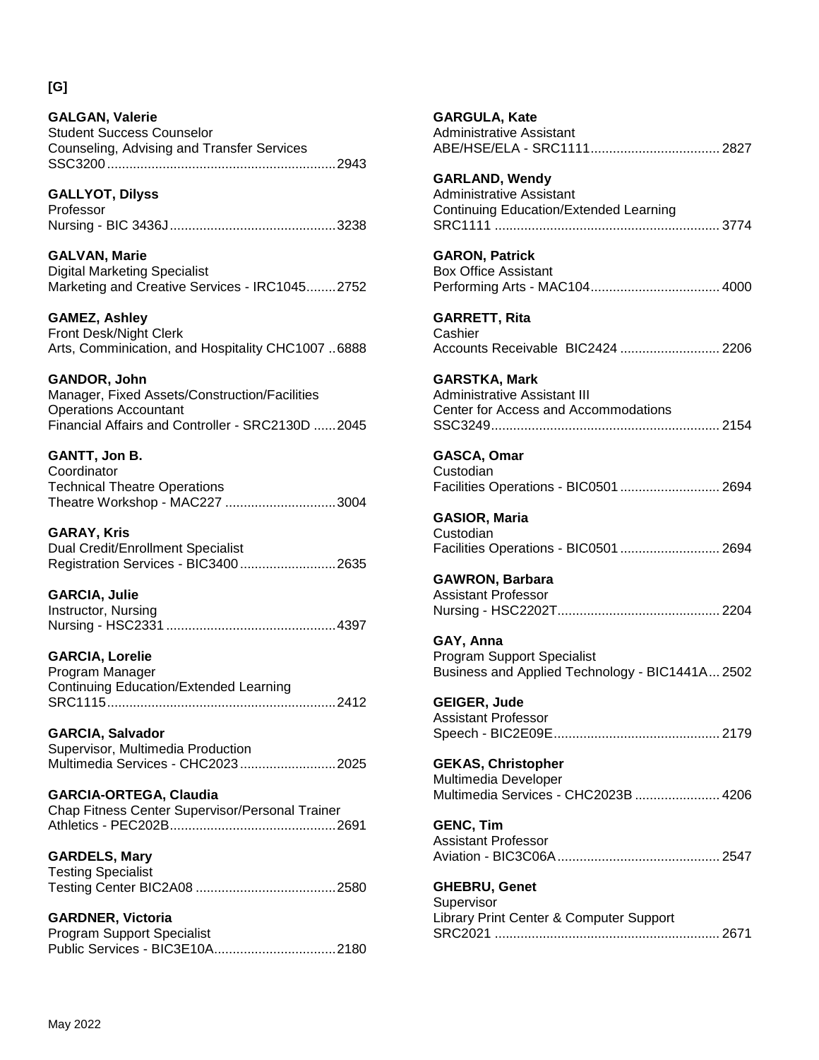**[G]**

**GALGAN, Valerie**
Student Success Counselor
Counseling, Advising and Transfer Services
SSC3200 .......... 2943

**GALLYOT, Dilyss**
Professor
Nursing - BIC 3436J .......... 3238

**GALVAN, Marie**
Digital Marketing Specialist
Marketing and Creative Services - IRC1045 .......... 2752

**GAMEZ, Ashley**
Front Desk/Night Clerk
Arts, Comminication, and Hospitality CHC1007 .. 6888

**GANDOR, John**
Manager, Fixed Assets/Construction/Facilities Operations Accountant
Financial Affairs and Controller - SRC2130D .......... 2045

**GANTT, Jon B.**
Coordinator
Technical Theatre Operations
Theatre Workshop - MAC227 .......... 3004

**GARAY, Kris**
Dual Credit/Enrollment Specialist
Registration Services - BIC3400 .......... 2635

**GARCIA, Julie**
Instructor, Nursing
Nursing - HSC2331 .......... 4397

**GARCIA, Lorelie**
Program Manager
Continuing Education/Extended Learning
SRC1115 .......... 2412

**GARCIA, Salvador**
Supervisor, Multimedia Production
Multimedia Services - CHC2023 .......... 2025

**GARCIA-ORTEGA, Claudia**
Chap Fitness Center Supervisor/Personal Trainer
Athletics - PEC202B .......... 2691

**GARDELS, Mary**
Testing Specialist
Testing Center BIC2A08 .......... 2580

**GARDNER, Victoria**
Program Support Specialist
Public Services - BIC3E10A .......... 2180

**GARGULA, Kate**
Administrative Assistant
ABE/HSE/ELA - SRC1111 .......... 2827

**GARLAND, Wendy**
Administrative Assistant
Continuing Education/Extended Learning
SRC1111 .......... 3774

**GARON, Patrick**
Box Office Assistant
Performing Arts - MAC104 .......... 4000

**GARRETT, Rita**
Cashier
Accounts Receivable BIC2424 .......... 2206

**GARSTKA, Mark**
Administrative Assistant III
Center for Access and Accommodations
SSC3249 .......... 2154

**GASCA, Omar**
Custodian
Facilities Operations - BIC0501 .......... 2694

**GASIOR, Maria**
Custodian
Facilities Operations - BIC0501 .......... 2694

**GAWRON, Barbara**
Assistant Professor
Nursing - HSC2202T .......... 2204

**GAY, Anna**
Program Support Specialist
Business and Applied Technology - BIC1441A ... 2502

**GEIGER, Jude**
Assistant Professor
Speech - BIC2E09E .......... 2179

**GEKAS, Christopher**
Multimedia Developer
Multimedia Services - CHC2023B .......... 4206

**GENC, Tim**
Assistant Professor
Aviation - BIC3C06A .......... 2547

**GHEBRU, Genet**
Supervisor
Library Print Center & Computer Support
SRC2021 .......... 2671

May 2022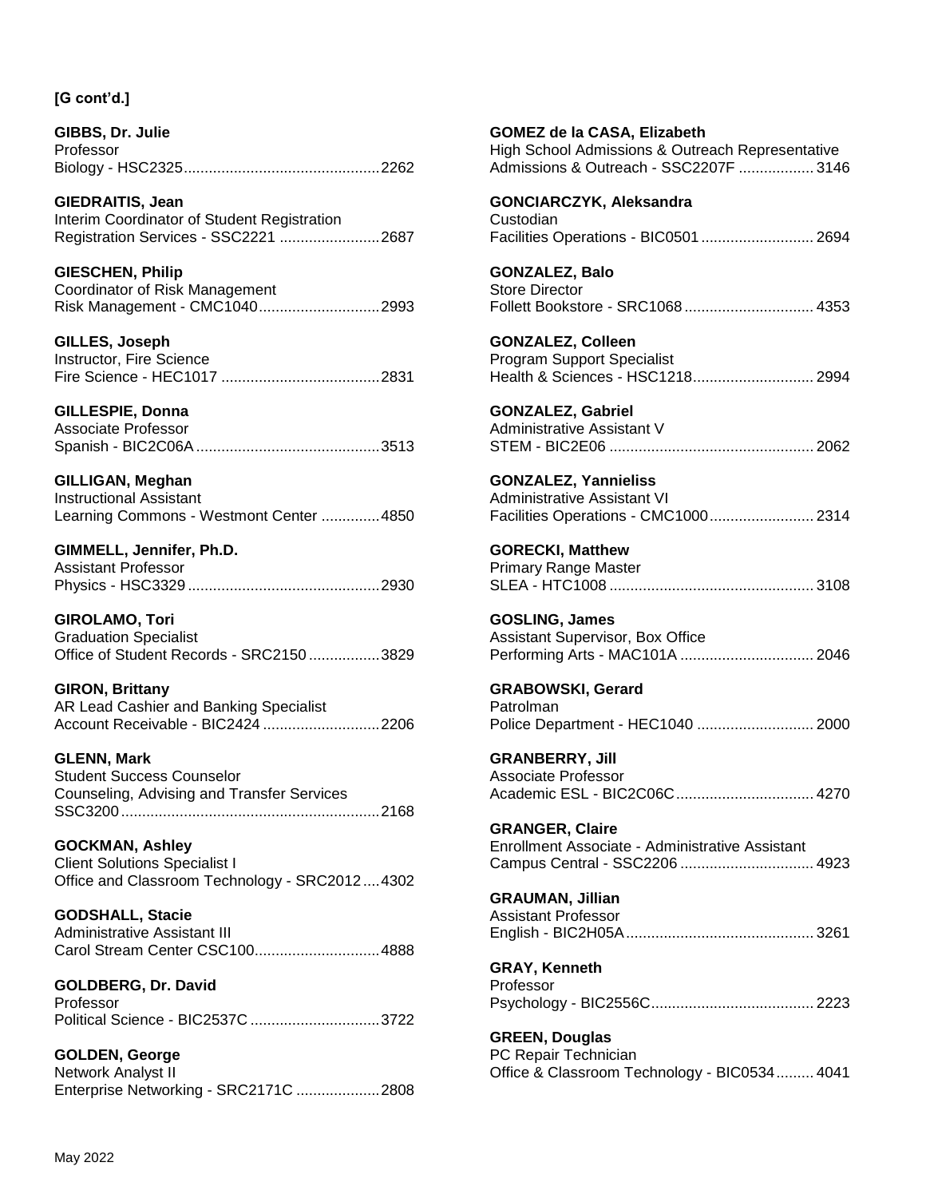**[G cont'd.]**

**GIBBS, Dr. Julie**
Professor
Biology - HSC2325...............................................2262

**GIEDRAITIS, Jean**
Interim Coordinator of Student Registration
Registration Services - SSC2221 ........................2687

**GIESCHEN, Philip**
Coordinator of Risk Management
Risk Management - CMC1040.............................2993

**GILLES, Joseph**
Instructor, Fire Science
Fire Science - HEC1017 ......................................2831

**GILLESPIE, Donna**
Associate Professor
Spanish - BIC2C06A............................................3513

**GILLIGAN, Meghan**
Instructional Assistant
Learning Commons - Westmont Center ..............4850

**GIMMELL, Jennifer, Ph.D.**
Assistant Professor
Physics - HSC3329..............................................2930

**GIROLAMO, Tori**
Graduation Specialist
Office of Student Records - SRC2150.................3829

**GIRON, Brittany**
AR Lead Cashier and Banking Specialist
Account Receivable - BIC2424 ............................2206

**GLENN, Mark**
Student Success Counselor
Counseling, Advising and Transfer Services
SSC3200..............................................................2168

**GOCKMAN, Ashley**
Client Solutions Specialist I
Office and Classroom Technology - SRC2012....4302

**GODSHALL, Stacie**
Administrative Assistant III
Carol Stream Center CSC100..............................4888

**GOLDBERG, Dr. David**
Professor
Political Science - BIC2537C ...............................3722

**GOLDEN, George**
Network Analyst II
Enterprise Networking - SRC2171C ....................2808

**GOMEZ de la CASA, Elizabeth**
High School Admissions & Outreach Representative
Admissions & Outreach - SSC2207F ..................3146

**GONCIARCZYK, Aleksandra**
Custodian
Facilities Operations - BIC0501...........................2694

**GONZALEZ, Balo**
Store Director
Follett Bookstore - SRC1068...............................4353

**GONZALEZ, Colleen**
Program Support Specialist
Health & Sciences - HSC1218.............................2994

**GONZALEZ, Gabriel**
Administrative Assistant V
STEM - BIC2E06 .................................................2062

**GONZALEZ, Yannieliss**
Administrative Assistant VI
Facilities Operations - CMC1000.........................2314

**GORECKI, Matthew**
Primary Range Master
SLEA - HTC1008 .................................................3108

**GOSLING, James**
Assistant Supervisor, Box Office
Performing Arts - MAC101A ................................2046

**GRABOWSKI, Gerard**
Patrolman
Police Department - HEC1040 ............................2000

**GRANBERRY, Jill**
Associate Professor
Academic ESL - BIC2C06C.................................4270

**GRANGER, Claire**
Enrollment Associate - Administrative Assistant
Campus Central - SSC2206 ................................4923

**GRAUMAN, Jillian**
Assistant Professor
English - BIC2H05A.............................................3261

**GRAY, Kenneth**
Professor
Psychology - BIC2556C.......................................2223

**GREEN, Douglas**
PC Repair Technician
Office & Classroom Technology - BIC0534.........4041

May 2022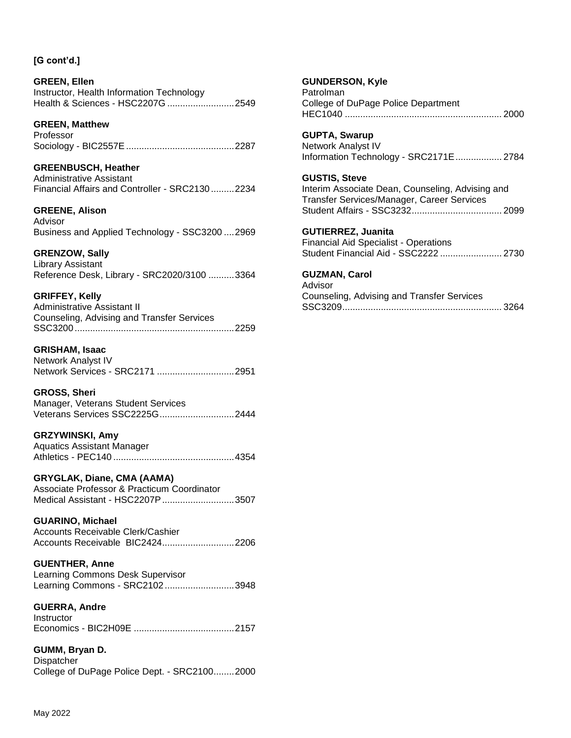**[G cont'd.]**

**GREEN, Ellen**
Instructor, Health Information Technology
Health & Sciences - HSC2207G ..........................2549

**GREEN, Matthew**
Professor
Sociology - BIC2557E ..........................................2287

**GREENBUSCH, Heather**
Administrative Assistant
Financial Affairs and Controller - SRC2130 .........2234

**GREENE, Alison**
Advisor
Business and Applied Technology - SSC3200 ....2969

**GRENZOW, Sally**
Library Assistant
Reference Desk, Library - SRC2020/3100 ..........3364

**GRIFFEY, Kelly**
Administrative Assistant II
Counseling, Advising and Transfer Services
SSC3200..............................................................2259

**GRISHAM, Isaac**
Network Analyst IV
Network Services - SRC2171 .............................2951

**GROSS, Sheri**
Manager, Veterans Student Services
Veterans Services SSC2225G............................2444

**GRZYWINSKI, Amy**
Aquatics Assistant Manager
Athletics - PEC140 ...............................................4354

**GRYGLAK, Diane, CMA (AAMA)**
Associate Professor & Practicum Coordinator
Medical Assistant - HSC2207P............................3507

**GUARINO, Michael**
Accounts Receivable Clerk/Cashier
Accounts Receivable BIC2424............................2206

**GUENTHER, Anne**
Learning Commons Desk Supervisor
Learning Commons - SRC2102...........................3948

**GUERRA, Andre**
Instructor
Economics - BIC2H09E .......................................2157

**GUMM, Bryan D.**
Dispatcher
College of DuPage Police Dept. - SRC2100........2000

**GUNDERSON, Kyle**
Patrolman
College of DuPage Police Department
HEC1040 ............................................................. 2000

**GUPTA, Swarup**
Network Analyst IV
Information Technology - SRC2171E.................. 2784

**GUSTIS, Steve**
Interim Associate Dean, Counseling, Advising and Transfer Services/Manager, Career Services
Student Affairs - SSC3232................................... 2099

**GUTIERREZ, Juanita**
Financial Aid Specialist - Operations
Student Financial Aid - SSC2222 ........................ 2730

**GUZMAN, Carol**
Advisor
Counseling, Advising and Transfer Services
SSC3209.............................................................. 3264

May 2022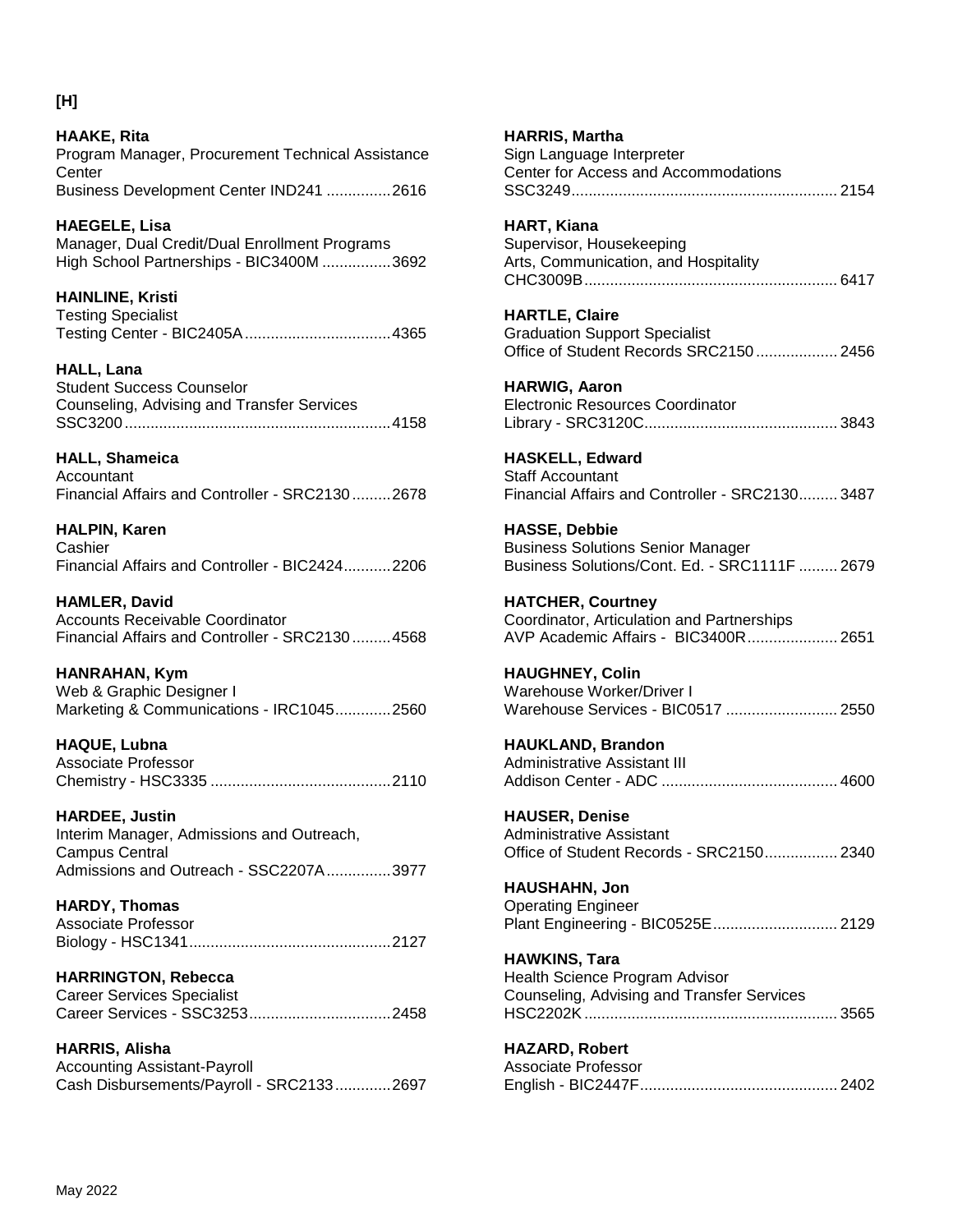**[H]**

**HAAKE, Rita**
Program Manager, Procurement Technical Assistance Center
Business Development Center IND241 ...............2616

**HAEGELE, Lisa**
Manager, Dual Credit/Dual Enrollment Programs
High School Partnerships - BIC3400M ................3692

**HAINLINE, Kristi**
Testing Specialist
Testing Center - BIC2405A..................................4365

**HALL, Lana**
Student Success Counselor
Counseling, Advising and Transfer Services
SSC3200..............................................................4158

**HALL, Shameica**
Accountant
Financial Affairs and Controller - SRC2130.........2678

**HALPIN, Karen**
Cashier
Financial Affairs and Controller - BIC2424...........2206

**HAMLER, David**
Accounts Receivable Coordinator
Financial Affairs and Controller - SRC2130.........4568

**HANRAHAN, Kym**
Web & Graphic Designer I
Marketing & Communications - IRC1045.............2560

**HAQUE, Lubna**
Associate Professor
Chemistry - HSC3335 ..........................................2110

**HARDEE, Justin**
Interim Manager, Admissions and Outreach, Campus Central
Admissions and Outreach - SSC2207A...............3977

**HARDY, Thomas**
Associate Professor
Biology - HSC1341...............................................2127

**HARRINGTON, Rebecca**
Career Services Specialist
Career Services - SSC3253.................................2458

**HARRIS, Alisha**
Accounting Assistant-Payroll
Cash Disbursements/Payroll - SRC2133.............2697

**HARRIS, Martha**
Sign Language Interpreter
Center for Access and Accommodations
SSC3249.............................................................2154

**HART, Kiana**
Supervisor, Housekeeping
Arts, Communication, and Hospitality
CHC3009B..........................................................6417

**HARTLE, Claire**
Graduation Support Specialist
Office of Student Records SRC2150...................2456

**HARWIG, Aaron**
Electronic Resources Coordinator
Library - SRC3120C............................................3843

**HASKELL, Edward**
Staff Accountant
Financial Affairs and Controller - SRC2130.........3487

**HASSE, Debbie**
Business Solutions Senior Manager
Business Solutions/Cont. Ed. - SRC1111F .........2679

**HATCHER, Courtney**
Coordinator, Articulation and Partnerships
AVP Academic Affairs - BIC3400R.....................2651

**HAUGHNEY, Colin**
Warehouse Worker/Driver I
Warehouse Services - BIC0517 ..........................2550

**HAUKLAND, Brandon**
Administrative Assistant III
Addison Center - ADC .........................................4600

**HAUSER, Denise**
Administrative Assistant
Office of Student Records - SRC2150.................2340

**HAUSHAHN, Jon**
Operating Engineer
Plant Engineering - BIC0525E.............................2129

**HAWKINS, Tara**
Health Science Program Advisor
Counseling, Advising and Transfer Services
HSC2202K...........................................................3565

**HAZARD, Robert**
Associate Professor
English - BIC2447F..............................................2402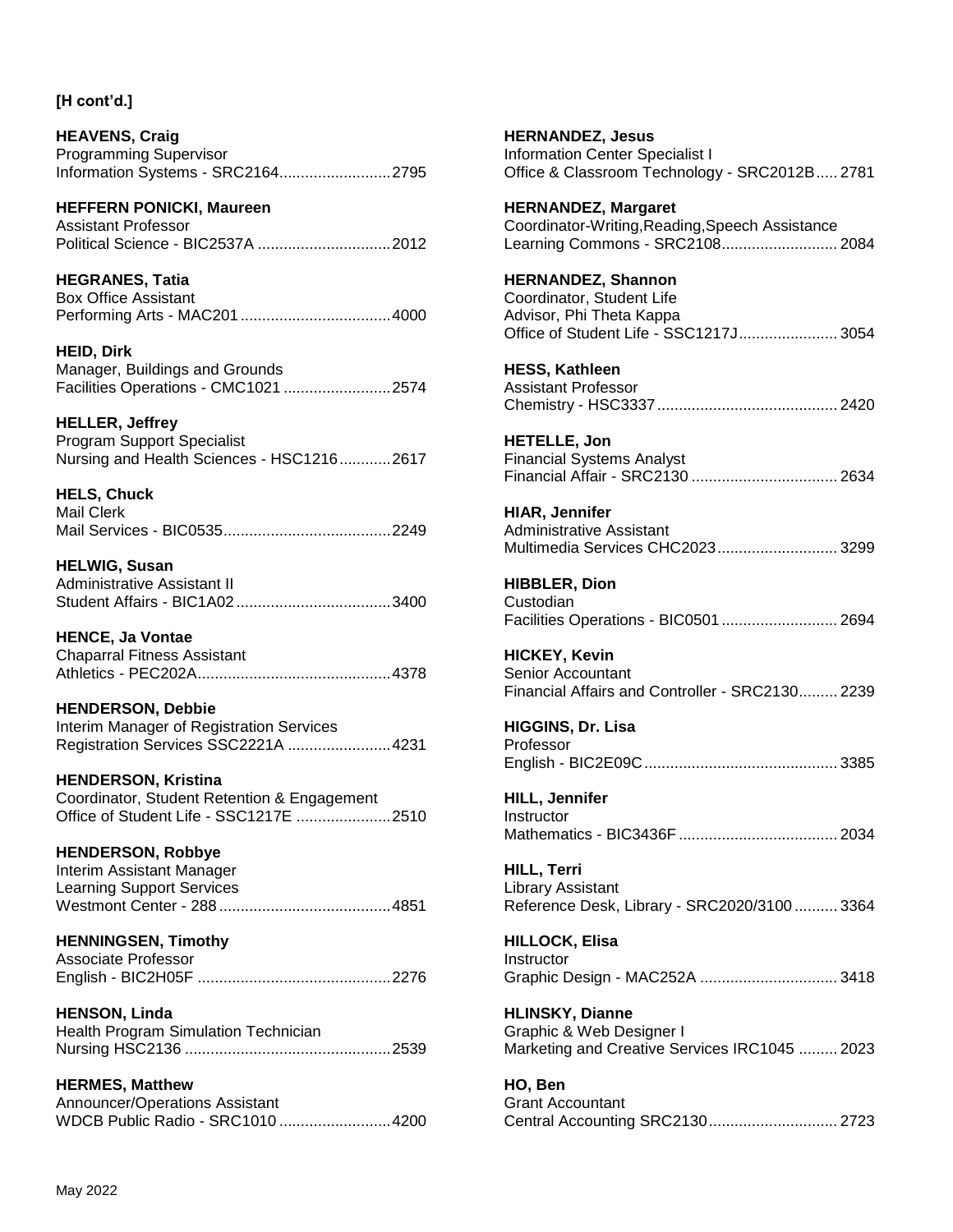**[H cont'd.]**

**HEAVENS, Craig**
Programming Supervisor
Information Systems - SRC2164..........................2795

**HEFFERN PONICKI, Maureen**
Assistant Professor
Political Science - BIC2537A ...............................2012

**HEGRANES, Tatia**
Box Office Assistant
Performing Arts - MAC201 ...................................4000

**HEID, Dirk**
Manager, Buildings and Grounds
Facilities Operations - CMC1021 .........................2574

**HELLER, Jeffrey**
Program Support Specialist
Nursing and Health Sciences - HSC1216............2617

**HELS, Chuck**
Mail Clerk
Mail Services - BIC0535.......................................2249

**HELWIG, Susan**
Administrative Assistant II
Student Affairs - BIC1A02....................................3400

**HENCE, Ja Vontae**
Chaparral Fitness Assistant
Athletics - PEC202A.............................................4378

**HENDERSON, Debbie**
Interim Manager of Registration Services
Registration Services SSC2221A ........................4231

**HENDERSON, Kristina**
Coordinator, Student Retention & Engagement
Office of Student Life - SSC1217E ......................2510

**HENDERSON, Robbye**
Interim Assistant Manager
Learning Support Services
Westmont Center - 288........................................4851

**HENNINGSEN, Timothy**
Associate Professor
English - BIC2H05F .............................................2276

**HENSON, Linda**
Health Program Simulation Technician
Nursing HSC2136 ................................................2539

**HERMES, Matthew**
Announcer/Operations Assistant
WDCB Public Radio - SRC1010 ..........................4200

**HERNANDEZ, Jesus**
Information Center Specialist I
Office & Classroom Technology - SRC2012B..... 2781

**HERNANDEZ, Margaret**
Coordinator-Writing,Reading,Speech Assistance
Learning Commons - SRC2108........................... 2084

**HERNANDEZ, Shannon**
Coordinator, Student Life
Advisor, Phi Theta Kappa
Office of Student Life - SSC1217J....................... 3054

**HESS, Kathleen**
Assistant Professor
Chemistry - HSC3337.......................................... 2420

**HETELLE, Jon**
Financial Systems Analyst
Financial Affair - SRC2130 .................................. 2634

**HIAR, Jennifer**
Administrative Assistant
Multimedia Services CHC2023............................ 3299

**HIBBLER, Dion**
Custodian
Facilities Operations - BIC0501........................... 2694

**HICKEY, Kevin**
Senior Accountant
Financial Affairs and Controller - SRC2130......... 2239

**HIGGINS, Dr. Lisa**
Professor
English - BIC2E09C............................................. 3385

**HILL, Jennifer**
Instructor
Mathematics - BIC3436F..................................... 2034

**HILL, Terri**
Library Assistant
Reference Desk, Library - SRC2020/3100.......... 3364

**HILLOCK, Elisa**
Instructor
Graphic Design - MAC252A ................................ 3418

**HLINSKY, Dianne**
Graphic & Web Designer I
Marketing and Creative Services IRC1045 ......... 2023

**HO, Ben**
Grant Accountant
Central Accounting SRC2130.............................. 2723

May 2022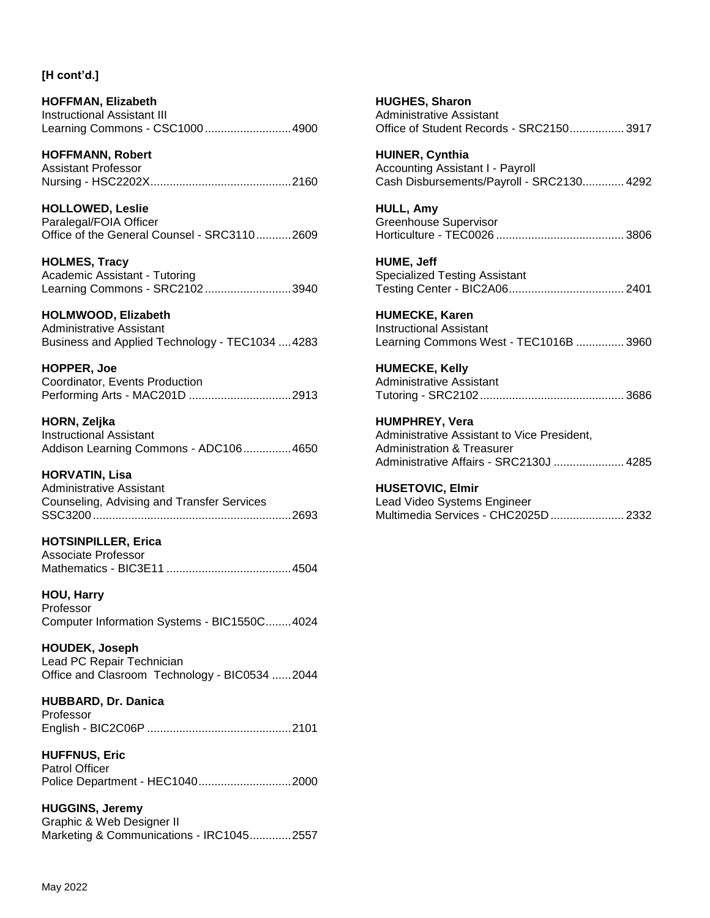**[H cont'd.]**

**HOFFMAN, Elizabeth**
Instructional Assistant III
Learning Commons - CSC1000..........................4900

**HOFFMANN, Robert**
Assistant Professor
Nursing - HSC2202X...........................................2160

**HOLLOWED, Leslie**
Paralegal/FOIA Officer
Office of the General Counsel - SRC3110...........2609

**HOLMES, Tracy**
Academic Assistant - Tutoring
Learning Commons - SRC2102..........................3940

**HOLMWOOD, Elizabeth**
Administrative Assistant
Business and Applied Technology - TEC1034 ....4283

**HOPPER, Joe**
Coordinator, Events Production
Performing Arts - MAC201D ...............................2913

**HORN, Zeljka**
Instructional Assistant
Addison Learning Commons - ADC106...............4650

**HORVATIN, Lisa**
Administrative Assistant
Counseling, Advising and Transfer Services
SSC3200.............................................................2693

**HOTSINPILLER, Erica**
Associate Professor
Mathematics - BIC3E11 ......................................4504

**HOU, Harry**
Professor
Computer Information Systems - BIC1550C........4024

**HOUDEK, Joseph**
Lead PC Repair Technician
Office and Clasroom Technology - BIC0534 ......2044

**HUBBARD, Dr. Danica**
Professor
English - BIC2C06P ............................................2101

**HUFFNUS, Eric**
Patrol Officer
Police Department - HEC1040............................2000

**HUGGINS, Jeremy**
Graphic & Web Designer II
Marketing & Communications - IRC1045............2557

**HUGHES, Sharon**
Administrative Assistant
Office of Student Records - SRC2150................3917

**HUINER, Cynthia**
Accounting Assistant I - Payroll
Cash Disbursements/Payroll - SRC2130.............4292

**HULL, Amy**
Greenhouse Supervisor
Horticulture - TEC0026 .......................................3806

**HUME, Jeff**
Specialized Testing Assistant
Testing Center - BIC2A06...................................2401

**HUMECKE, Karen**
Instructional Assistant
Learning Commons West - TEC1016B ...............3960

**HUMECKE, Kelly**
Administrative Assistant
Tutoring - SRC2102............................................3686

**HUMPHREY, Vera**
Administrative Assistant to Vice President,
Administration & Treasurer
Administrative Affairs - SRC2130J .....................4285

**HUSETOVIC, Elmir**
Lead Video Systems Engineer
Multimedia Services - CHC2025D......................2332

May 2022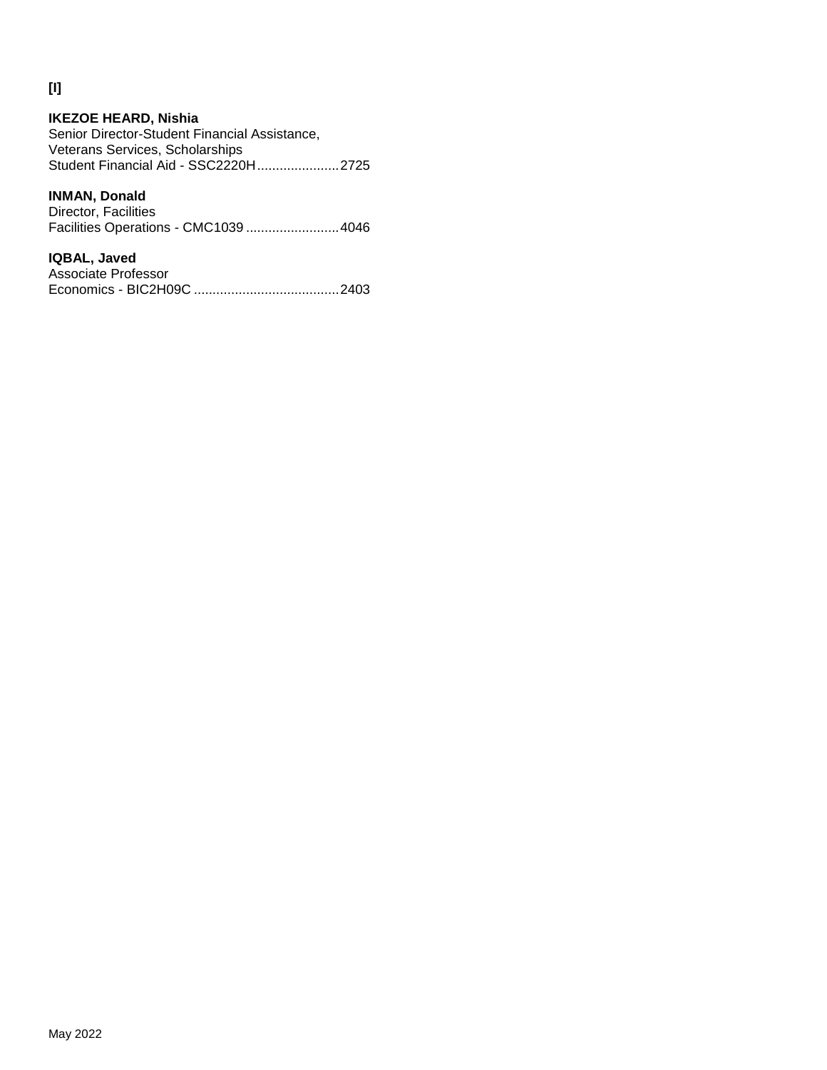**[I]**

**IKEZOE HEARD, Nishia**
Senior Director-Student Financial Assistance,
Veterans Services, Scholarships
Student Financial Aid - SSC2220H......................2725

**INMAN, Donald**
Director, Facilities
Facilities Operations - CMC1039.........................4046

**IQBAL, Javed**
Associate Professor
Economics - BIC2H09C.......................................2403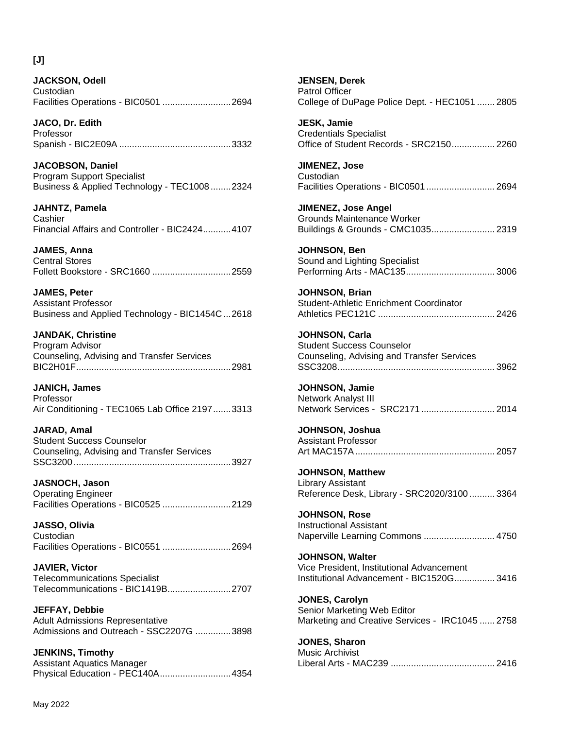## [J]

**JACKSON, Odell**
Custodian
Facilities Operations - BIC0501 ........................... 2694

**JACO, Dr. Edith**
Professor
Spanish - BIC2E09A ........................................... 3332

**JACOBSON, Daniel**
Program Support Specialist
Business & Applied Technology - TEC1008 ........ 2324

**JAHNTZ, Pamela**
Cashier
Financial Affairs and Controller - BIC2424........... 4107

**JAMES, Anna**
Central Stores
Follett Bookstore - SRC1660 ............................... 2559

**JAMES, Peter**
Assistant Professor
Business and Applied Technology - BIC1454C ... 2618

**JANDAK, Christine**
Program Advisor
Counseling, Advising and Transfer Services
BIC2H01F............................................................ 2981

**JANICH, James**
Professor
Air Conditioning - TEC1065 Lab Office 2197 ....... 3313

**JARAD, Amal**
Student Success Counselor
Counseling, Advising and Transfer Services
SSC3200............................................................. 3927

**JASNOCH, Jason**
Operating Engineer
Facilities Operations - BIC0525 ........................... 2129

**JASSO, Olivia**
Custodian
Facilities Operations - BIC0551 ........................... 2694

**JAVIER, Victor**
Telecommunications Specialist
Telecommunications - BIC1419B......................... 2707

**JEFFAY, Debbie**
Adult Admissions Representative
Admissions and Outreach - SSC2207G .............. 3898

**JENKINS, Timothy**
Assistant Aquatics Manager
Physical Education - PEC140A............................ 4354

**JENSEN, Derek**
Patrol Officer
College of DuPage Police Dept. - HEC1051 ....... 2805

**JESK, Jamie**
Credentials Specialist
Office of Student Records - SRC2150................. 2260

**JIMENEZ, Jose**
Custodian
Facilities Operations - BIC0501 ........................... 2694

**JIMENEZ, Jose Angel**
Grounds Maintenance Worker
Buildings & Grounds - CMC1035......................... 2319

**JOHNSON, Ben**
Sound and Lighting Specialist
Performing Arts - MAC135................................... 3006

**JOHNSON, Brian**
Student-Athletic Enrichment Coordinator
Athletics PEC121C .............................................. 2426

**JOHNSON, Carla**
Student Success Counselor
Counseling, Advising and Transfer Services
SSC3208............................................................. 3962

**JOHNSON, Jamie**
Network Analyst III
Network Services - SRC2171 ............................. 2014

**JOHNSON, Joshua**
Assistant Professor
Art MAC157A....................................................... 2057

**JOHNSON, Matthew**
Library Assistant
Reference Desk, Library - SRC2020/3100 .......... 3364

**JOHNSON, Rose**
Instructional Assistant
Naperville Learning Commons ............................ 4750

**JOHNSON, Walter**
Vice President, Institutional Advancement
Institutional Advancement - BIC1520G................ 3416

**JONES, Carolyn**
Senior Marketing Web Editor
Marketing and Creative Services - IRC1045 ...... 2758

**JONES, Sharon**
Music Archivist
Liberal Arts - MAC239 ......................................... 2416

May 2022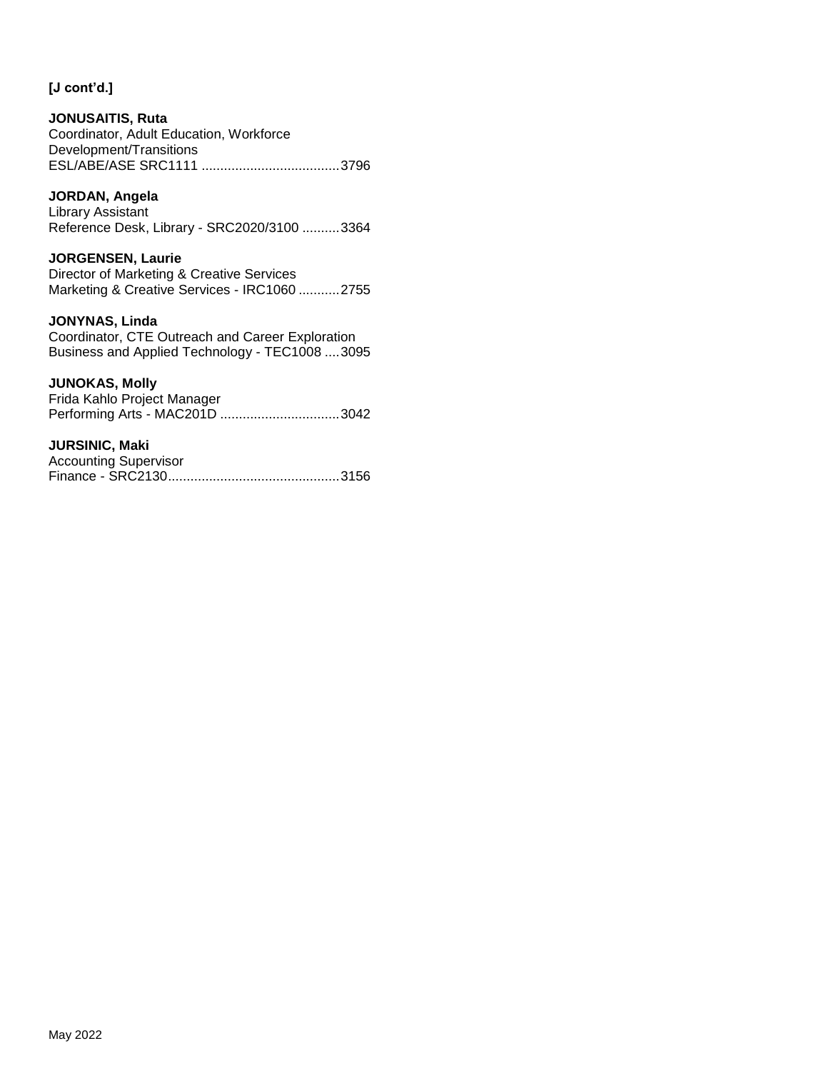**[J cont'd.]**

**JONUSAITIS, Ruta**
Coordinator, Adult Education, Workforce Development/Transitions
ESL/ABE/ASE SRC1111 ....................................3796

**JORDAN, Angela**
Library Assistant
Reference Desk, Library - SRC2020/3100 ..........3364

**JORGENSEN, Laurie**
Director of Marketing & Creative Services
Marketing & Creative Services - IRC1060 ...........2755

**JONYNAS, Linda**
Coordinator, CTE Outreach and Career Exploration
Business and Applied Technology - TEC1008 ....3095

**JUNOKAS, Molly**
Frida Kahlo Project Manager
Performing Arts - MAC201D ................................3042

**JURSINIC, Maki**
Accounting Supervisor
Finance - SRC2130.............................................3156

May 2022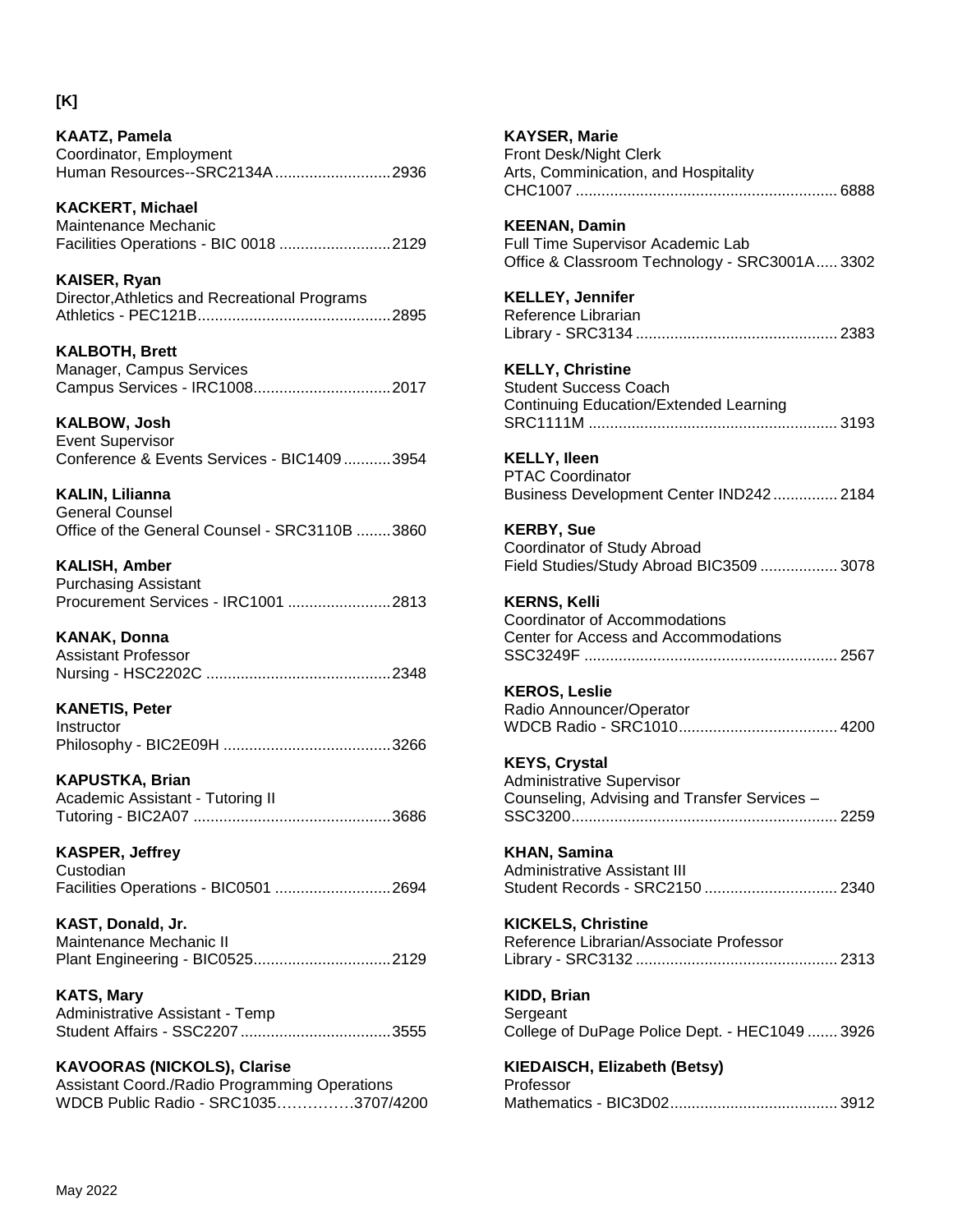**[K]**

**KAATZ, Pamela**
Coordinator, Employment
Human Resources--SRC2134A...........................2936

**KACKERT, Michael**
Maintenance Mechanic
Facilities Operations - BIC 0018 ..........................2129

**KAISER, Ryan**
Director,Athletics and Recreational Programs
Athletics - PEC121B.............................................2895

**KALBOTH, Brett**
Manager, Campus Services
Campus Services - IRC1008................................2017

**KALBOW, Josh**
Event Supervisor
Conference & Events Services - BIC1409...........3954

**KALIN, Lilianna**
General Counsel
Office of the General Counsel - SRC3110B ........3860

**KALISH, Amber**
Purchasing Assistant
Procurement Services - IRC1001 ........................2813

**KANAK, Donna**
Assistant Professor
Nursing - HSC2202C ...........................................2348

**KANETIS, Peter**
Instructor
Philosophy - BIC2E09H .......................................3266

**KAPUSTKA, Brian**
Academic Assistant - Tutoring II
Tutoring - BIC2A07 ..............................................3686

**KASPER, Jeffrey**
Custodian
Facilities Operations - BIC0501 ...........................2694

**KAST, Donald, Jr.**
Maintenance Mechanic II
Plant Engineering - BIC0525................................2129

**KATS, Mary**
Administrative Assistant - Temp
Student Affairs - SSC2207...................................3555

**KAVOORAS (NICKOLS), Clarise**
Assistant Coord./Radio Programming Operations
WDCB Public Radio - SRC1035……………3707/4200

**KAYSER, Marie**
Front Desk/Night Clerk
Arts, Comminication, and Hospitality
CHC1007 ............................................................. 6888

**KEENAN, Damin**
Full Time Supervisor Academic Lab
Office & Classroom Technology - SRC3001A..... 3302

**KELLEY, Jennifer**
Reference Librarian
Library - SRC3134 ............................................... 2383

**KELLY, Christine**
Student Success Coach
Continuing Education/Extended Learning
SRC1111M .......................................................... 3193

**KELLY, Ileen**
PTAC Coordinator
Business Development Center IND242............... 2184

**KERBY, Sue**
Coordinator of Study Abroad
Field Studies/Study Abroad BIC3509 .................. 3078

**KERNS, Kelli**
Coordinator of Accommodations
Center for Access and Accommodations
SSC3249F ........................................................... 2567

**KEROS, Leslie**
Radio Announcer/Operator
WDCB Radio - SRC1010..................................... 4200

**KEYS, Crystal**
Administrative Supervisor
Counseling, Advising and Transfer Services –
SSC3200.............................................................. 2259

**KHAN, Samina**
Administrative Assistant III
Student Records - SRC2150 ............................... 2340

**KICKELS, Christine**
Reference Librarian/Associate Professor
Library - SRC3132 ............................................... 2313

**KIDD, Brian**
Sergeant
College of DuPage Police Dept. - HEC1049 ....... 3926

**KIEDAISCH, Elizabeth (Betsy)**
Professor
Mathematics - BIC3D02....................................... 3912

May 2022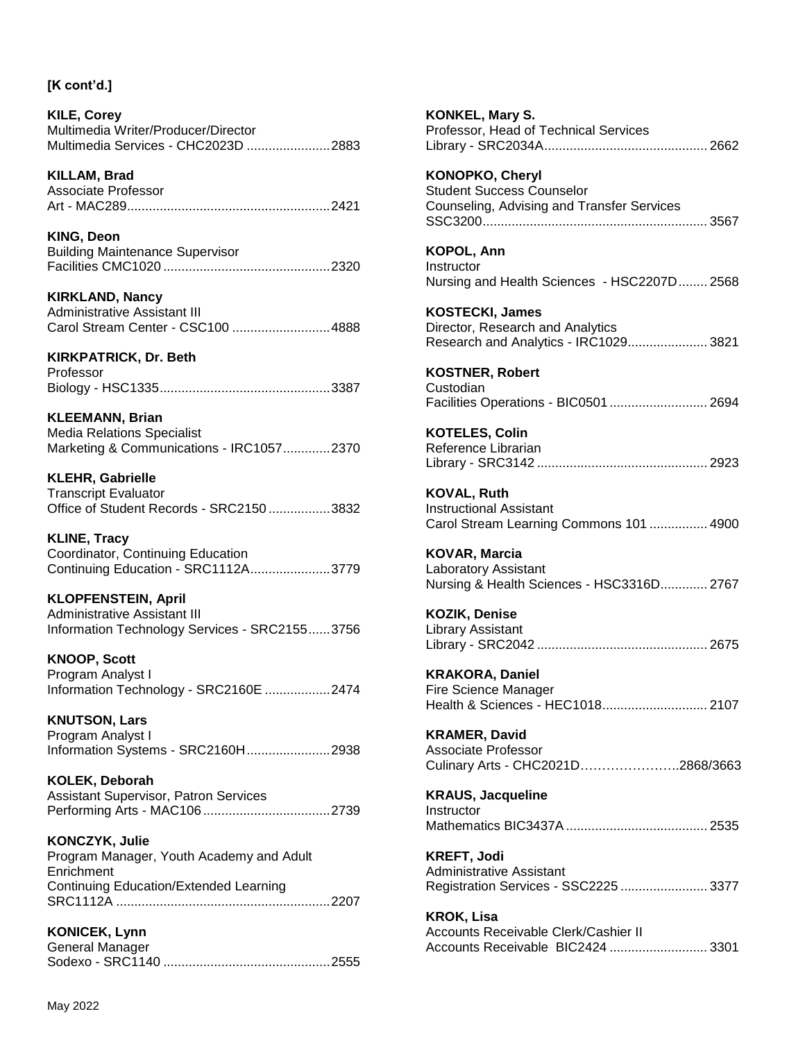**[K cont'd.]**

**KILE, Corey**
Multimedia Writer/Producer/Director
Multimedia Services - CHC2023D .......................2883

**KILLAM, Brad**
Associate Professor
Art - MAC289........................................................2421

**KING, Deon**
Building Maintenance Supervisor
Facilities CMC1020 ..............................................2320

**KIRKLAND, Nancy**
Administrative Assistant III
Carol Stream Center - CSC100 ...........................4888

**KIRKPATRICK, Dr. Beth**
Professor
Biology - HSC1335...............................................3387

**KLEEMANN, Brian**
Media Relations Specialist
Marketing & Communications - IRC1057.............2370

**KLEHR, Gabrielle**
Transcript Evaluator
Office of Student Records - SRC2150 .................3832

**KLINE, Tracy**
Coordinator, Continuing Education
Continuing Education - SRC1112A......................3779

**KLOPFENSTEIN, April**
Administrative Assistant III
Information Technology Services - SRC2155......3756

**KNOOP, Scott**
Program Analyst I
Information Technology - SRC2160E ..................2474

**KNUTSON, Lars**
Program Analyst I
Information Systems - SRC2160H.......................2938

**KOLEK, Deborah**
Assistant Supervisor, Patron Services
Performing Arts - MAC106...................................2739

**KONCZYK, Julie**
Program Manager, Youth Academy and Adult Enrichment
Continuing Education/Extended Learning
SRC1112A ...........................................................2207

**KONICEK, Lynn**
General Manager
Sodexo - SRC1140 ..............................................2555

**KONKEL, Mary S.**
Professor, Head of Technical Services
Library - SRC2034A.............................................2662

**KONOPKO, Cheryl**
Student Success Counselor
Counseling, Advising and Transfer Services
SSC3200..............................................................3567

**KOPOL, Ann**
Instructor
Nursing and Health Sciences - HSC2207D........2568

**KOSTECKI, James**
Director, Research and Analytics
Research and Analytics - IRC1029......................3821

**KOSTNER, Robert**
Custodian
Facilities Operations - BIC0501...........................2694

**KOTELES, Colin**
Reference Librarian
Library - SRC3142 ...............................................2923

**KOVAL, Ruth**
Instructional Assistant
Carol Stream Learning Commons 101 ................4900

**KOVAR, Marcia**
Laboratory Assistant
Nursing & Health Sciences - HSC3316D.............2767

**KOZIK, Denise**
Library Assistant
Library - SRC2042 ...............................................2675

**KRAKORA, Daniel**
Fire Science Manager
Health & Sciences - HEC1018.............................2107

**KRAMER, David**
Associate Professor
Culinary Arts - CHC2021D…………………..2868/3663

**KRAUS, Jacqueline**
Instructor
Mathematics BIC3437A .......................................2535

**KREFT, Jodi**
Administrative Assistant
Registration Services - SSC2225 ........................3377

**KROK, Lisa**
Accounts Receivable Clerk/Cashier II
Accounts Receivable BIC2424 ...........................3301

May 2022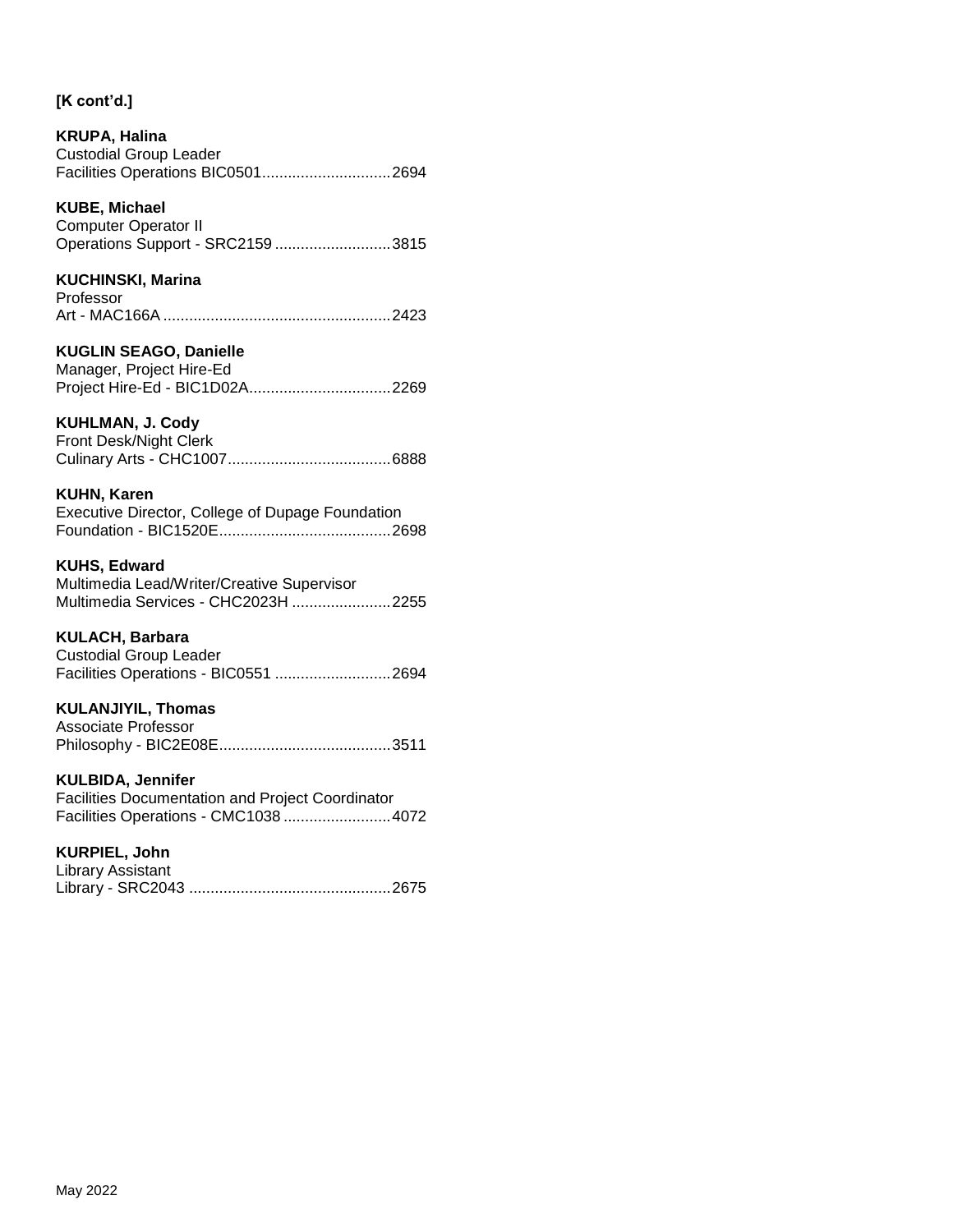**[K cont'd.]**

**KRUPA, Halina**
Custodial Group Leader
Facilities Operations BIC0501..............................2694

**KUBE, Michael**
Computer Operator II
Operations Support - SRC2159...........................3815

**KUCHINSKI, Marina**
Professor
Art - MAC166A.....................................................2423

**KUGLIN SEAGO, Danielle**
Manager, Project Hire-Ed
Project Hire-Ed - BIC1D02A.................................2269

**KUHLMAN, J. Cody**
Front Desk/Night Clerk
Culinary Arts - CHC1007......................................6888

**KUHN, Karen**
Executive Director, College of Dupage Foundation
Foundation - BIC1520E........................................2698

**KUHS, Edward**
Multimedia Lead/Writer/Creative Supervisor
Multimedia Services - CHC2023H.......................2255

**KULACH, Barbara**
Custodial Group Leader
Facilities Operations - BIC0551...........................2694

**KULANJIYIL, Thomas**
Associate Professor
Philosophy - BIC2E08E........................................3511

**KULBIDA, Jennifer**
Facilities Documentation and Project Coordinator
Facilities Operations - CMC1038.........................4072

**KURPIEL, John**
Library Assistant
Library - SRC2043...............................................2675

May 2022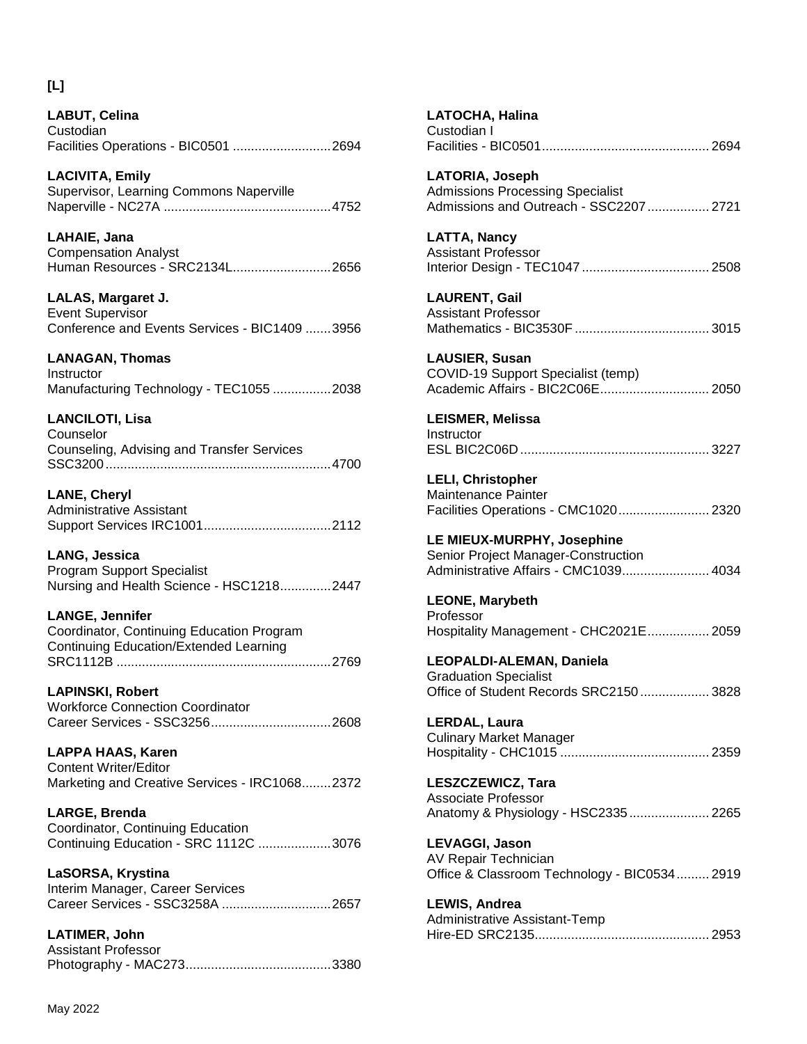**[L]**

**LABUT, Celina**
Custodian
Facilities Operations - BIC0501 ..........................2694

**LACIVITA, Emily**
Supervisor, Learning Commons Naperville
Naperville - NC27A ..............................................4752

**LAHAIE, Jana**
Compensation Analyst
Human Resources - SRC2134L...........................2656

**LALAS, Margaret J.**
Event Supervisor
Conference and Events Services - BIC1409 .......3956

**LANAGAN, Thomas**
Instructor
Manufacturing Technology - TEC1055 ................2038

**LANCILOTI, Lisa**
Counselor
Counseling, Advising and Transfer Services
SSC3200.............................................................4700

**LANE, Cheryl**
Administrative Assistant
Support Services IRC1001..................................2112

**LANG, Jessica**
Program Support Specialist
Nursing and Health Science - HSC1218..............2447

**LANGE, Jennifer**
Coordinator, Continuing Education Program
Continuing Education/Extended Learning
SRC1112B ..........................................................2769

**LAPINSKI, Robert**
Workforce Connection Coordinator
Career Services - SSC3256.................................2608

**LAPPA HAAS, Karen**
Content Writer/Editor
Marketing and Creative Services - IRC1068........2372

**LARGE, Brenda**
Coordinator, Continuing Education
Continuing Education - SRC 1112C ....................3076

**LaSORSA, Krystina**
Interim Manager, Career Services
Career Services - SSC3258A ..............................2657

**LATIMER, John**
Assistant Professor
Photography - MAC273........................................3380

**LATOCHA, Halina**
Custodian I
Facilities - BIC0501.............................................2694

**LATORIA, Joseph**
Admissions Processing Specialist
Admissions and Outreach - SSC2207.................2721

**LATTA, Nancy**
Assistant Professor
Interior Design - TEC1047...................................2508

**LAURENT, Gail**
Assistant Professor
Mathematics - BIC3530F.....................................3015

**LAUSIER, Susan**
COVID-19 Support Specialist (temp)
Academic Affairs - BIC2C06E..............................2050

**LEISMER, Melissa**
Instructor
ESL BIC2C06D....................................................3227

**LELI, Christopher**
Maintenance Painter
Facilities Operations - CMC1020.........................2320

**LE MIEUX-MURPHY, Josephine**
Senior Project Manager-Construction
Administrative Affairs - CMC1039........................4034

**LEONE, Marybeth**
Professor
Hospitality Management - CHC2021E.................2059

**LEOPALDI-ALEMAN, Daniela**
Graduation Specialist
Office of Student Records SRC2150...................3828

**LERDAL, Laura**
Culinary Market Manager
Hospitality - CHC1015 .........................................2359

**LESZCZEWICZ, Tara**
Associate Professor
Anatomy & Physiology - HSC2335......................2265

**LEVAGGI, Jason**
AV Repair Technician
Office & Classroom Technology - BIC0534.........2919

**LEWIS, Andrea**
Administrative Assistant-Temp
Hire-ED SRC2135................................................2953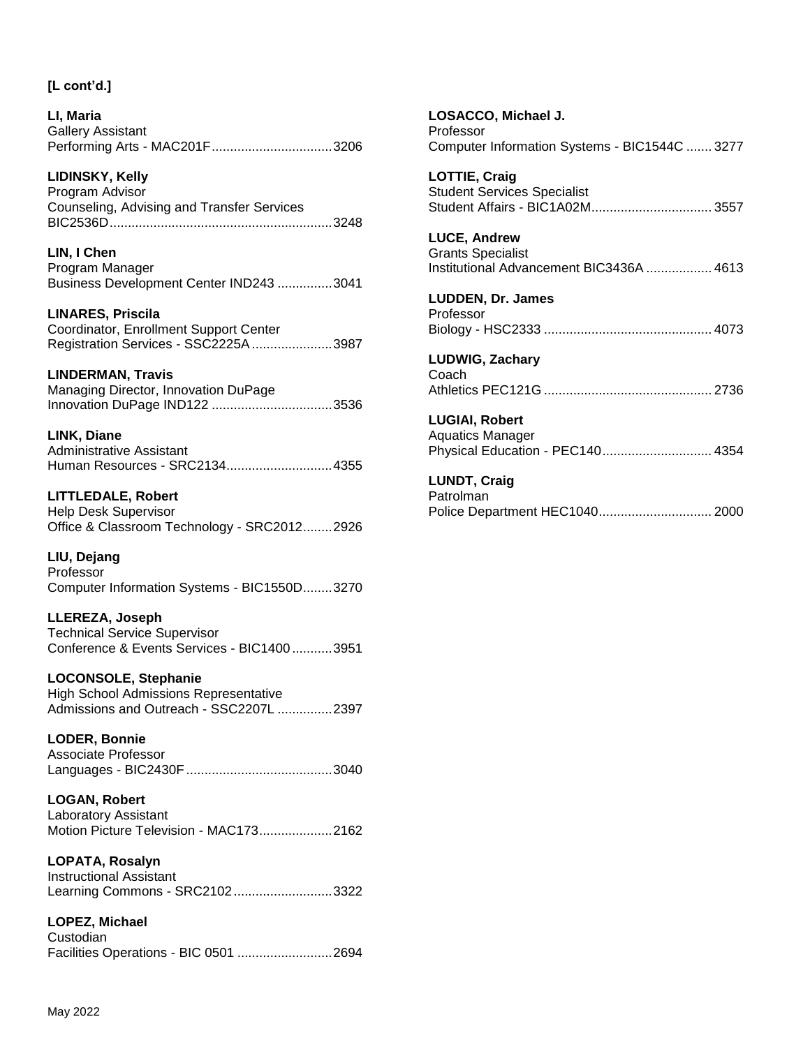**[L cont'd.]**

**LI, Maria**
Gallery Assistant
Performing Arts - MAC201F.................................3206

**LIDINSKY, Kelly**
Program Advisor
Counseling, Advising and Transfer Services
BIC2536D............................................................3248

**LIN, I Chen**
Program Manager
Business Development Center IND243 ...............3041

**LINARES, Priscila**
Coordinator, Enrollment Support Center
Registration Services - SSC2225A......................3987

**LINDERMAN, Travis**
Managing Director, Innovation DuPage
Innovation DuPage IND122 .................................3536

**LINK, Diane**
Administrative Assistant
Human Resources - SRC2134............................4355

**LITTLEDALE, Robert**
Help Desk Supervisor
Office & Classroom Technology - SRC2012........2926

**LIU, Dejang**
Professor
Computer Information Systems - BIC1550D........3270

**LLEREZA, Joseph**
Technical Service Supervisor
Conference & Events Services - BIC1400...........3951

**LOCONSOLE, Stephanie**
High School Admissions Representative
Admissions and Outreach - SSC2207L ...............2397

**LODER, Bonnie**
Associate Professor
Languages - BIC2430F........................................3040

**LOGAN, Robert**
Laboratory Assistant
Motion Picture Television - MAC173....................2162

**LOPATA, Rosalyn**
Instructional Assistant
Learning Commons - SRC2102...........................3322

**LOPEZ, Michael**
Custodian
Facilities Operations - BIC 0501 ..........................2694

**LOSACCO, Michael J.**
Professor
Computer Information Systems - BIC1544C .......3277

**LOTTIE, Craig**
Student Services Specialist
Student Affairs - BIC1A02M.................................3557

**LUCE, Andrew**
Grants Specialist
Institutional Advancement BIC3436A ..................4613

**LUDDEN, Dr. James**
Professor
Biology - HSC2333 ..............................................4073

**LUDWIG, Zachary**
Coach
Athletics PEC121G ..............................................2736

**LUGIAI, Robert**
Aquatics Manager
Physical Education - PEC140..............................4354

**LUNDT, Craig**
Patrolman
Police Department HEC1040...............................2000

May 2022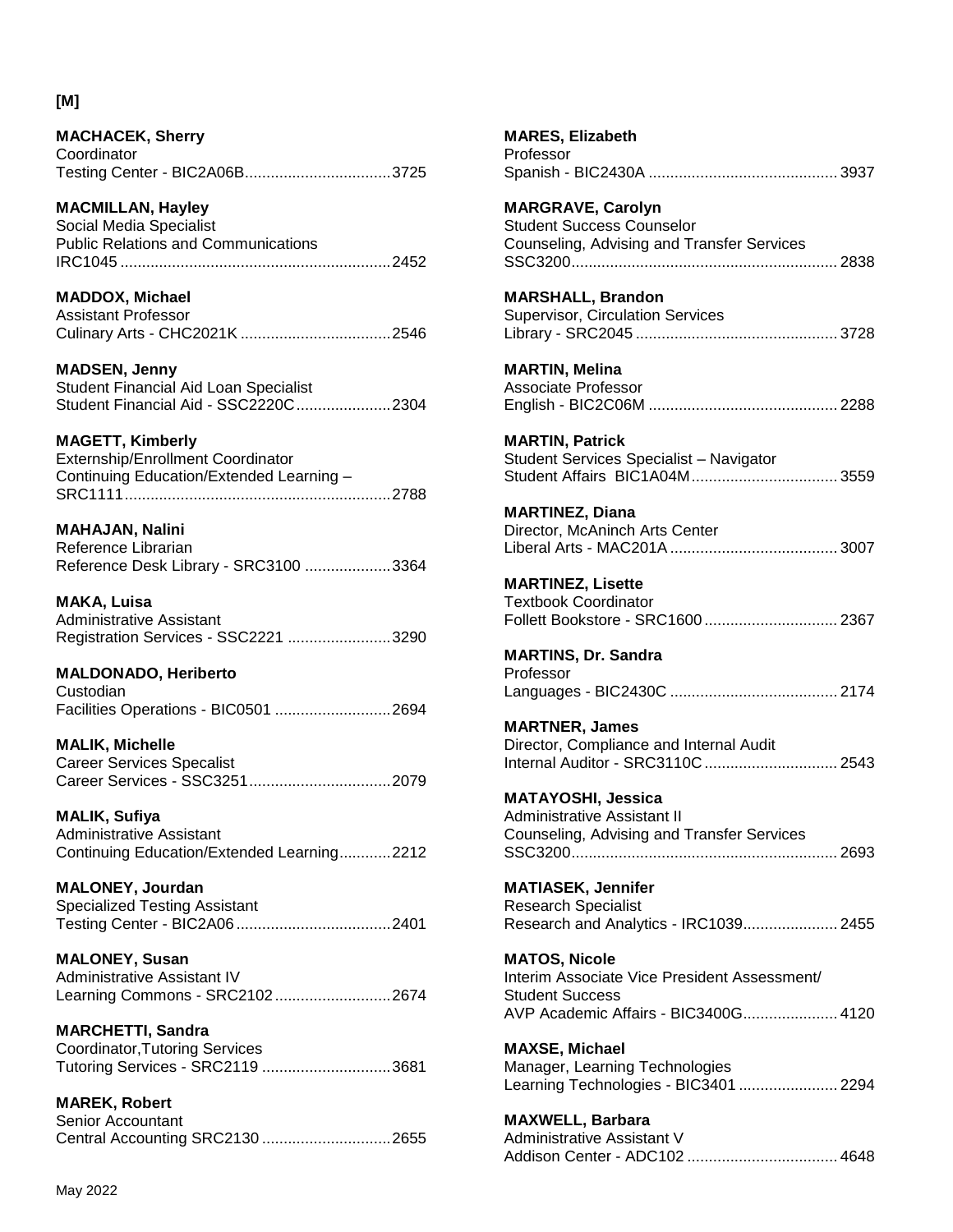**[M]**

**MACHACEK, Sherry**
Coordinator
Testing Center - BIC2A06B..................................3725

**MACMILLAN, Hayley**
Social Media Specialist
Public Relations and Communications
IRC1045...............................................................2452

**MADDOX, Michael**
Assistant Professor
Culinary Arts - CHC2021K...................................2546

**MADSEN, Jenny**
Student Financial Aid Loan Specialist
Student Financial Aid - SSC2220C......................2304

**MAGETT, Kimberly**
Externship/Enrollment Coordinator
Continuing Education/Extended Learning –
SRC1111..............................................................2788

**MAHAJAN, Nalini**
Reference Librarian
Reference Desk Library - SRC3100 ....................3364

**MAKA, Luisa**
Administrative Assistant
Registration Services - SSC2221 ........................3290

**MALDONADO, Heriberto**
Custodian
Facilities Operations - BIC0501 ...........................2694

**MALIK, Michelle**
Career Services Specalist
Career Services - SSC3251.................................2079

**MALIK, Sufiya**
Administrative Assistant
Continuing Education/Extended Learning............2212

**MALONEY, Jourdan**
Specialized Testing Assistant
Testing Center - BIC2A06....................................2401

**MALONEY, Susan**
Administrative Assistant IV
Learning Commons - SRC2102...........................2674

**MARCHETTI, Sandra**
Coordinator,Tutoring Services
Tutoring Services - SRC2119 ..............................3681

**MAREK, Robert**
Senior Accountant
Central Accounting SRC2130 ..............................2655

**MARES, Elizabeth**
Professor
Spanish - BIC2430A ............................................3937

**MARGRAVE, Carolyn**
Student Success Counselor
Counseling, Advising and Transfer Services
SSC3200..............................................................2838

**MARSHALL, Brandon**
Supervisor, Circulation Services
Library - SRC2045 ...............................................3728

**MARTIN, Melina**
Associate Professor
English - BIC2C06M ............................................2288

**MARTIN, Patrick**
Student Services Specialist – Navigator
Student Affairs BIC1A04M..................................3559

**MARTINEZ, Diana**
Director, McAninch Arts Center
Liberal Arts - MAC201A.......................................3007

**MARTINEZ, Lisette**
Textbook Coordinator
Follett Bookstore - SRC1600...............................2367

**MARTINS, Dr. Sandra**
Professor
Languages - BIC2430C .......................................2174

**MARTNER, James**
Director, Compliance and Internal Audit
Internal Auditor - SRC3110C...............................2543

**MATAYOSHI, Jessica**
Administrative Assistant II
Counseling, Advising and Transfer Services
SSC3200..............................................................2693

**MATIASEK, Jennifer**
Research Specialist
Research and Analytics - IRC1039......................2455

**MATOS, Nicole**
Interim Associate Vice President Assessment/
Student Success
AVP Academic Affairs - BIC3400G......................4120

**MAXSE, Michael**
Manager, Learning Technologies
Learning Technologies - BIC3401 .......................2294

**MAXWELL, Barbara**
Administrative Assistant V
Addison Center - ADC102 ...................................4648

May 2022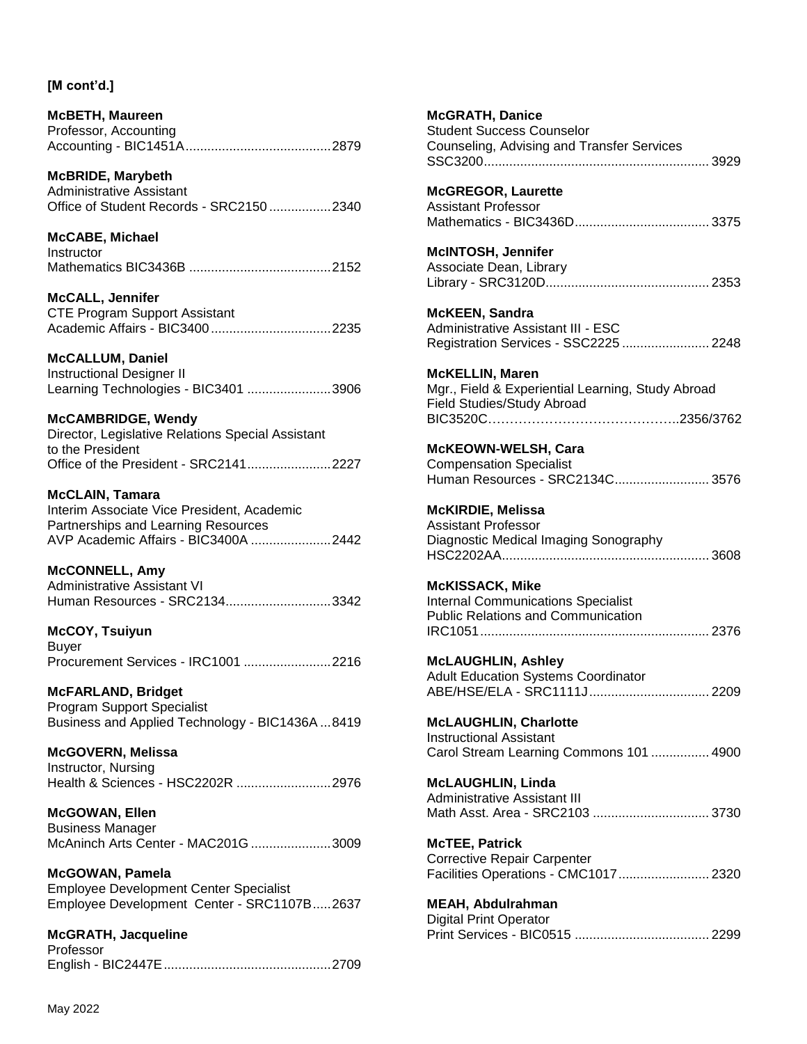**[M cont'd.]**

**McBETH, Maureen**
Professor, Accounting
Accounting - BIC1451A........................................2879

**McBRIDE, Marybeth**
Administrative Assistant
Office of Student Records - SRC2150.................2340

**McCABE, Michael**
Instructor
Mathematics BIC3436B .......................................2152

**McCALL, Jennifer**
CTE Program Support Assistant
Academic Affairs - BIC3400.................................2235

**McCALLUM, Daniel**
Instructional Designer II
Learning Technologies - BIC3401 .......................3906

**McCAMBRIDGE, Wendy**
Director, Legislative Relations Special Assistant to the President
Office of the President - SRC2141.......................2227

**McCLAIN, Tamara**
Interim Associate Vice President, Academic Partnerships and Learning Resources
AVP Academic Affairs - BIC3400A ......................2442

**McCONNELL, Amy**
Administrative Assistant VI
Human Resources - SRC2134............................3342

**McCOY, Tsuiyun**
Buyer
Procurement Services - IRC1001 ........................2216

**McFARLAND, Bridget**
Program Support Specialist
Business and Applied Technology - BIC1436A ...8419

**McGOVERN, Melissa**
Instructor, Nursing
Health & Sciences - HSC2202R ..........................2976

**McGOWAN, Ellen**
Business Manager
McAninch Arts Center - MAC201G ......................3009

**McGOWAN, Pamela**
Employee Development Center Specialist
Employee Development Center - SRC1107B.....2637

**McGRATH, Jacqueline**
Professor
English - BIC2447E.............................................2709

**McGRATH, Danice**
Student Success Counselor
Counseling, Advising and Transfer Services
SSC3200.............................................................3929

**McGREGOR, Laurette**
Assistant Professor
Mathematics - BIC3436D....................................3375

**McINTOSH, Jennifer**
Associate Dean, Library
Library - SRC3120D............................................2353

**McKEEN, Sandra**
Administrative Assistant III - ESC
Registration Services - SSC2225 ........................2248

**McKELLIN, Maren**
Mgr., Field & Experiential Learning, Study Abroad
Field Studies/Study Abroad
BIC3520C……………………………………..2356/3762

**McKEOWN-WELSH, Cara**
Compensation Specialist
Human Resources - SRC2134C..........................3576

**McKIRDIE, Melissa**
Assistant Professor
Diagnostic Medical Imaging Sonography
HSC2202AA........................................................3608

**McKISSACK, Mike**
Internal Communications Specialist
Public Relations and Communication
IRC1051..............................................................2376

**McLAUGHLIN, Ashley**
Adult Education Systems Coordinator
ABE/HSE/ELA - SRC1111J.................................2209

**McLAUGHLIN, Charlotte**
Instructional Assistant
Carol Stream Learning Commons 101 ................4900

**McLAUGHLIN, Linda**
Administrative Assistant III
Math Asst. Area - SRC2103 ................................3730

**McTEE, Patrick**
Corrective Repair Carpenter
Facilities Operations - CMC1017.........................2320

**MEAH, Abdulrahman**
Digital Print Operator
Print Services - BIC0515 .....................................2299

May 2022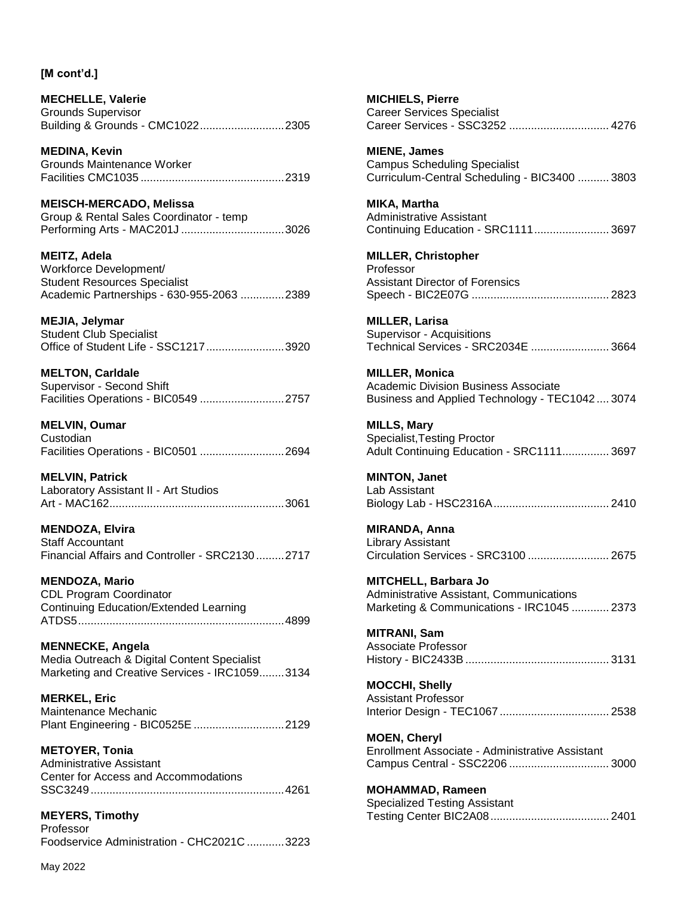**[M cont'd.]**

**MECHELLE, Valerie**
Grounds Supervisor
Building & Grounds - CMC1022...........................2305

**MEDINA, Kevin**
Grounds Maintenance Worker
Facilities CMC1035..............................................2319

**MEISCH-MERCADO, Melissa**
Group & Rental Sales Coordinator - temp
Performing Arts - MAC201J.................................3026

**MEITZ, Adela**
Workforce Development/
Student Resources Specialist
Academic Partnerships - 630-955-2063 ..............2389

**MEJIA, Jelymar**
Student Club Specialist
Office of Student Life - SSC1217.........................3920

**MELTON, Carldale**
Supervisor - Second Shift
Facilities Operations - BIC0549 ...........................2757

**MELVIN, Oumar**
Custodian
Facilities Operations - BIC0501 ...........................2694

**MELVIN, Patrick**
Laboratory Assistant II - Art Studios
Art - MAC162.......................................................3061

**MENDOZA, Elvira**
Staff Accountant
Financial Affairs and Controller - SRC2130.........2717

**MENDOZA, Mario**
CDL Program Coordinator
Continuing Education/Extended Learning
ATDS5.................................................................4899

**MENNECKE, Angela**
Media Outreach & Digital Content Specialist
Marketing and Creative Services - IRC1059........3134

**MERKEL, Eric**
Maintenance Mechanic
Plant Engineering - BIC0525E.............................2129

**METOYER, Tonia**
Administrative Assistant
Center for Access and Accommodations
SSC3249..............................................................4261

**MEYERS, Timothy**
Professor
Foodservice Administration - CHC2021C ............3223

**MICHIELS, Pierre**
Career Services Specialist
Career Services - SSC3252 ................................ 4276

**MIENE, James**
Campus Scheduling Specialist
Curriculum-Central Scheduling - BIC3400 .......... 3803

**MIKA, Martha**
Administrative Assistant
Continuing Education - SRC1111........................ 3697

**MILLER, Christopher**
Professor
Assistant Director of Forensics
Speech - BIC2E07G ............................................ 2823

**MILLER, Larisa**
Supervisor - Acquisitions
Technical Services - SRC2034E ......................... 3664

**MILLER, Monica**
Academic Division Business Associate
Business and Applied Technology - TEC1042.... 3074

**MILLS, Mary**
Specialist,Testing Proctor
Adult Continuing Education - SRC1111............... 3697

**MINTON, Janet**
Lab Assistant
Biology Lab - HSC2316A..................................... 2410

**MIRANDA, Anna**
Library Assistant
Circulation Services - SRC3100 .......................... 2675

**MITCHELL, Barbara Jo**
Administrative Assistant, Communications
Marketing & Communications - IRC1045 ............ 2373

**MITRANI, Sam**
Associate Professor
History - BIC2433B.............................................. 3131

**MOCCHI, Shelly**
Assistant Professor
Interior Design - TEC1067................................... 2538

**MOEN, Cheryl**
Enrollment Associate - Administrative Assistant
Campus Central - SSC2206 ................................ 3000

**MOHAMMAD, Rameen**
Specialized Testing Assistant
Testing Center BIC2A08...................................... 2401

May 2022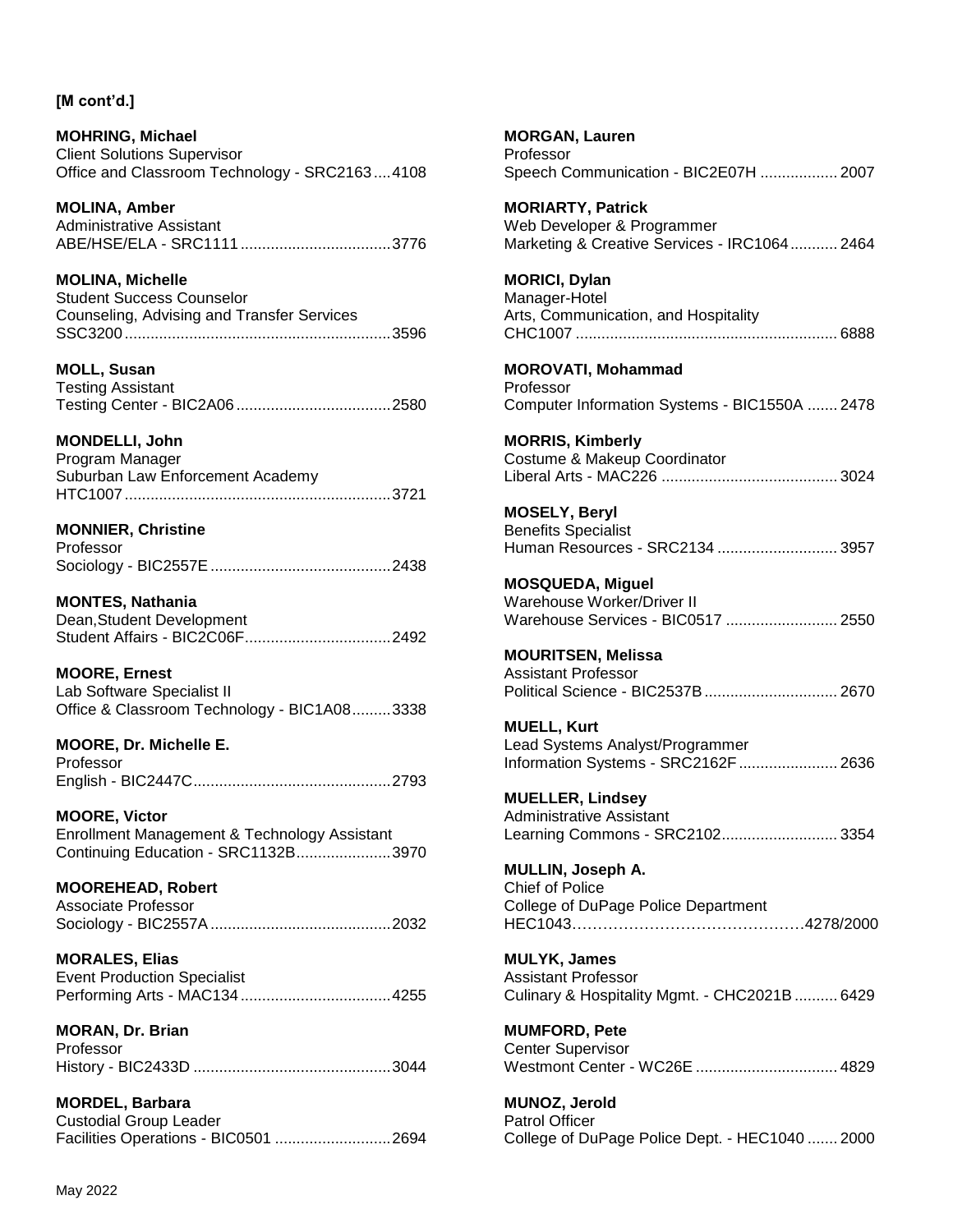**[M cont'd.]**

**MOHRING, Michael**
Client Solutions Supervisor
Office and Classroom Technology - SRC2163....4108

**MOLINA, Amber**
Administrative Assistant
ABE/HSE/ELA - SRC1111....3776

**MOLINA, Michelle**
Student Success Counselor
Counseling, Advising and Transfer Services
SSC3200....3596

**MOLL, Susan**
Testing Assistant
Testing Center - BIC2A06....2580

**MONDELLI, John**
Program Manager
Suburban Law Enforcement Academy
HTC1007....3721

**MONNIER, Christine**
Professor
Sociology - BIC2557E....2438

**MONTES, Nathania**
Dean,Student Development
Student Affairs - BIC2C06F....2492

**MOORE, Ernest**
Lab Software Specialist II
Office & Classroom Technology - BIC1A08....3338

**MOORE, Dr. Michelle E.**
Professor
English - BIC2447C....2793

**MOORE, Victor**
Enrollment Management & Technology Assistant
Continuing Education - SRC1132B....3970

**MOOREHEAD, Robert**
Associate Professor
Sociology - BIC2557A....2032

**MORALES, Elias**
Event Production Specialist
Performing Arts - MAC134....4255

**MORAN, Dr. Brian**
Professor
History - BIC2433D....3044

**MORDEL, Barbara**
Custodial Group Leader
Facilities Operations - BIC0501....2694

**MORGAN, Lauren**
Professor
Speech Communication - BIC2E07H....2007

**MORIARTY, Patrick**
Web Developer & Programmer
Marketing & Creative Services - IRC1064....2464

**MORICI, Dylan**
Manager-Hotel
Arts, Communication, and Hospitality
CHC1007....6888

**MOROVATI, Mohammad**
Professor
Computer Information Systems - BIC1550A....2478

**MORRIS, Kimberly**
Costume & Makeup Coordinator
Liberal Arts - MAC226....3024

**MOSELY, Beryl**
Benefits Specialist
Human Resources - SRC2134....3957

**MOSQUEDA, Miguel**
Warehouse Worker/Driver II
Warehouse Services - BIC0517....2550

**MOURITSEN, Melissa**
Assistant Professor
Political Science - BIC2537B....2670

**MUELL, Kurt**
Lead Systems Analyst/Programmer
Information Systems - SRC2162F....2636

**MUELLER, Lindsey**
Administrative Assistant
Learning Commons - SRC2102....3354

**MULLIN, Joseph A.**
Chief of Police
College of DuPage Police Department
HEC1043....4278/2000

**MULYK, James**
Assistant Professor
Culinary & Hospitality Mgmt. - CHC2021B....6429

**MUMFORD, Pete**
Center Supervisor
Westmont Center - WC26E....4829

**MUNOZ, Jerold**
Patrol Officer
College of DuPage Police Dept. - HEC1040....2000

May 2022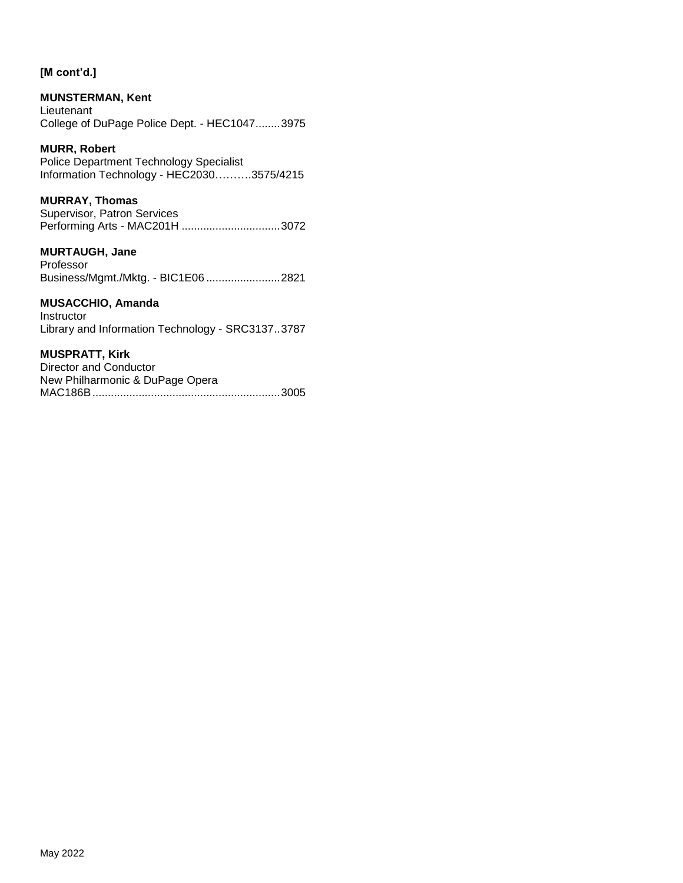**[M cont'd.]**

**MUNSTERMAN, Kent**
Lieutenant
College of DuPage Police Dept. - HEC1047........3975

**MURR, Robert**
Police Department Technology Specialist
Information Technology - HEC2030……….3575/4215

**MURRAY, Thomas**
Supervisor, Patron Services
Performing Arts - MAC201H ................................3072

**MURTAUGH, Jane**
Professor
Business/Mgmt./Mktg. - BIC1E06........................2821

**MUSACCHIO, Amanda**
Instructor
Library and Information Technology - SRC3137..3787

**MUSPRATT, Kirk**
Director and Conductor
New Philharmonic & DuPage Opera
MAC186B.............................................................3005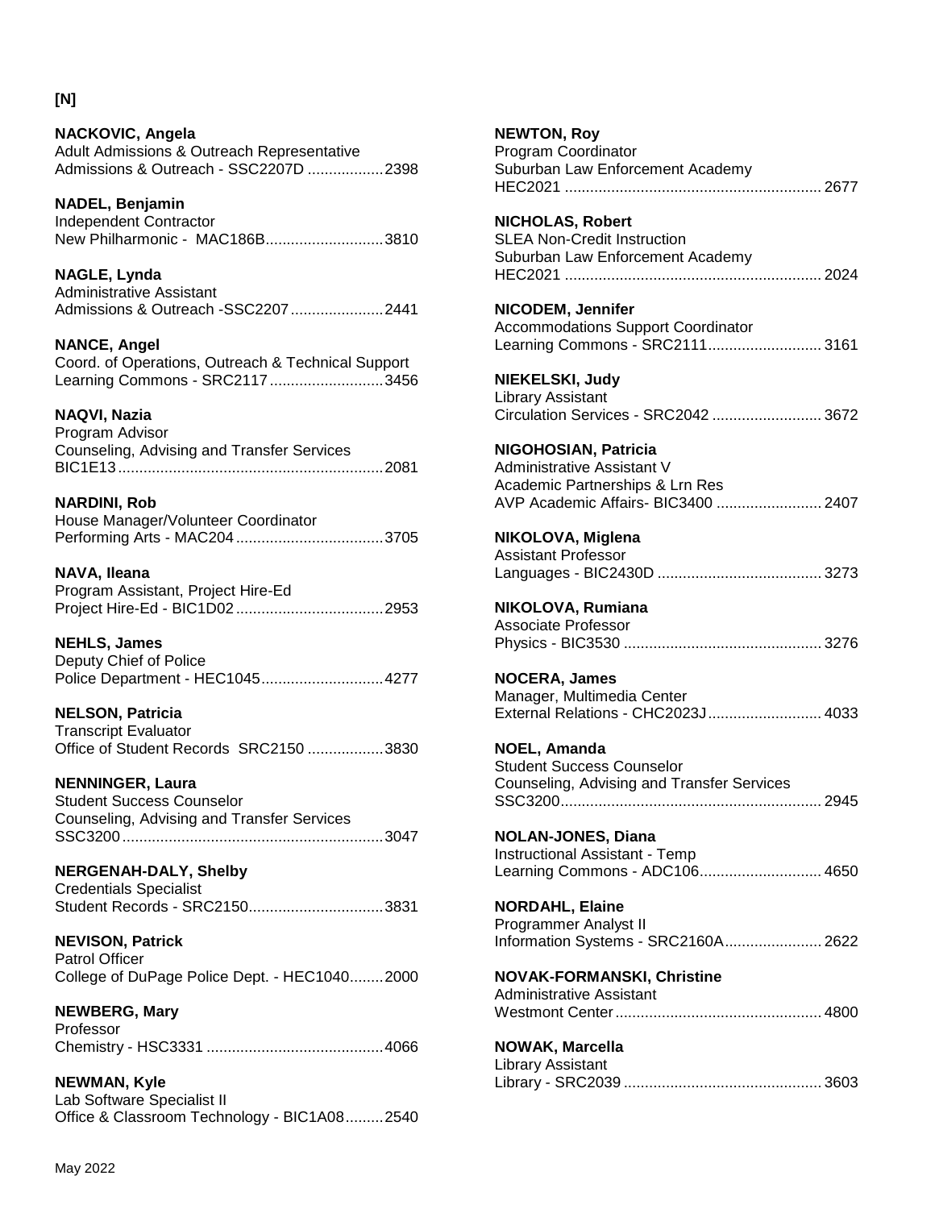**[N]**

**NACKOVIC, Angela**
Adult Admissions & Outreach Representative
Admissions & Outreach - SSC2207D ..................2398

**NADEL, Benjamin**
Independent Contractor
New Philharmonic - MAC186B............................3810

**NAGLE, Lynda**
Administrative Assistant
Admissions & Outreach -SSC2207......................2441

**NANCE, Angel**
Coord. of Operations, Outreach & Technical Support
Learning Commons - SRC2117...........................3456

**NAQVI, Nazia**
Program Advisor
Counseling, Advising and Transfer Services
BIC1E13...............................................................2081

**NARDINI, Rob**
House Manager/Volunteer Coordinator
Performing Arts - MAC204...................................3705

**NAVA, Ileana**
Program Assistant, Project Hire-Ed
Project Hire-Ed - BIC1D02...................................2953

**NEHLS, James**
Deputy Chief of Police
Police Department - HEC1045.............................4277

**NELSON, Patricia**
Transcript Evaluator
Office of Student Records SRC2150 ..................3830

**NENNINGER, Laura**
Student Success Counselor
Counseling, Advising and Transfer Services
SSC3200..............................................................3047

**NERGENAH-DALY, Shelby**
Credentials Specialist
Student Records - SRC2150................................3831

**NEVISON, Patrick**
Patrol Officer
College of DuPage Police Dept. - HEC1040........2000

**NEWBERG, Mary**
Professor
Chemistry - HSC3331 ..........................................4066

**NEWMAN, Kyle**
Lab Software Specialist II
Office & Classroom Technology - BIC1A08.........2540

**NEWTON, Roy**
Program Coordinator
Suburban Law Enforcement Academy
HEC2021 ............................................................. 2677

**NICHOLAS, Robert**
SLEA Non-Credit Instruction
Suburban Law Enforcement Academy
HEC2021 ............................................................. 2024

**NICODEM, Jennifer**
Accommodations Support Coordinator
Learning Commons - SRC2111........................... 3161

**NIEKELSKI, Judy**
Library Assistant
Circulation Services - SRC2042 .......................... 3672

**NIGOHOSIAN, Patricia**
Administrative Assistant V
Academic Partnerships & Lrn Res
AVP Academic Affairs- BIC3400 ......................... 2407

**NIKOLOVA, Miglena**
Assistant Professor
Languages - BIC2430D ....................................... 3273

**NIKOLOVA, Rumiana**
Associate Professor
Physics - BIC3530 ............................................... 3276

**NOCERA, James**
Manager, Multimedia Center
External Relations - CHC2023J........................... 4033

**NOEL, Amanda**
Student Success Counselor
Counseling, Advising and Transfer Services
SSC3200.............................................................. 2945

**NOLAN-JONES, Diana**
Instructional Assistant - Temp
Learning Commons - ADC106............................. 4650

**NORDAHL, Elaine**
Programmer Analyst II
Information Systems - SRC2160A....................... 2622

**NOVAK-FORMANSKI, Christine**
Administrative Assistant
Westmont Center................................................. 4800

**NOWAK, Marcella**
Library Assistant
Library - SRC2039 ............................................... 3603

May 2022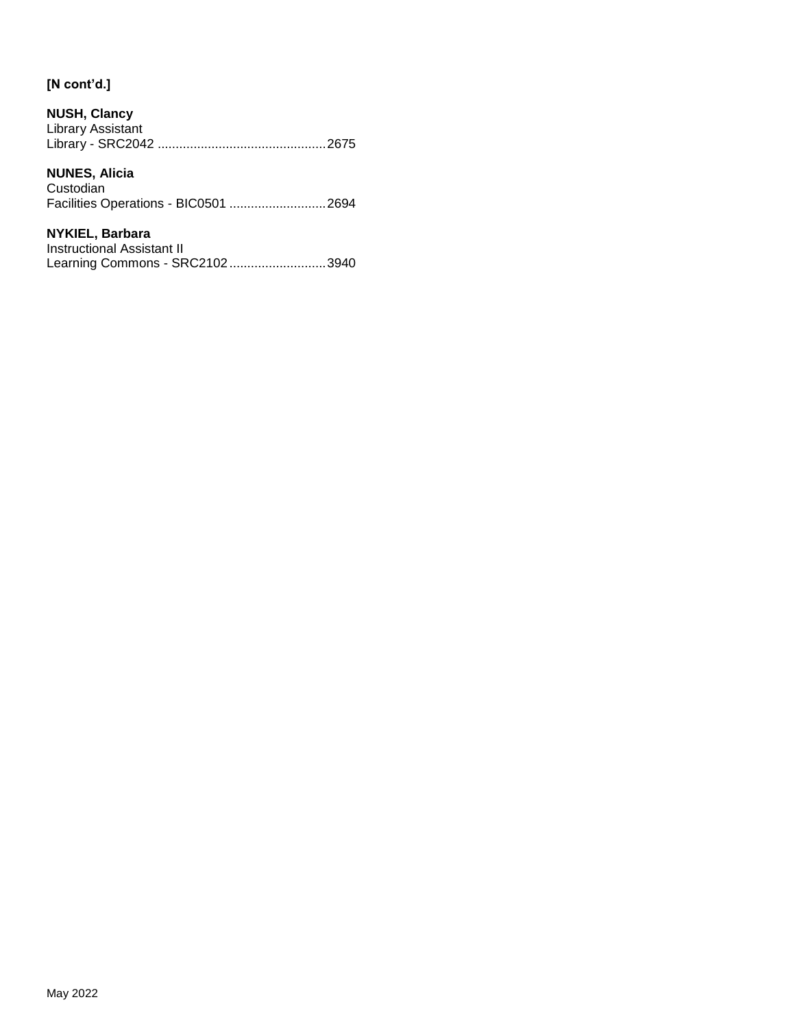**[N cont'd.]**

**NUSH, Clancy**
Library Assistant
Library - SRC2042 ...............................................2675

**NUNES, Alicia**
Custodian
Facilities Operations - BIC0501 ...........................2694

**NYKIEL, Barbara**
Instructional Assistant II
Learning Commons - SRC2102...........................3940

May 2022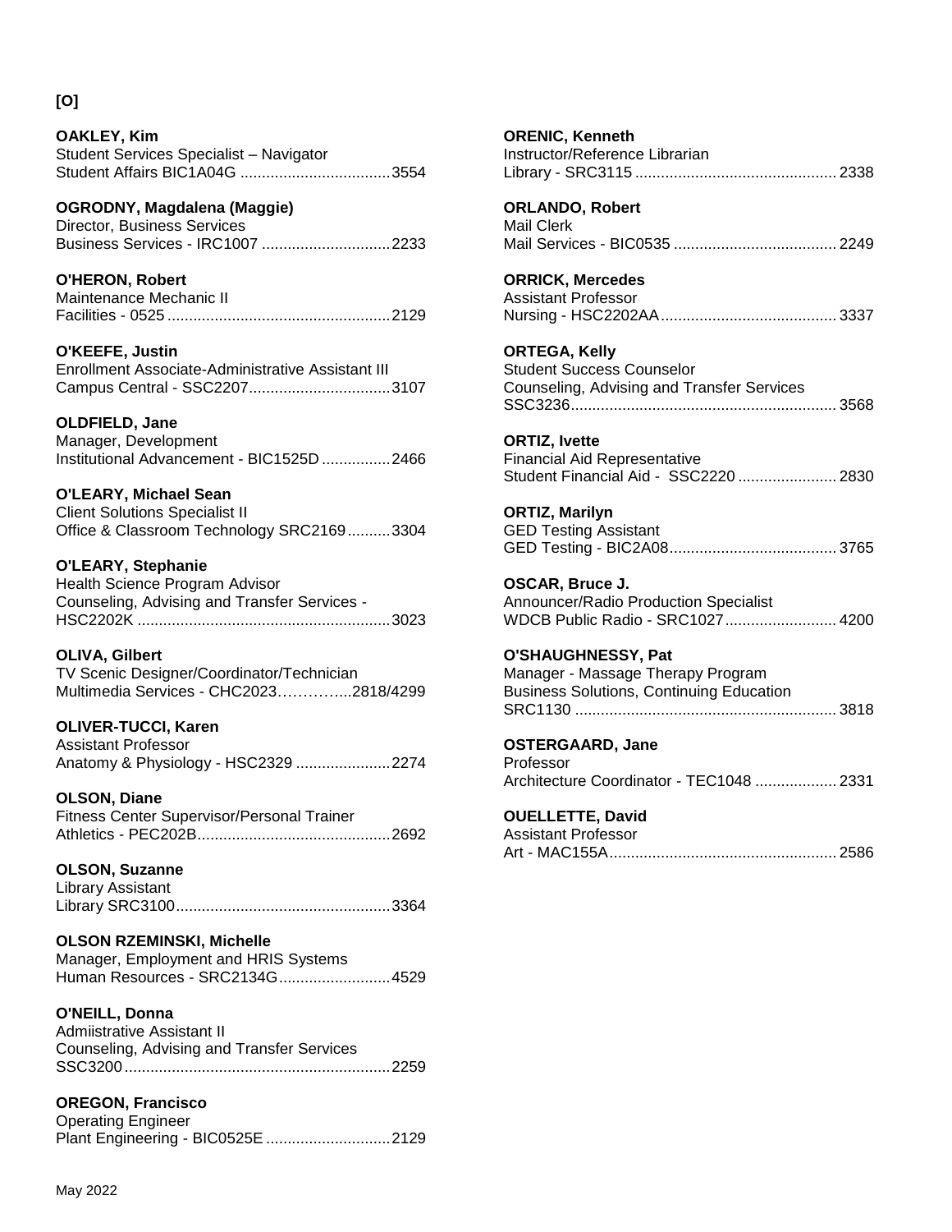**[O]**

**OAKLEY, Kim**
Student Services Specialist – Navigator
Student Affairs BIC1A04G ..................................3554

**OGRODNY, Magdalena (Maggie)**
Director, Business Services
Business Services - IRC1007 .............................2233

**O'HERON, Robert**
Maintenance Mechanic II
Facilities - 0525 ...................................................2129

**O'KEEFE, Justin**
Enrollment Associate-Administrative Assistant III
Campus Central - SSC2207................................3107

**OLDFIELD, Jane**
Manager, Development
Institutional Advancement - BIC1525D ................2466

**O'LEARY, Michael Sean**
Client Solutions Specialist II
Office & Classroom Technology SRC2169..........3304

**O'LEARY, Stephanie**
Health Science Program Advisor
Counseling, Advising and Transfer Services -
HSC2202K ..........................................................3023

**OLIVA, Gilbert**
TV Scenic Designer/Coordinator/Technician
Multimedia Services - CHC2023………….....2818/4299

**OLIVER-TUCCI, Karen**
Assistant Professor
Anatomy & Physiology - HSC2329 ......................2274

**OLSON, Diane**
Fitness Center Supervisor/Personal Trainer
Athletics - PEC202B............................................2692

**OLSON, Suzanne**
Library Assistant
Library SRC3100.................................................3364

**OLSON RZEMINSKI, Michelle**
Manager, Employment and HRIS Systems
Human Resources - SRC2134G..........................4529

**O'NEILL, Donna**
Admiistrative Assistant II
Counseling, Advising and Transfer Services
SSC3200.............................................................2259

**OREGON, Francisco**
Operating Engineer
Plant Engineering - BIC0525E ............................2129

**ORENIC, Kenneth**
Instructor/Reference Librarian
Library - SRC3115 ..............................................2338

**ORLANDO, Robert**
Mail Clerk
Mail Services - BIC0535 .....................................2249

**ORRICK, Mercedes**
Assistant Professor
Nursing - HSC2202AA........................................3337

**ORTEGA, Kelly**
Student Success Counselor
Counseling, Advising and Transfer Services
SSC3236.............................................................3568

**ORTIZ, Ivette**
Financial Aid Representative
Student Financial Aid - SSC2220 .......................2830

**ORTIZ, Marilyn**
GED Testing Assistant
GED Testing - BIC2A08......................................3765

**OSCAR, Bruce J.**
Announcer/Radio Production Specialist
WDCB Public Radio - SRC1027..........................4200

**O'SHAUGHNESSY, Pat**
Manager - Massage Therapy Program
Business Solutions, Continuing Education
SRC1130 ............................................................3818

**OSTERGAARD, Jane**
Professor
Architecture Coordinator - TEC1048 ..................2331

**OUELLETTE, David**
Assistant Professor
Art - MAC155A....................................................2586

May 2022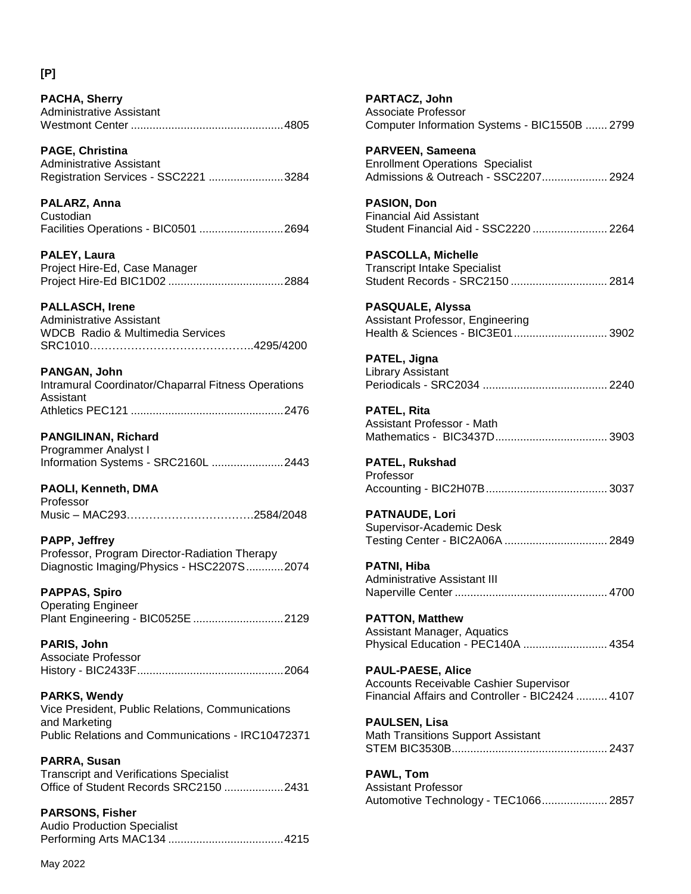[P]

**PACHA, Sherry**
Administrative Assistant
Westmont Center ................................................4805

**PAGE, Christina**
Administrative Assistant
Registration Services - SSC2221 ........................3284

**PALARZ, Anna**
Custodian
Facilities Operations - BIC0501 ...........................2694

**PALEY, Laura**
Project Hire-Ed, Case Manager
Project Hire-Ed BIC1D02 .....................................2884

**PALLASCH, Irene**
Administrative Assistant
WDCB Radio & Multimedia Services
SRC1010……………………………………..4295/4200

**PANGAN, John**
Intramural Coordinator/Chaparral Fitness Operations Assistant
Athletics PEC121 .................................................2476

**PANGILINAN, Richard**
Programmer Analyst I
Information Systems - SRC2160L .......................2443

**PAOLI, Kenneth, DMA**
Professor
Music – MAC293…………………………….2584/2048

**PAPP, Jeffrey**
Professor, Program Director-Radiation Therapy
Diagnostic Imaging/Physics - HSC2207S............2074

**PAPPAS, Spiro**
Operating Engineer
Plant Engineering - BIC0525E .............................2129

**PARIS, John**
Associate Professor
History - BIC2433F...............................................2064

**PARKS, Wendy**
Vice President, Public Relations, Communications and Marketing
Public Relations and Communications - IRC10472371

**PARRA, Susan**
Transcript and Verifications Specialist
Office of Student Records SRC2150 ...................2431

**PARSONS, Fisher**
Audio Production Specialist
Performing Arts MAC134 .....................................4215

**PARTACZ, John**
Associate Professor
Computer Information Systems - BIC1550B .......2799

**PARVEEN, Sameena**
Enrollment Operations Specialist
Admissions & Outreach - SSC2207.....................2924

**PASION, Don**
Financial Aid Assistant
Student Financial Aid - SSC2220 ........................2264

**PASCOLLA, Michelle**
Transcript Intake Specialist
Student Records - SRC2150 ...............................2814

**PASQUALE, Alyssa**
Assistant Professor, Engineering
Health & Sciences - BIC3E01..............................3902

**PATEL, Jigna**
Library Assistant
Periodicals - SRC2034 ........................................2240

**PATEL, Rita**
Assistant Professor - Math
Mathematics - BIC3437D....................................3903

**PATEL, Rukshad**
Professor
Accounting - BIC2H07B.......................................3037

**PATNAUDE, Lori**
Supervisor-Academic Desk
Testing Center - BIC2A06A .................................2849

**PATNI, Hiba**
Administrative Assistant III
Naperville Center .................................................4700

**PATTON, Matthew**
Assistant Manager, Aquatics
Physical Education - PEC140A ...........................4354

**PAUL-PAESE, Alice**
Accounts Receivable Cashier Supervisor
Financial Affairs and Controller - BIC2424 ..........4107

**PAULSEN, Lisa**
Math Transitions Support Assistant
STEM BIC3530B..................................................2437

**PAWL, Tom**
Assistant Professor
Automotive Technology - TEC1066.....................2857

May 2022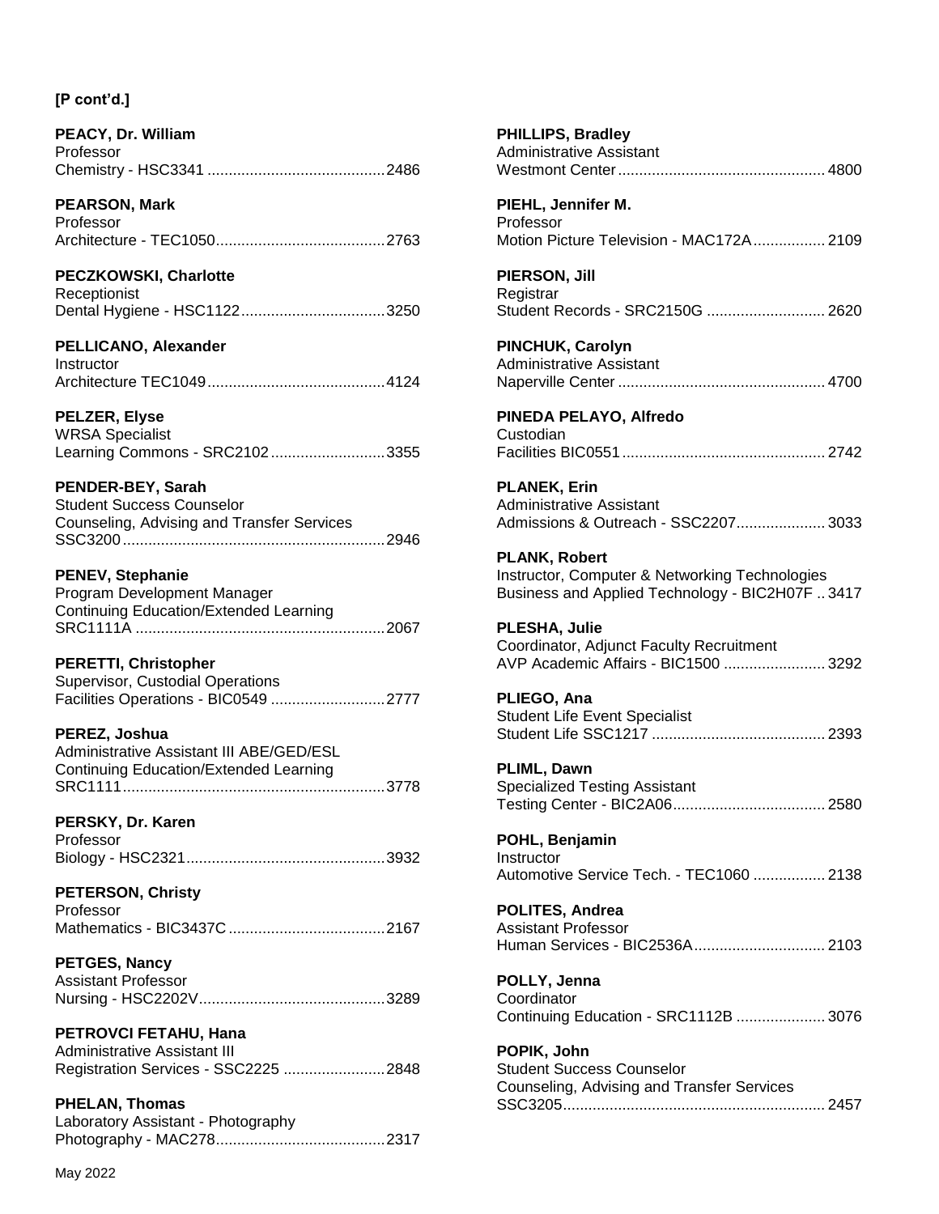**[P cont'd.]**

**PEACY, Dr. William**
Professor
Chemistry - HSC3341 ..........................................2486

**PEARSON, Mark**
Professor
Architecture - TEC1050........................................2763

**PECZKOWSKI, Charlotte**
Receptionist
Dental Hygiene - HSC1122..................................3250

**PELLICANO, Alexander**
Instructor
Architecture TEC1049..........................................4124

**PELZER, Elyse**
WRSA Specialist
Learning Commons - SRC2102...........................3355

**PENDER-BEY, Sarah**
Student Success Counselor
Counseling, Advising and Transfer Services
SSC3200..............................................................2946

**PENEV, Stephanie**
Program Development Manager
Continuing Education/Extended Learning
SRC1111A ...........................................................2067

**PERETTI, Christopher**
Supervisor, Custodial Operations
Facilities Operations - BIC0549 ...........................2777

**PEREZ, Joshua**
Administrative Assistant III ABE/GED/ESL
Continuing Education/Extended Learning
SRC1111..............................................................3778

**PERSKY, Dr. Karen**
Professor
Biology - HSC2321...............................................3932

**PETERSON, Christy**
Professor
Mathematics - BIC3437C.....................................2167

**PETGES, Nancy**
Assistant Professor
Nursing - HSC2202V............................................3289

**PETROVCI FETAHU, Hana**
Administrative Assistant III
Registration Services - SSC2225 ........................2848

**PHELAN, Thomas**
Laboratory Assistant - Photography
Photography - MAC278........................................2317

**PHILLIPS, Bradley**
Administrative Assistant
Westmont Center.................................................4800

**PIEHL, Jennifer M.**
Professor
Motion Picture Television - MAC172A.................2109

**PIERSON, Jill**
Registrar
Student Records - SRC2150G ............................2620

**PINCHUK, Carolyn**
Administrative Assistant
Naperville Center .................................................4700

**PINEDA PELAYO, Alfredo**
Custodian
Facilities BIC0551................................................2742

**PLANEK, Erin**
Administrative Assistant
Admissions & Outreach - SSC2207.....................3033

**PLANK, Robert**
Instructor, Computer & Networking Technologies
Business and Applied Technology - BIC2H07F ..3417

**PLESHA, Julie**
Coordinator, Adjunct Faculty Recruitment
AVP Academic Affairs - BIC1500 ........................3292

**PLIEGO, Ana**
Student Life Event Specialist
Student Life SSC1217 .........................................2393

**PLIML, Dawn**
Specialized Testing Assistant
Testing Center - BIC2A06....................................2580

**POHL, Benjamin**
Instructor
Automotive Service Tech. - TEC1060 .................2138

**POLITES, Andrea**
Assistant Professor
Human Services - BIC2536A...............................2103

**POLLY, Jenna**
Coordinator
Continuing Education - SRC1112B .....................3076

**POPIK, John**
Student Success Counselor
Counseling, Advising and Transfer Services
SSC3205..............................................................2457

May 2022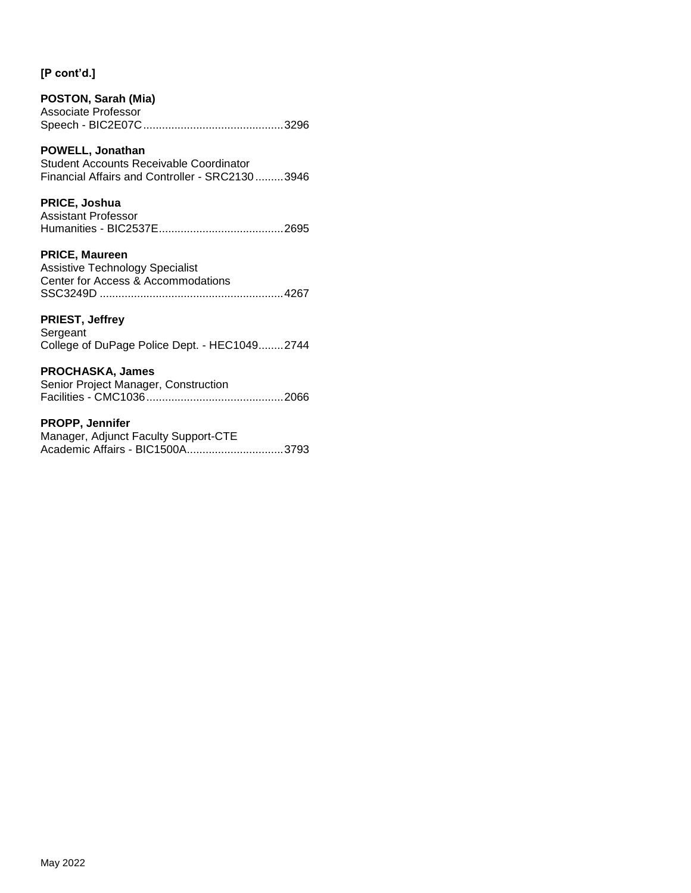**[P cont'd.]**

**POSTON, Sarah (Mia)**
Associate Professor
Speech - BIC2E07C............................................3296

**POWELL, Jonathan**
Student Accounts Receivable Coordinator
Financial Affairs and Controller - SRC2130.........3946

**PRICE, Joshua**
Assistant Professor
Humanities - BIC2537E........................................2695

**PRICE, Maureen**
Assistive Technology Specialist
Center for Access & Accommodations
SSC3249D ..........................................................4267

**PRIEST, Jeffrey**
Sergeant
College of DuPage Police Dept. - HEC1049........2744

**PROCHASKA, James**
Senior Project Manager, Construction
Facilities - CMC1036............................................2066

**PROPP, Jennifer**
Manager, Adjunct Faculty Support-CTE
Academic Affairs - BIC1500A...............................3793

May 2022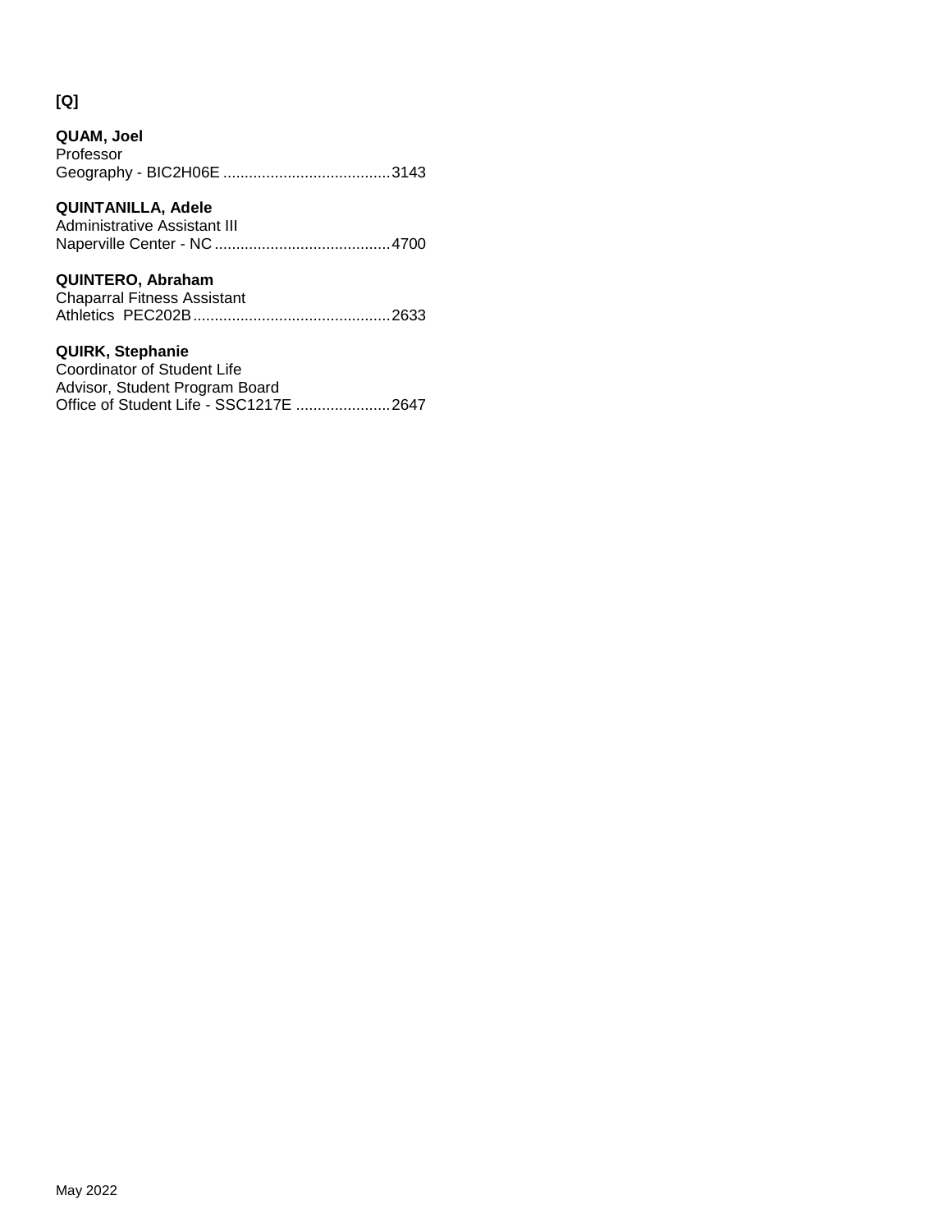**[Q]**

**QUAM, Joel**
Professor
Geography - BIC2H06E .......................................3143

**QUINTANILLA, Adele**
Administrative Assistant III
Naperville Center - NC .........................................4700

**QUINTERO, Abraham**
Chaparral Fitness Assistant
Athletics PEC202B..............................................2633

**QUIRK, Stephanie**
Coordinator of Student Life
Advisor, Student Program Board
Office of Student Life - SSC1217E ......................2647

May 2022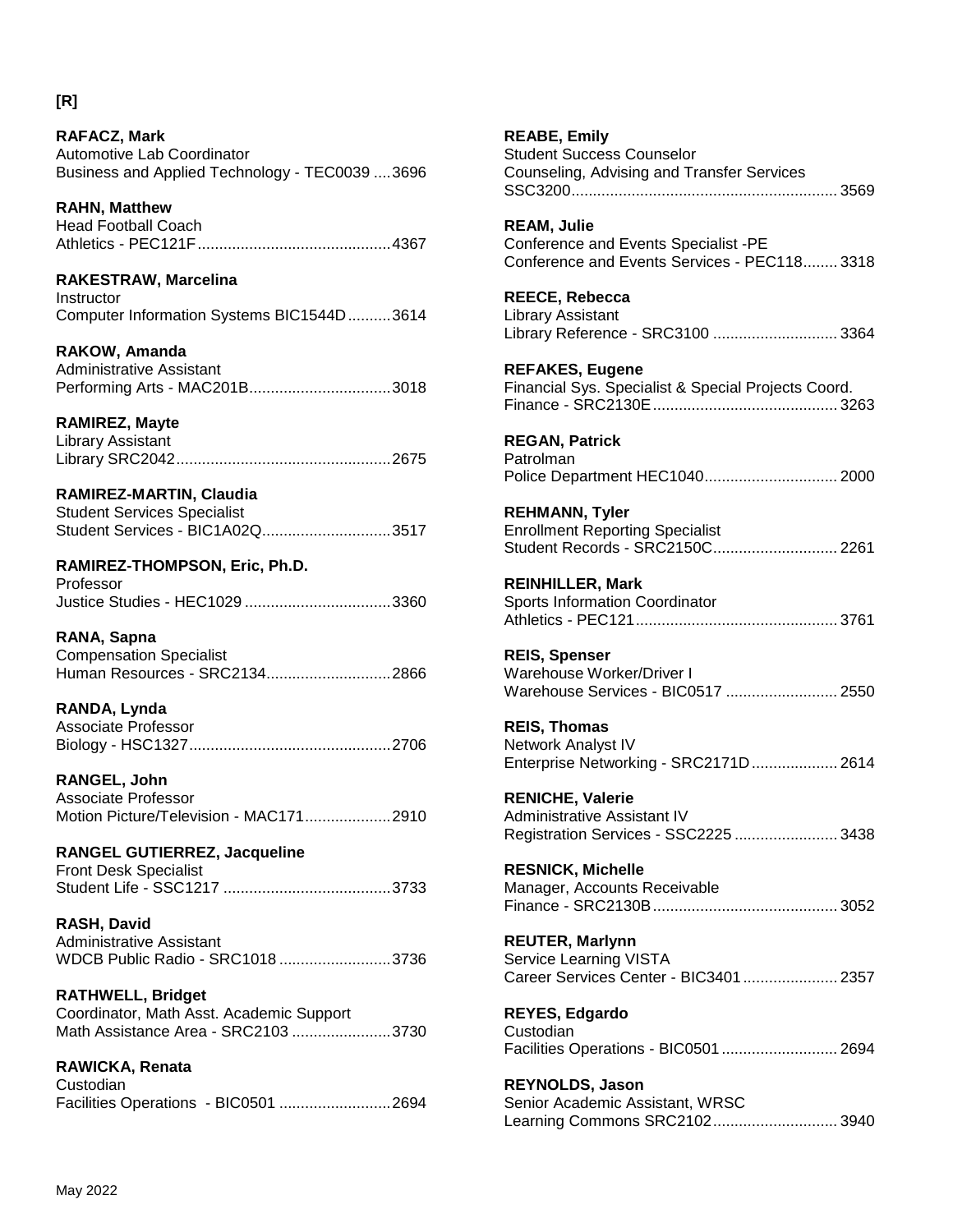## [R]

**RAFACZ, Mark**
Automotive Lab Coordinator
Business and Applied Technology - TEC0039 ....3696

**RAHN, Matthew**
Head Football Coach
Athletics - PEC121F.............................................4367

**RAKESTRAW, Marcelina**
Instructor
Computer Information Systems BIC1544D..........3614

**RAKOW, Amanda**
Administrative Assistant
Performing Arts - MAC201B.................................3018

**RAMIREZ, Mayte**
Library Assistant
Library SRC2042.................................................2675

**RAMIREZ-MARTIN, Claudia**
Student Services Specialist
Student Services - BIC1A02Q..............................3517

**RAMIREZ-THOMPSON, Eric, Ph.D.**
Professor
Justice Studies - HEC1029 ..................................3360

**RANA, Sapna**
Compensation Specialist
Human Resources - SRC2134.............................2866

**RANDA, Lynda**
Associate Professor
Biology - HSC1327...............................................2706

**RANGEL, John**
Associate Professor
Motion Picture/Television - MAC171....................2910

**RANGEL GUTIERREZ, Jacqueline**
Front Desk Specialist
Student Life - SSC1217 .......................................3733

**RASH, David**
Administrative Assistant
WDCB Public Radio - SRC1018 ..........................3736

**RATHWELL, Bridget**
Coordinator, Math Asst. Academic Support
Math Assistance Area - SRC2103 .......................3730

**RAWICKA, Renata**
Custodian
Facilities Operations - BIC0501 ..........................2694

**REABE, Emily**
Student Success Counselor
Counseling, Advising and Transfer Services
SSC3200.............................................................. 3569

**REAM, Julie**
Conference and Events Specialist -PE
Conference and Events Services - PEC118........ 3318

**REECE, Rebecca**
Library Assistant
Library Reference - SRC3100 ............................. 3364

**REFAKES, Eugene**
Financial Sys. Specialist & Special Projects Coord.
Finance - SRC2130E........................................... 3263

**REGAN, Patrick**
Patrolman
Police Department HEC1040............................... 2000

**REHMANN, Tyler**
Enrollment Reporting Specialist
Student Records - SRC2150C............................. 2261

**REINHILLER, Mark**
Sports Information Coordinator
Athletics - PEC121............................................... 3761

**REIS, Spenser**
Warehouse Worker/Driver I
Warehouse Services - BIC0517 .......................... 2550

**REIS, Thomas**
Network Analyst IV
Enterprise Networking - SRC2171D.................... 2614

**RENICHE, Valerie**
Administrative Assistant IV
Registration Services - SSC2225 ........................ 3438

**RESNICK, Michelle**
Manager, Accounts Receivable
Finance - SRC2130B........................................... 3052

**REUTER, Marlynn**
Service Learning VISTA
Career Services Center - BIC3401...................... 2357

**REYES, Edgardo**
Custodian
Facilities Operations - BIC0501........................... 2694

**REYNOLDS, Jason**
Senior Academic Assistant, WRSC
Learning Commons SRC2102............................. 3940

May 2022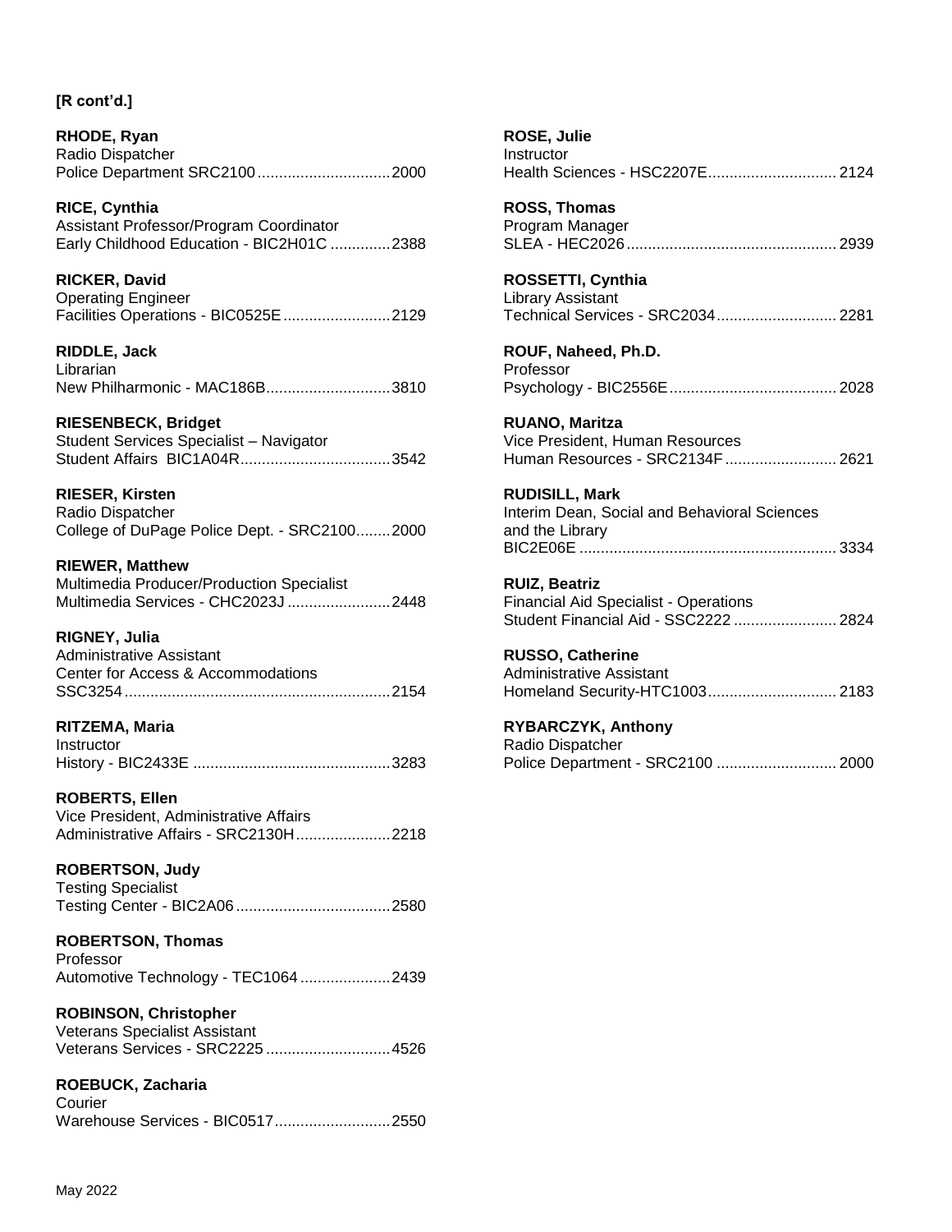**[R cont'd.]**

**RHODE, Ryan**
Radio Dispatcher
Police Department SRC2100...............................2000

**RICE, Cynthia**
Assistant Professor/Program Coordinator
Early Childhood Education - BIC2H01C ..............2388

**RICKER, David**
Operating Engineer
Facilities Operations - BIC0525E.........................2129

**RIDDLE, Jack**
Librarian
New Philharmonic - MAC186B.............................3810

**RIESENBECK, Bridget**
Student Services Specialist – Navigator
Student Affairs BIC1A04R...................................3542

**RIESER, Kirsten**
Radio Dispatcher
College of DuPage Police Dept. - SRC2100........2000

**RIEWER, Matthew**
Multimedia Producer/Production Specialist
Multimedia Services - CHC2023J ........................2448

**RIGNEY, Julia**
Administrative Assistant
Center for Access & Accommodations
SSC3254.............................................................2154

**RITZEMA, Maria**
Instructor
History - BIC2433E ..............................................3283

**ROBERTS, Ellen**
Vice President, Administrative Affairs
Administrative Affairs - SRC2130H......................2218

**ROBERTSON, Judy**
Testing Specialist
Testing Center - BIC2A06....................................2580

**ROBERTSON, Thomas**
Professor
Automotive Technology - TEC1064.....................2439

**ROBINSON, Christopher**
Veterans Specialist Assistant
Veterans Services - SRC2225.............................4526

**ROEBUCK, Zacharia**
Courier
Warehouse Services - BIC0517...........................2550

**ROSE, Julie**
Instructor
Health Sciences - HSC2207E.............................. 2124

**ROSS, Thomas**
Program Manager
SLEA - HEC2026................................................. 2939

**ROSSETTI, Cynthia**
Library Assistant
Technical Services - SRC2034............................ 2281

**ROUF, Naheed, Ph.D.**
Professor
Psychology - BIC2556E....................................... 2028

**RUANO, Maritza**
Vice President, Human Resources
Human Resources - SRC2134F.......................... 2621

**RUDISILL, Mark**
Interim Dean, Social and Behavioral Sciences
and the Library
BIC2E06E ............................................................ 3334

**RUIZ, Beatriz**
Financial Aid Specialist - Operations
Student Financial Aid - SSC2222 ........................ 2824

**RUSSO, Catherine**
Administrative Assistant
Homeland Security-HTC1003.............................. 2183

**RYBARCZYK, Anthony**
Radio Dispatcher
Police Department - SRC2100 ............................ 2000

May 2022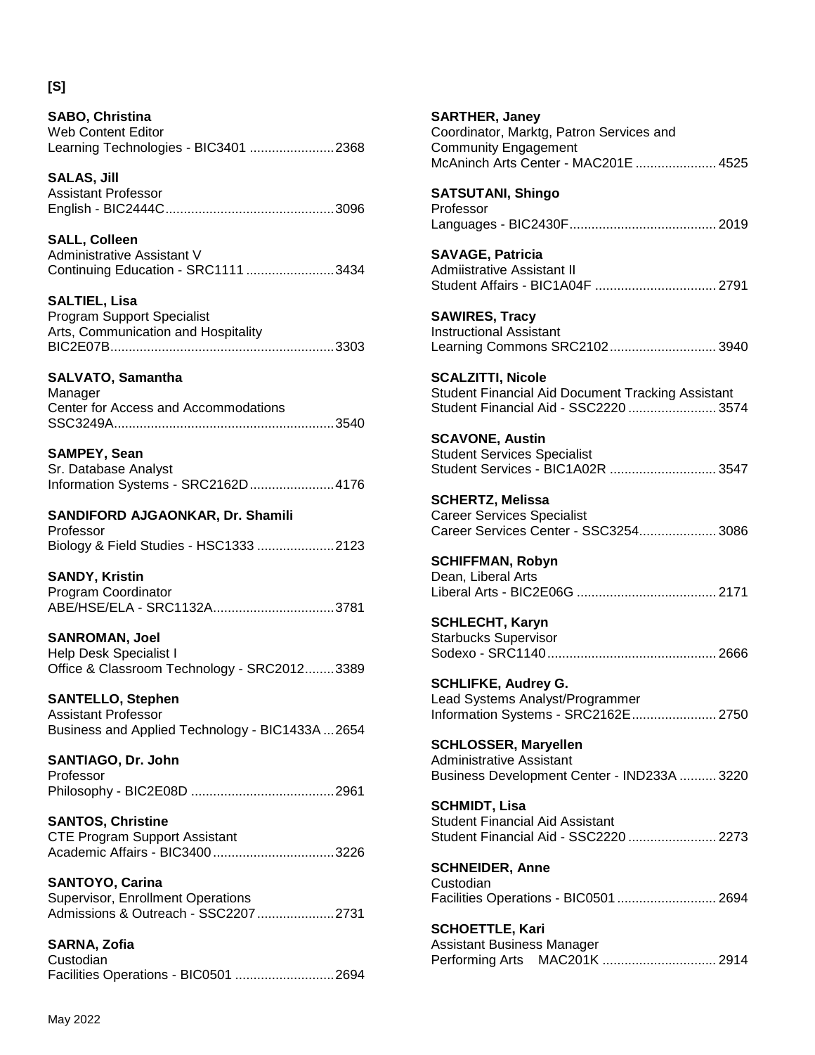**[S]**

**SABO, Christina**
Web Content Editor
Learning Technologies - BIC3401 .......................2368

**SALAS, Jill**
Assistant Professor
English - BIC2444C..............................................3096

**SALL, Colleen**
Administrative Assistant V
Continuing Education - SRC1111........................3434

**SALTIEL, Lisa**
Program Support Specialist
Arts, Communication and Hospitality
BIC2E07B.............................................................3303

**SALVATO, Samantha**
Manager
Center for Access and Accommodations
SSC3249A............................................................3540

**SAMPEY, Sean**
Sr. Database Analyst
Information Systems - SRC2162D.......................4176

**SANDIFORD AJGAONKAR, Dr. Shamili**
Professor
Biology & Field Studies - HSC1333 .....................2123

**SANDY, Kristin**
Program Coordinator
ABE/HSE/ELA - SRC1132A.................................3781

**SANROMAN, Joel**
Help Desk Specialist I
Office & Classroom Technology - SRC2012........3389

**SANTELLO, Stephen**
Assistant Professor
Business and Applied Technology - BIC1433A ...2654

**SANTIAGO, Dr. John**
Professor
Philosophy - BIC2E08D .......................................2961

**SANTOS, Christine**
CTE Program Support Assistant
Academic Affairs - BIC3400.................................3226

**SANTOYO, Carina**
Supervisor, Enrollment Operations
Admissions & Outreach - SSC2207.....................2731

**SARNA, Zofia**
Custodian
Facilities Operations - BIC0501 ...........................2694

**SARTHER, Janey**
Coordinator, Marktg, Patron Services and
Community Engagement
McAninch Arts Center - MAC201E ...................... 4525

**SATSUTANI, Shingo**
Professor
Languages - BIC2430F........................................ 2019

**SAVAGE, Patricia**
Admiistrative Assistant II
Student Affairs - BIC1A04F ................................. 2791

**SAWIRES, Tracy**
Instructional Assistant
Learning Commons SRC2102............................. 3940

**SCALZITTI, Nicole**
Student Financial Aid Document Tracking Assistant
Student Financial Aid - SSC2220 ........................ 3574

**SCAVONE, Austin**
Student Services Specialist
Student Services - BIC1A02R ............................. 3547

**SCHERTZ, Melissa**
Career Services Specialist
Career Services Center - SSC3254..................... 3086

**SCHIFFMAN, Robyn**
Dean, Liberal Arts
Liberal Arts - BIC2E06G ...................................... 2171

**SCHLECHT, Karyn**
Starbucks Supervisor
Sodexo - SRC1140.............................................. 2666

**SCHLIFKE, Audrey G.**
Lead Systems Analyst/Programmer
Information Systems - SRC2162E....................... 2750

**SCHLOSSER, Maryellen**
Administrative Assistant
Business Development Center - IND233A .......... 3220

**SCHMIDT, Lisa**
Student Financial Aid Assistant
Student Financial Aid - SSC2220 ........................ 2273

**SCHNEIDER, Anne**
Custodian
Facilities Operations - BIC0501 ........................... 2694

**SCHOETTLE, Kari**
Assistant Business Manager
Performing Arts MAC201K ............................... 2914

May 2022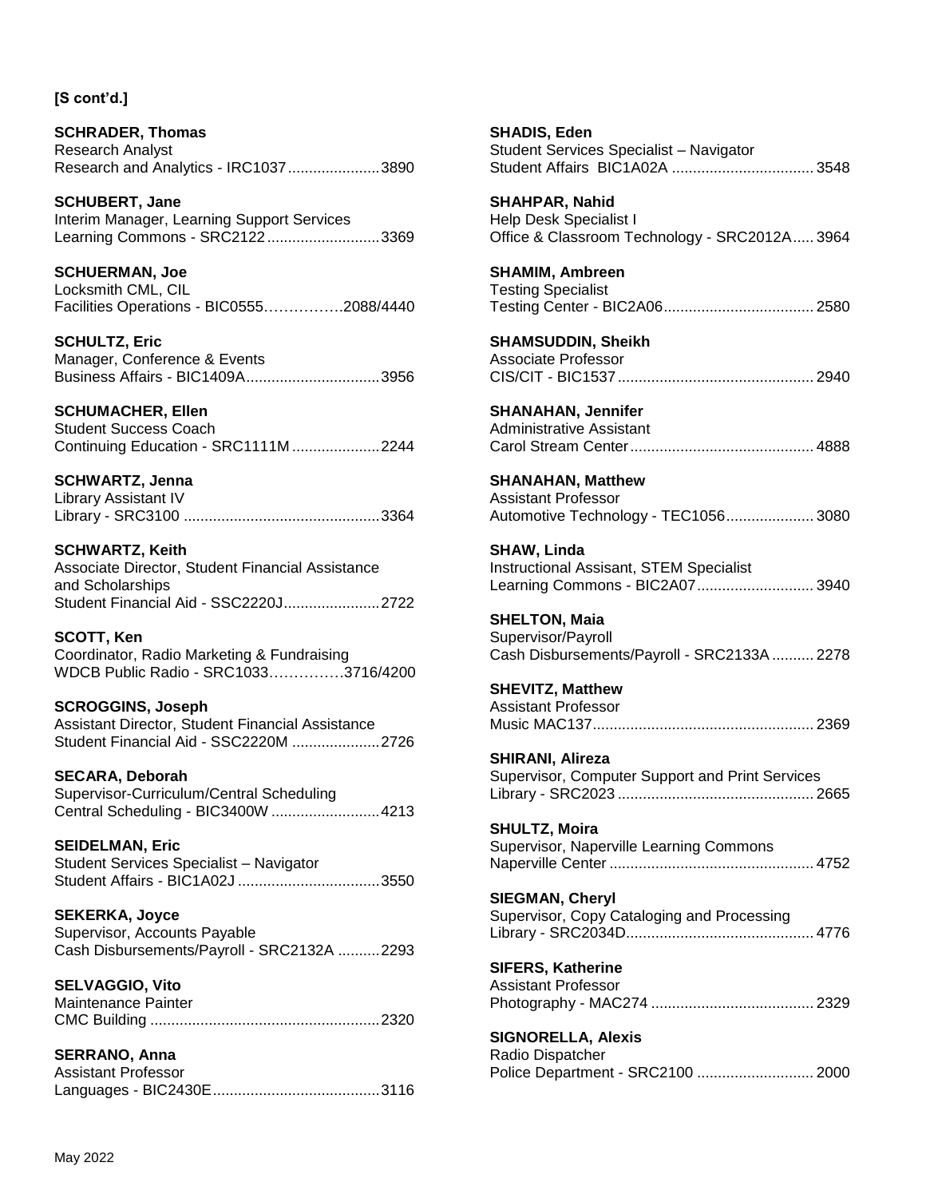**[S cont'd.]**

**SCHRADER, Thomas**
Research Analyst
Research and Analytics - IRC1037......................3890

**SCHUBERT, Jane**
Interim Manager, Learning Support Services
Learning Commons - SRC2122...........................3369

**SCHUERMAN, Joe**
Locksmith CML, CIL
Facilities Operations - BIC0555……………..2088/4440

**SCHULTZ, Eric**
Manager, Conference & Events
Business Affairs - BIC1409A................................3956

**SCHUMACHER, Ellen**
Student Success Coach
Continuing Education - SRC1111M.....................2244

**SCHWARTZ, Jenna**
Library Assistant IV
Library - SRC3100 ...............................................3364

**SCHWARTZ, Keith**
Associate Director, Student Financial Assistance and Scholarships
Student Financial Aid - SSC2220J.......................2722

**SCOTT, Ken**
Coordinator, Radio Marketing & Fundraising
WDCB Public Radio - SRC1033……………3716/4200

**SCROGGINS, Joseph**
Assistant Director, Student Financial Assistance
Student Financial Aid - SSC2220M .....................2726

**SECARA, Deborah**
Supervisor-Curriculum/Central Scheduling
Central Scheduling - BIC3400W ..........................4213

**SEIDELMAN, Eric**
Student Services Specialist – Navigator
Student Affairs - BIC1A02J ..................................3550

**SEKERKA, Joyce**
Supervisor, Accounts Payable
Cash Disbursements/Payroll - SRC2132A ..........2293

**SELVAGGIO, Vito**
Maintenance Painter
CMC Building .......................................................2320

**SERRANO, Anna**
Assistant Professor
Languages - BIC2430E........................................3116

**SHADIS, Eden**
Student Services Specialist – Navigator
Student Affairs BIC1A02A ..................................3548

**SHAHPAR, Nahid**
Help Desk Specialist I
Office & Classroom Technology - SRC2012A.....3964

**SHAMIM, Ambreen**
Testing Specialist
Testing Center - BIC2A06....................................2580

**SHAMSUDDIN, Sheikh**
Associate Professor
CIS/CIT - BIC1537...............................................2940

**SHANAHAN, Jennifer**
Administrative Assistant
Carol Stream Center............................................4888

**SHANAHAN, Matthew**
Assistant Professor
Automotive Technology - TEC1056.....................3080

**SHAW, Linda**
Instructional Assisant, STEM Specialist
Learning Commons - BIC2A07............................3940

**SHELTON, Maia**
Supervisor/Payroll
Cash Disbursements/Payroll - SRC2133A ..........2278

**SHEVITZ, Matthew**
Assistant Professor
Music MAC137.....................................................2369

**SHIRANI, Alireza**
Supervisor, Computer Support and Print Services
Library - SRC2023 ...............................................2665

**SHULTZ, Moira**
Supervisor, Naperville Learning Commons
Naperville Center .................................................4752

**SIEGMAN, Cheryl**
Supervisor, Copy Cataloging and Processing
Library - SRC2034D.............................................4776

**SIFERS, Katherine**
Assistant Professor
Photography - MAC274 .......................................2329

**SIGNORELLA, Alexis**
Radio Dispatcher
Police Department - SRC2100 ............................2000

May 2022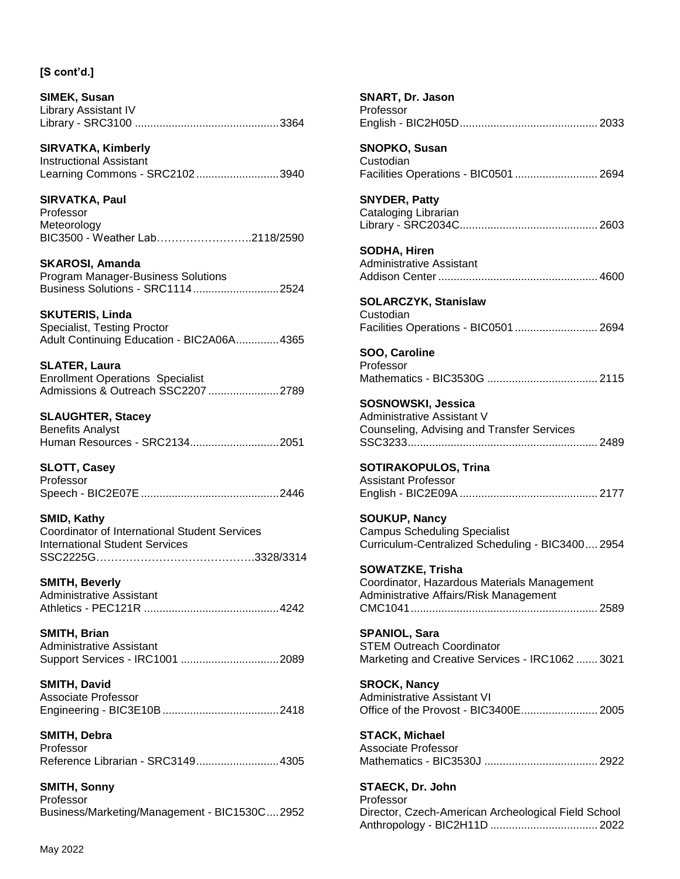**[S cont'd.]**

**SIMEK, Susan**
Library Assistant IV
Library - SRC3100 ............................................... 3364

**SIRVATKA, Kimberly**
Instructional Assistant
Learning Commons - SRC2102 ........................... 3940

**SIRVATKA, Paul**
Professor
Meteorology
BIC3500 - Weather Lab……………………..2118/2590

**SKAROSI, Amanda**
Program Manager-Business Solutions
Business Solutions - SRC1114 ............................ 2524

**SKUTERIS, Linda**
Specialist, Testing Proctor
Adult Continuing Education - BIC2A06A .............. 4365

**SLATER, Laura**
Enrollment Operations Specialist
Admissions & Outreach SSC2207 ....................... 2789

**SLAUGHTER, Stacey**
Benefits Analyst
Human Resources - SRC2134 ............................. 2051

**SLOTT, Casey**
Professor
Speech - BIC2E07E ............................................. 2446

**SMID, Kathy**
Coordinator of International Student Services
International Student Services
SSC2225G……………………………………3328/3314

**SMITH, Beverly**
Administrative Assistant
Athletics - PEC121R ............................................ 4242

**SMITH, Brian**
Administrative Assistant
Support Services - IRC1001 ................................ 2089

**SMITH, David**
Associate Professor
Engineering - BIC3E10B ...................................... 2418

**SMITH, Debra**
Professor
Reference Librarian - SRC3149 ........................... 4305

**SMITH, Sonny**
Professor
Business/Marketing/Management - BIC1530C .... 2952

**SNART, Dr. Jason**
Professor
English - BIC2H05D ............................................. 2033

**SNOPKO, Susan**
Custodian
Facilities Operations - BIC0501 ........................... 2694

**SNYDER, Patty**
Cataloging Librarian
Library - SRC2034C ............................................. 2603

**SODHA, Hiren**
Administrative Assistant
Addison Center .................................................... 4600

**SOLARCZYK, Stanislaw**
Custodian
Facilities Operations - BIC0501 ........................... 2694

**SOO, Caroline**
Professor
Mathematics - BIC3530G .................................... 2115

**SOSNOWSKI, Jessica**
Administrative Assistant V
Counseling, Advising and Transfer Services
SSC3233 .............................................................. 2489

**SOTIRAKOPULOS, Trina**
Assistant Professor
English - BIC2E09A ............................................. 2177

**SOUKUP, Nancy**
Campus Scheduling Specialist
Curriculum-Centralized Scheduling - BIC3400 .... 2954

**SOWATZKE, Trisha**
Coordinator, Hazardous Materials Management
Administrative Affairs/Risk Management
CMC1041 ............................................................. 2589

**SPANIOL, Sara**
STEM Outreach Coordinator
Marketing and Creative Services - IRC1062 ....... 3021

**SROCK, Nancy**
Administrative Assistant VI
Office of the Provost - BIC3400E ......................... 2005

**STACK, Michael**
Associate Professor
Mathematics - BIC3530J ..................................... 2922

**STAECK, Dr. John**
Professor
Director, Czech-American Archeological Field School
Anthropology - BIC2H11D ................................... 2022

May 2022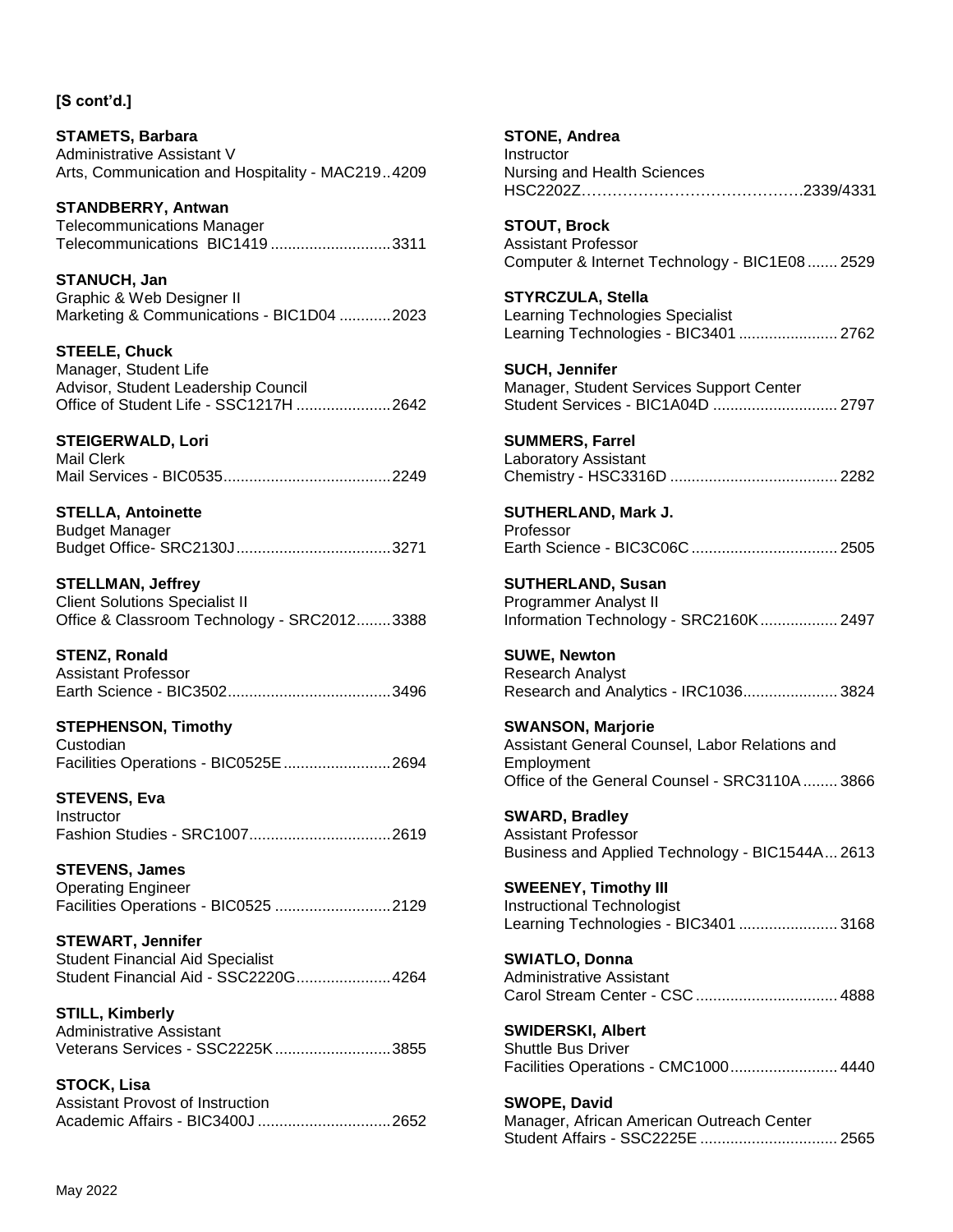**[S cont'd.]**

**STAMETS, Barbara**
Administrative Assistant V
Arts, Communication and Hospitality - MAC219..4209

**STANDBERRY, Antwan**
Telecommunications Manager
Telecommunications BIC1419 ............................3311

**STANUCH, Jan**
Graphic & Web Designer II
Marketing & Communications - BIC1D04 ............2023

**STEELE, Chuck**
Manager, Student Life
Advisor, Student Leadership Council
Office of Student Life - SSC1217H ......................2642

**STEIGERWALD, Lori**
Mail Clerk
Mail Services - BIC0535.......................................2249

**STELLA, Antoinette**
Budget Manager
Budget Office- SRC2130J....................................3271

**STELLMAN, Jeffrey**
Client Solutions Specialist II
Office & Classroom Technology - SRC2012........3388

**STENZ, Ronald**
Assistant Professor
Earth Science - BIC3502......................................3496

**STEPHENSON, Timothy**
Custodian
Facilities Operations - BIC0525E.........................2694

**STEVENS, Eva**
Instructor
Fashion Studies - SRC1007.................................2619

**STEVENS, James**
Operating Engineer
Facilities Operations - BIC0525 ...........................2129

**STEWART, Jennifer**
Student Financial Aid Specialist
Student Financial Aid - SSC2220G......................4264

**STILL, Kimberly**
Administrative Assistant
Veterans Services - SSC2225K...........................3855

**STOCK, Lisa**
Assistant Provost of Instruction
Academic Affairs - BIC3400J ...............................2652

**STONE, Andrea**
Instructor
Nursing and Health Sciences
HSC2202Z…………………………………….2339/4331

**STOUT, Brock**
Assistant Professor
Computer & Internet Technology - BIC1E08 ....... 2529

**STYRCZULA, Stella**
Learning Technologies Specialist
Learning Technologies - BIC3401 ....................... 2762

**SUCH, Jennifer**
Manager, Student Services Support Center
Student Services - BIC1A04D ............................. 2797

**SUMMERS, Farrel**
Laboratory Assistant
Chemistry - HSC3316D ....................................... 2282

**SUTHERLAND, Mark J.**
Professor
Earth Science - BIC3C06C .................................. 2505

**SUTHERLAND, Susan**
Programmer Analyst II
Information Technology - SRC2160K.................. 2497

**SUWE, Newton**
Research Analyst
Research and Analytics - IRC1036...................... 3824

**SWANSON, Marjorie**
Assistant General Counsel, Labor Relations and Employment
Office of the General Counsel - SRC3110A ........ 3866

**SWARD, Bradley**
Assistant Professor
Business and Applied Technology - BIC1544A... 2613

**SWEENEY, Timothy III**
Instructional Technologist
Learning Technologies - BIC3401 ....................... 3168

**SWIATLO, Donna**
Administrative Assistant
Carol Stream Center - CSC ................................. 4888

**SWIDERSKI, Albert**
Shuttle Bus Driver
Facilities Operations - CMC1000......................... 4440

**SWOPE, David**
Manager, African American Outreach Center
Student Affairs - SSC2225E ................................ 2565

May 2022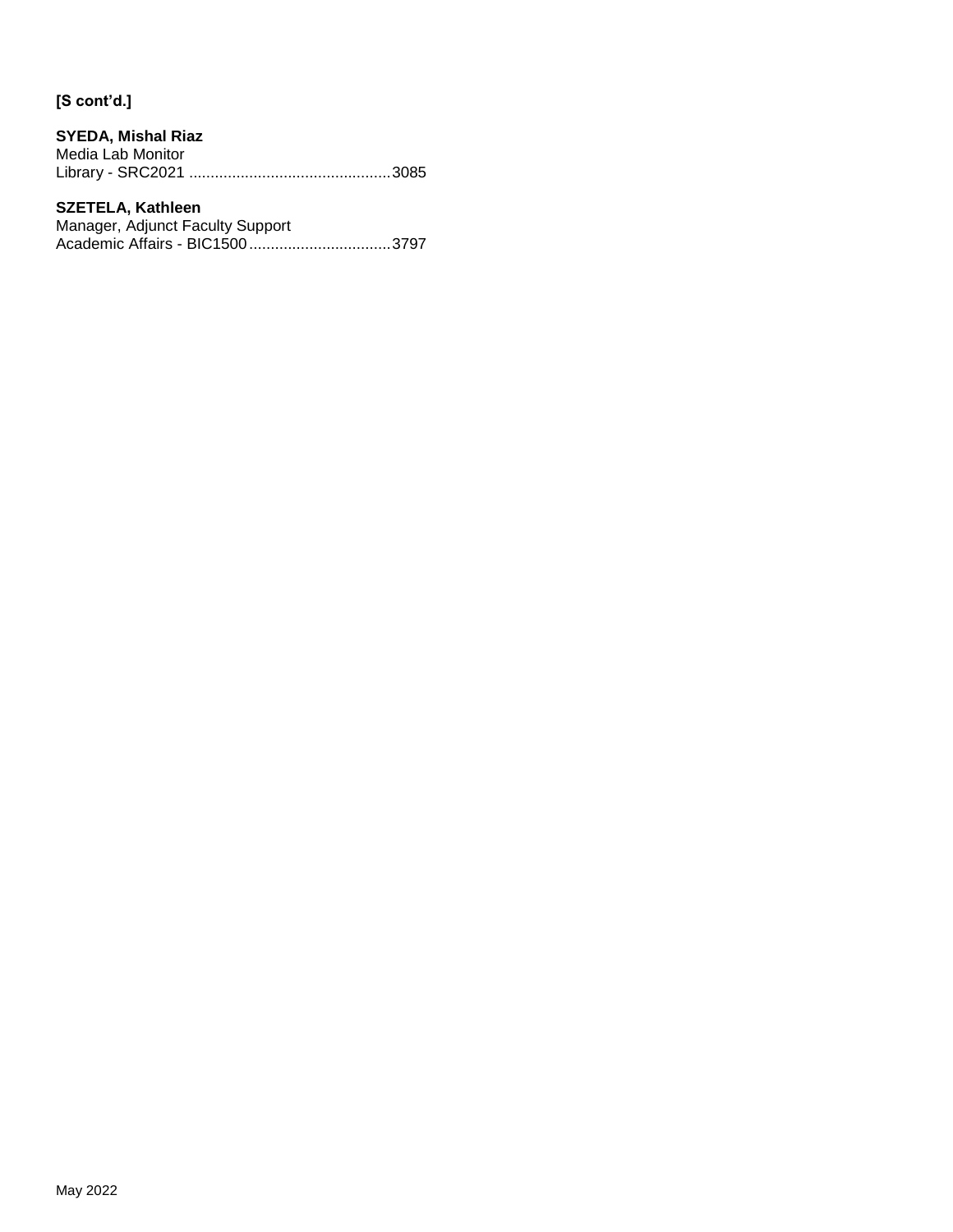**[S cont'd.]**

**SYEDA, Mishal Riaz**
Media Lab Monitor
Library - SRC2021 ............................................... 3085

**SZETELA, Kathleen**
Manager, Adjunct Faculty Support
Academic Affairs - BIC1500 ................................. 3797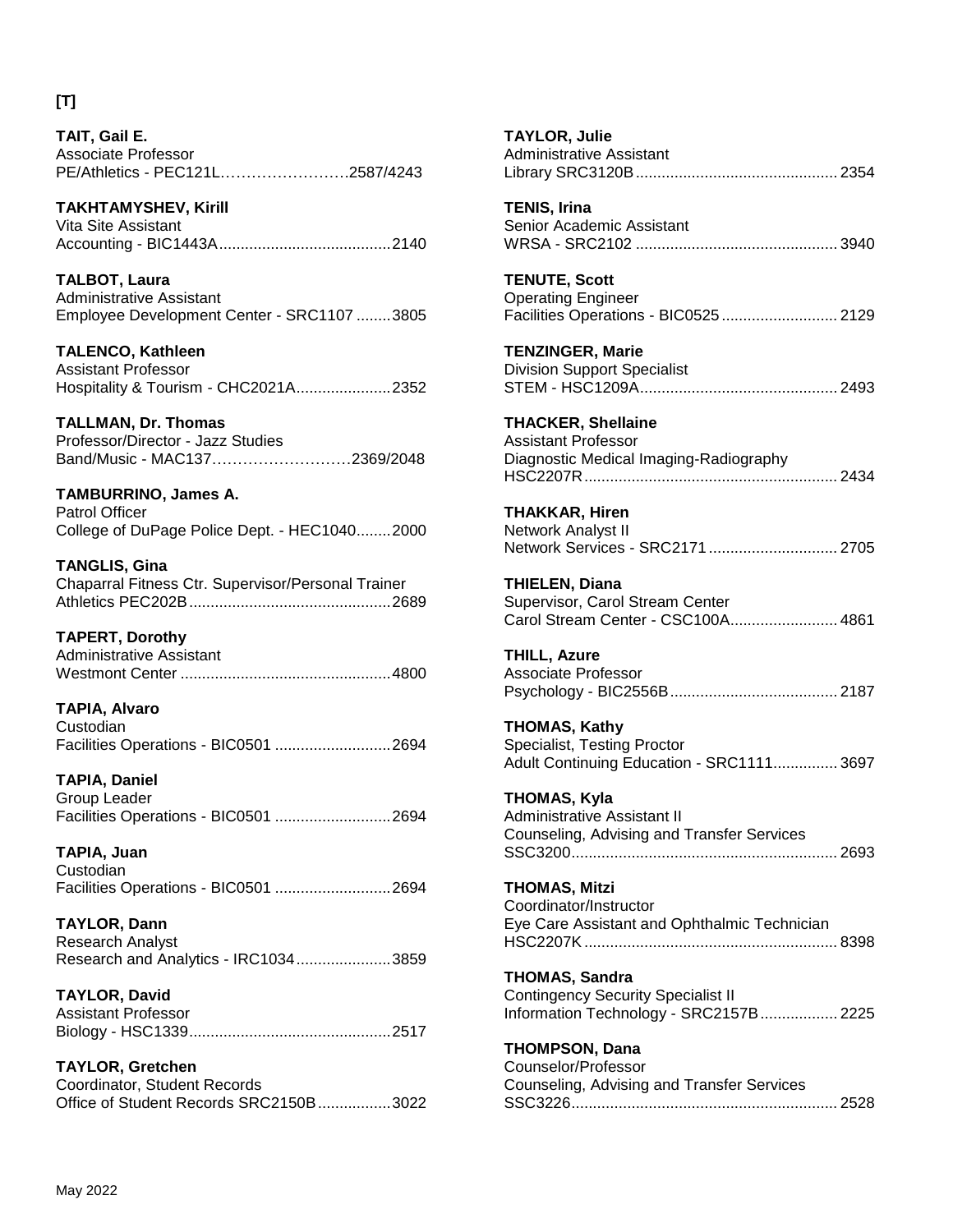**[T]**

**TAIT, Gail E.**
Associate Professor
PE/Athletics - PEC121L……………………2587/4243

**TAKHTAMYSHEV, Kirill**
Vita Site Assistant
Accounting - BIC1443A........................................2140

**TALBOT, Laura**
Administrative Assistant
Employee Development Center - SRC1107 ........3805

**TALENCO, Kathleen**
Assistant Professor
Hospitality & Tourism - CHC2021A......................2352

**TALLMAN, Dr. Thomas**
Professor/Director - Jazz Studies
Band/Music - MAC137………………………2369/2048

**TAMBURRINO, James A.**
Patrol Officer
College of DuPage Police Dept. - HEC1040........2000

**TANGLIS, Gina**
Chaparral Fitness Ctr. Supervisor/Personal Trainer
Athletics PEC202B...............................................2689

**TAPERT, Dorothy**
Administrative Assistant
Westmont Center .................................................4800

**TAPIA, Alvaro**
Custodian
Facilities Operations - BIC0501 ...........................2694

**TAPIA, Daniel**
Group Leader
Facilities Operations - BIC0501 ...........................2694

**TAPIA, Juan**
Custodian
Facilities Operations - BIC0501 ...........................2694

**TAYLOR, Dann**
Research Analyst
Research and Analytics - IRC1034......................3859

**TAYLOR, David**
Assistant Professor
Biology - HSC1339...............................................2517

**TAYLOR, Gretchen**
Coordinator, Student Records
Office of Student Records SRC2150B.................3022

**TAYLOR, Julie**
Administrative Assistant
Library SRC3120B...............................................2354

**TENIS, Irina**
Senior Academic Assistant
WRSA - SRC2102 ...............................................3940

**TENUTE, Scott**
Operating Engineer
Facilities Operations - BIC0525...........................2129

**TENZINGER, Marie**
Division Support Specialist
STEM - HSC1209A..............................................2493

**THACKER, Shellaine**
Assistant Professor
Diagnostic Medical Imaging-Radiography
HSC2207R...........................................................2434

**THAKKAR, Hiren**
Network Analyst II
Network Services - SRC2171..............................2705

**THIELEN, Diana**
Supervisor, Carol Stream Center
Carol Stream Center - CSC100A.........................4861

**THILL, Azure**
Associate Professor
Psychology - BIC2556B.......................................2187

**THOMAS, Kathy**
Specialist, Testing Proctor
Adult Continuing Education - SRC1111...............3697

**THOMAS, Kyla**
Administrative Assistant II
Counseling, Advising and Transfer Services
SSC3200..............................................................2693

**THOMAS, Mitzi**
Coordinator/Instructor
Eye Care Assistant and Ophthalmic Technician
HSC2207K...........................................................8398

**THOMAS, Sandra**
Contingency Security Specialist II
Information Technology - SRC2157B..................2225

**THOMPSON, Dana**
Counselor/Professor
Counseling, Advising and Transfer Services
SSC3226..............................................................2528

May 2022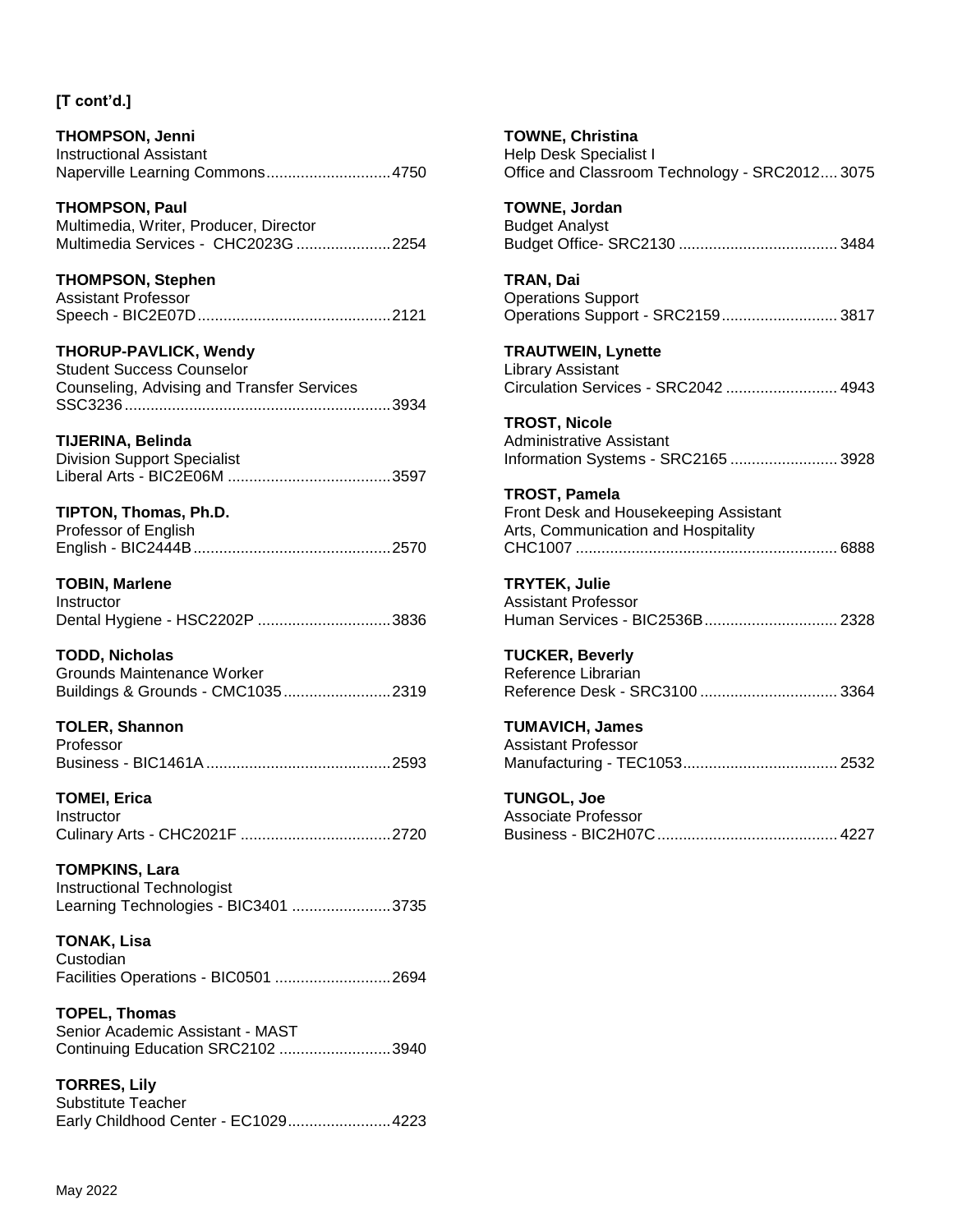**[T cont'd.]**

**THOMPSON, Jenni**
Instructional Assistant
Naperville Learning Commons............................4750

**THOMPSON, Paul**
Multimedia, Writer, Producer, Director
Multimedia Services - CHC2023G......................2254

**THOMPSON, Stephen**
Assistant Professor
Speech - BIC2E07D............................................2121

**THORUP-PAVLICK, Wendy**
Student Success Counselor
Counseling, Advising and Transfer Services
SSC3236.............................................................3934

**TIJERINA, Belinda**
Division Support Specialist
Liberal Arts - BIC2E06M ......................................3597

**TIPTON, Thomas, Ph.D.**
Professor of English
English - BIC2444B..............................................2570

**TOBIN, Marlene**
Instructor
Dental Hygiene - HSC2202P ...............................3836

**TODD, Nicholas**
Grounds Maintenance Worker
Buildings & Grounds - CMC1035.........................2319

**TOLER, Shannon**
Professor
Business - BIC1461A...........................................2593

**TOMEI, Erica**
Instructor
Culinary Arts - CHC2021F ...................................2720

**TOMPKINS, Lara**
Instructional Technologist
Learning Technologies - BIC3401 .......................3735

**TONAK, Lisa**
Custodian
Facilities Operations - BIC0501 ...........................2694

**TOPEL, Thomas**
Senior Academic Assistant - MAST
Continuing Education SRC2102 ..........................3940

**TORRES, Lily**
Substitute Teacher
Early Childhood Center - EC1029........................4223

**TOWNE, Christina**
Help Desk Specialist I
Office and Classroom Technology - SRC2012....3075

**TOWNE, Jordan**
Budget Analyst
Budget Office- SRC2130 .....................................3484

**TRAN, Dai**
Operations Support
Operations Support - SRC2159...........................3817

**TRAUTWEIN, Lynette**
Library Assistant
Circulation Services - SRC2042 ..........................4943

**TROST, Nicole**
Administrative Assistant
Information Systems - SRC2165 .........................3928

**TROST, Pamela**
Front Desk and Housekeeping Assistant
Arts, Communication and Hospitality
CHC1007 .............................................................6888

**TRYTEK, Julie**
Assistant Professor
Human Services - BIC2536B...............................2328

**TUCKER, Beverly**
Reference Librarian
Reference Desk - SRC3100 ................................3364

**TUMAVICH, James**
Assistant Professor
Manufacturing - TEC1053....................................2532

**TUNGOL, Joe**
Associate Professor
Business - BIC2H07C..........................................4227

May 2022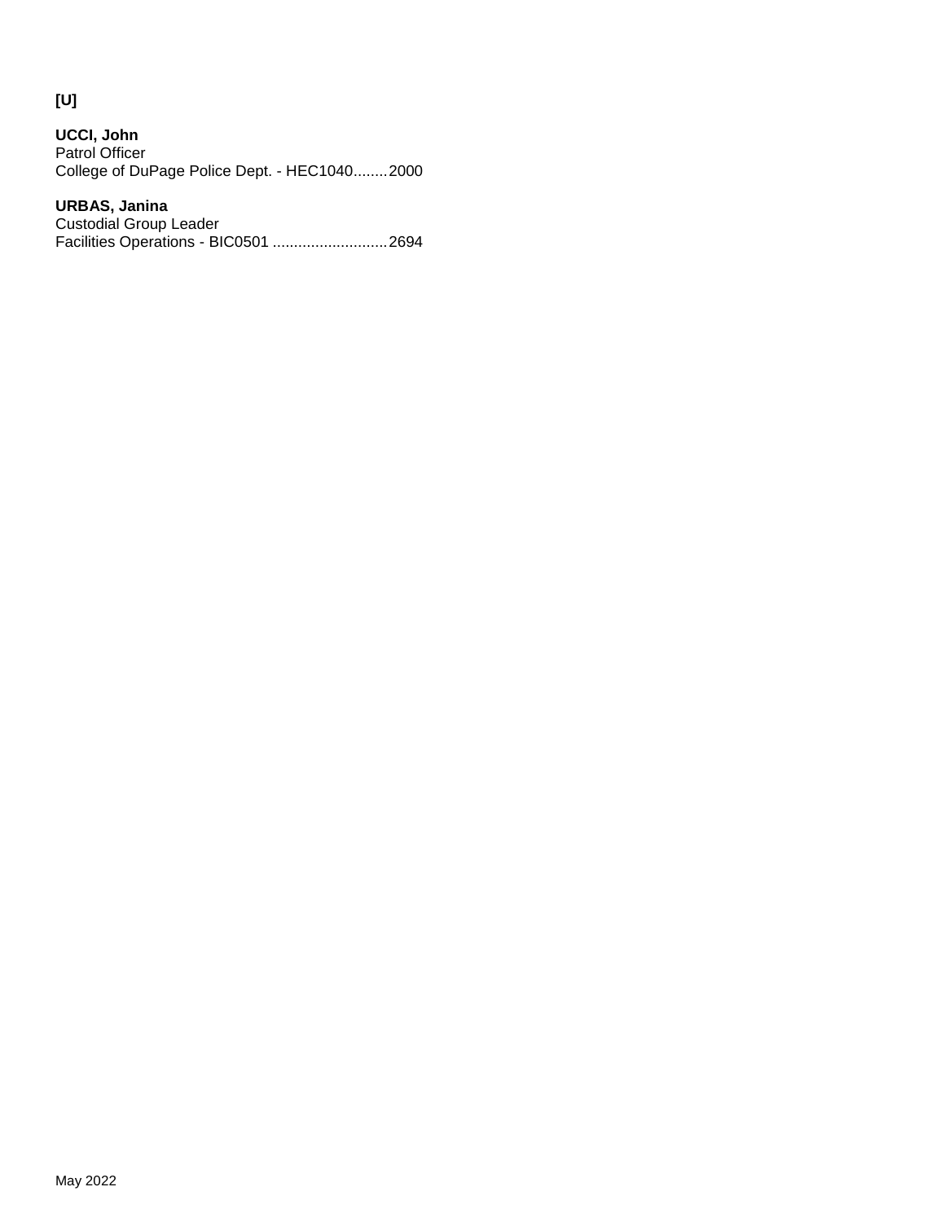**[U]**

**UCCI, John**
Patrol Officer
College of DuPage Police Dept. - HEC1040........2000

**URBAS, Janina**
Custodial Group Leader
Facilities Operations - BIC0501 ...........................2694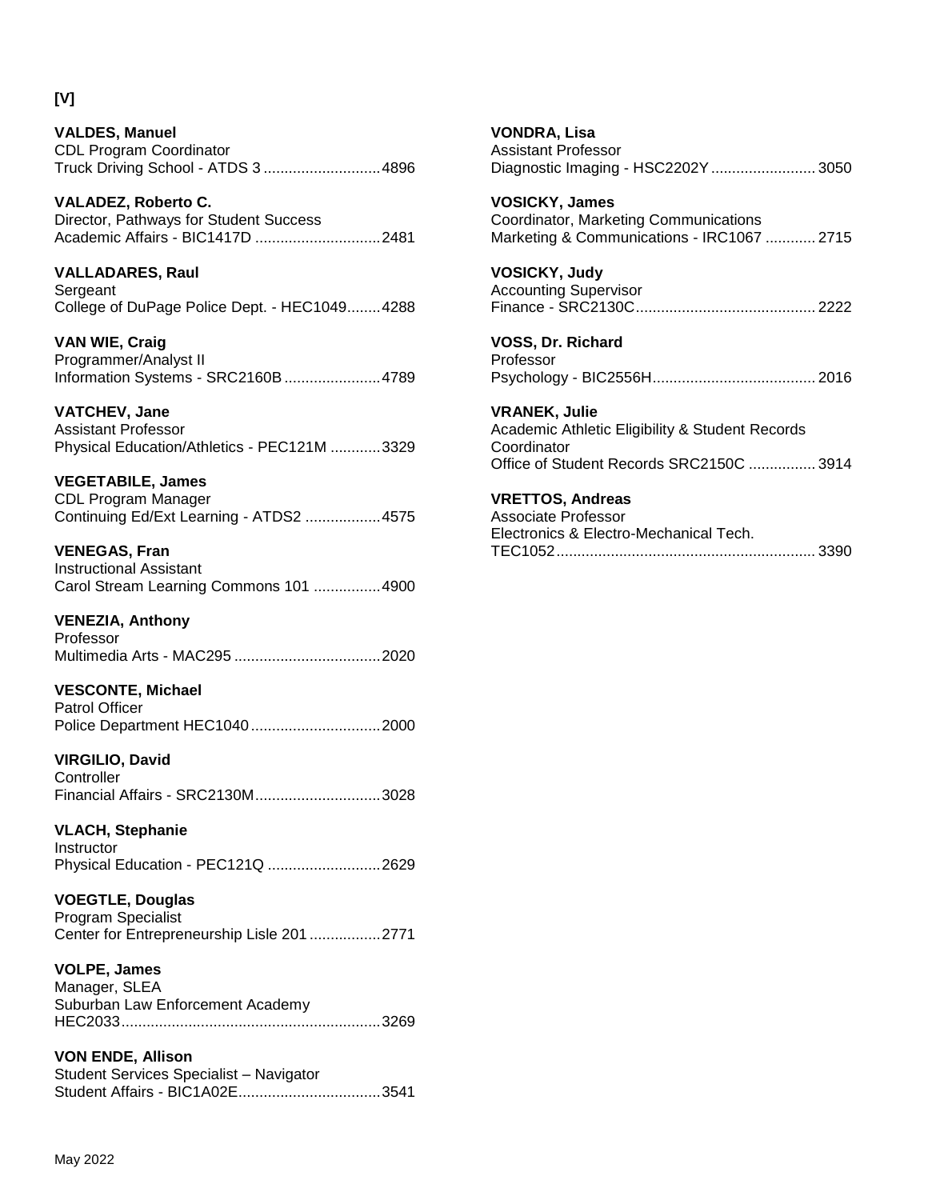**[V]**

**VALDES, Manuel**
CDL Program Coordinator
Truck Driving School - ATDS 3 ............................4896

**VALADEZ, Roberto C.**
Director, Pathways for Student Success
Academic Affairs - BIC1417D ..............................2481

**VALLADARES, Raul**
Sergeant
College of DuPage Police Dept. - HEC1049........4288

**VAN WIE, Craig**
Programmer/Analyst II
Information Systems - SRC2160B .......................4789

**VATCHEV, Jane**
Assistant Professor
Physical Education/Athletics - PEC121M ............3329

**VEGETABILE, James**
CDL Program Manager
Continuing Ed/Ext Learning - ATDS2 ..................4575

**VENEGAS, Fran**
Instructional Assistant
Carol Stream Learning Commons 101 ................4900

**VENEZIA, Anthony**
Professor
Multimedia Arts - MAC295 ...................................2020

**VESCONTE, Michael**
Patrol Officer
Police Department HEC1040...............................2000

**VIRGILIO, David**
Controller
Financial Affairs - SRC2130M..............................3028

**VLACH, Stephanie**
Instructor
Physical Education - PEC121Q ...........................2629

**VOEGTLE, Douglas**
Program Specialist
Center for Entrepreneurship Lisle 201 .................2771

**VOLPE, James**
Manager, SLEA
Suburban Law Enforcement Academy
HEC2033..............................................................3269

**VON ENDE, Allison**
Student Services Specialist – Navigator
Student Affairs - BIC1A02E..................................3541

**VONDRA, Lisa**
Assistant Professor
Diagnostic Imaging - HSC2202Y.........................3050

**VOSICKY, James**
Coordinator, Marketing Communications
Marketing & Communications - IRC1067 ............2715

**VOSICKY, Judy**
Accounting Supervisor
Finance - SRC2130C...........................................2222

**VOSS, Dr. Richard**
Professor
Psychology - BIC2556H.......................................2016

**VRANEK, Julie**
Academic Athletic Eligibility & Student Records Coordinator
Office of Student Records SRC2150C ................3914

**VRETTOS, Andreas**
Associate Professor
Electronics & Electro-Mechanical Tech.
TEC1052..............................................................3390

May 2022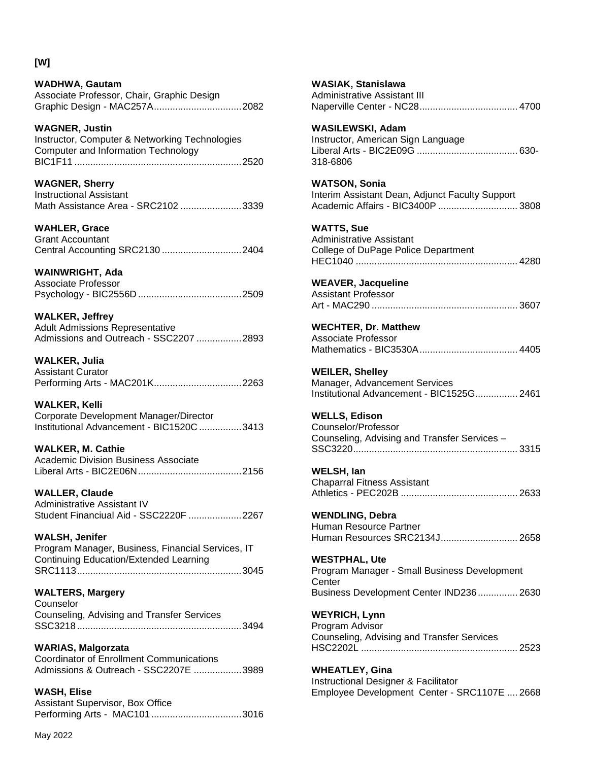**[W]**

**WADHWA, Gautam**
Associate Professor, Chair, Graphic Design
Graphic Design - MAC257A................................2082

**WAGNER, Justin**
Instructor, Computer & Networking Technologies
Computer and Information Technology
BIC1F11..............................................................2520

**WAGNER, Sherry**
Instructional Assistant
Math Assistance Area - SRC2102 .......................3339

**WAHLER, Grace**
Grant Accountant
Central Accounting SRC2130 ..............................2404

**WAINWRIGHT, Ada**
Associate Professor
Psychology - BIC2556D.......................................2509

**WALKER, Jeffrey**
Adult Admissions Representative
Admissions and Outreach - SSC2207 .................2893

**WALKER, Julia**
Assistant Curator
Performing Arts - MAC201K.................................2263

**WALKER, Kelli**
Corporate Development Manager/Director
Institutional Advancement - BIC1520C ................3413

**WALKER, M. Cathie**
Academic Division Business Associate
Liberal Arts - BIC2E06N.......................................2156

**WALLER, Claude**
Administrative Assistant IV
Student Financiual Aid - SSC2220F ....................2267

**WALSH, Jenifer**
Program Manager, Business, Financial Services, IT
Continuing Education/Extended Learning
SRC1113.............................................................3045

**WALTERS, Margery**
Counselor
Counseling, Advising and Transfer Services
SSC3218.............................................................3494

**WARIAS, Malgorzata**
Coordinator of Enrollment Communications
Admissions & Outreach - SSC2207E ..................3989

**WASH, Elise**
Assistant Supervisor, Box Office
Performing Arts - MAC101..................................3016

**WASIAK, Stanislawa**
Administrative Assistant III
Naperville Center - NC28.....................................4700

**WASILEWSKI, Adam**
Instructor, American Sign Language
Liberal Arts - BIC2E09G ......................................630-318-6806

**WATSON, Sonia**
Interim Assistant Dean, Adjunct Faculty Support
Academic Affairs - BIC3400P ..............................3808

**WATTS, Sue**
Administrative Assistant
College of DuPage Police Department
HEC1040 .............................................................4280

**WEAVER, Jacqueline**
Assistant Professor
Art - MAC290 .......................................................3607

**WECHTER, Dr. Matthew**
Associate Professor
Mathematics - BIC3530A.....................................4405

**WEILER, Shelley**
Manager, Advancement Services
Institutional Advancement - BIC1525G................2461

**WELLS, Edison**
Counselor/Professor
Counseling, Advising and Transfer Services –
SSC3220.............................................................3315

**WELSH, Ian**
Chaparral Fitness Assistant
Athletics - PEC202B ............................................2633

**WENDLING, Debra**
Human Resource Partner
Human Resources SRC2134J.............................2658

**WESTPHAL, Ute**
Program Manager - Small Business Development Center
Business Development Center IND236...............2630

**WEYRICH, Lynn**
Program Advisor
Counseling, Advising and Transfer Services
HSC2202L ...........................................................2523

**WHEATLEY, Gina**
Instructional Designer & Facilitator
Employee Development Center - SRC1107E ....2668

May 2022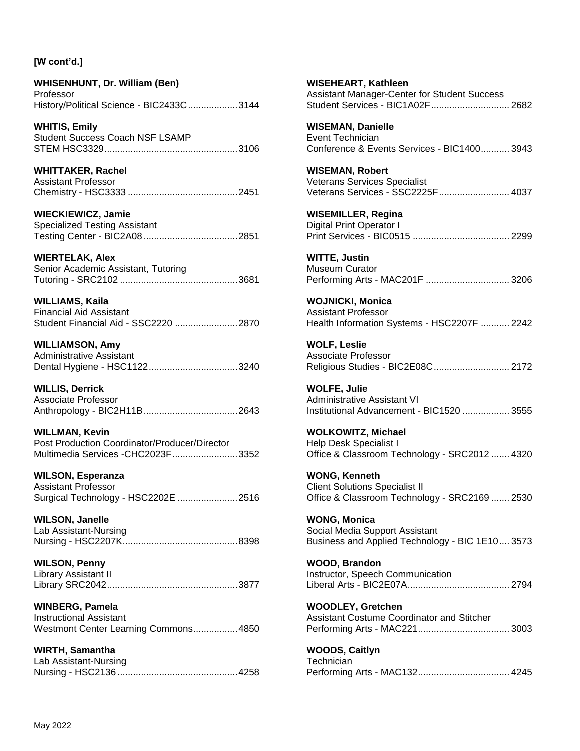**[W cont'd.]**

**WHISENHUNT, Dr. William (Ben)**
Professor
History/Political Science - BIC2433C....................3144

**WHITIS, Emily**
Student Success Coach NSF LSAMP
STEM HSC3329....................................................3106

**WHITTAKER, Rachel**
Assistant Professor
Chemistry - HSC3333 ...........................................2451

**WIECKIEWICZ, Jamie**
Specialized Testing Assistant
Testing Center - BIC2A08.....................................2851

**WIERTELAK, Alex**
Senior Academic Assistant, Tutoring
Tutoring - SRC2102 .............................................3681

**WILLIAMS, Kaila**
Financial Aid Assistant
Student Financial Aid - SSC2220 ........................2870

**WILLIAMSON, Amy**
Administrative Assistant
Dental Hygiene - HSC1122...................................3240

**WILLIS, Derrick**
Associate Professor
Anthropology - BIC2H11B.....................................2643

**WILLMAN, Kevin**
Post Production Coordinator/Producer/Director
Multimedia Services -CHC2023F.........................3352

**WILSON, Esperanza**
Assistant Professor
Surgical Technology - HSC2202E .......................2516

**WILSON, Janelle**
Lab Assistant-Nursing
Nursing - HSC2207K............................................8398

**WILSON, Penny**
Library Assistant II
Library SRC2042..................................................3877

**WINBERG, Pamela**
Instructional Assistant
Westmont Center Learning Commons.................4850

**WIRTH, Samantha**
Lab Assistant-Nursing
Nursing - HSC2136..............................................4258

**WISEHEART, Kathleen**
Assistant Manager-Center for Student Success
Student Services - BIC1A02F..............................2682

**WISEMAN, Danielle**
Event Technician
Conference & Events Services - BIC1400...........3943

**WISEMAN, Robert**
Veterans Services Specialist
Veterans Services - SSC2225F...........................4037

**WISEMILLER, Regina**
Digital Print Operator I
Print Services - BIC0515 .....................................2299

**WITTE, Justin**
Museum Curator
Performing Arts - MAC201F ................................3206

**WOJNICKI, Monica**
Assistant Professor
Health Information Systems - HSC2207F ...........2242

**WOLF, Leslie**
Associate Professor
Religious Studies - BIC2E08C.............................2172

**WOLFE, Julie**
Administrative Assistant VI
Institutional Advancement - BIC1520 ..................3555

**WOLKOWITZ, Michael**
Help Desk Specialist I
Office & Classroom Technology - SRC2012 .......4320

**WONG, Kenneth**
Client Solutions Specialist II
Office & Classroom Technology - SRC2169 .......2530

**WONG, Monica**
Social Media Support Assistant
Business and Applied Technology - BIC 1E10....3573

**WOOD, Brandon**
Instructor, Speech Communication
Liberal Arts - BIC2E07A.......................................2794

**WOODLEY, Gretchen**
Assistant Costume Coordinator and Stitcher
Performing Arts - MAC221...................................3003

**WOODS, Caitlyn**
Technician
Performing Arts - MAC132...................................4245

May 2022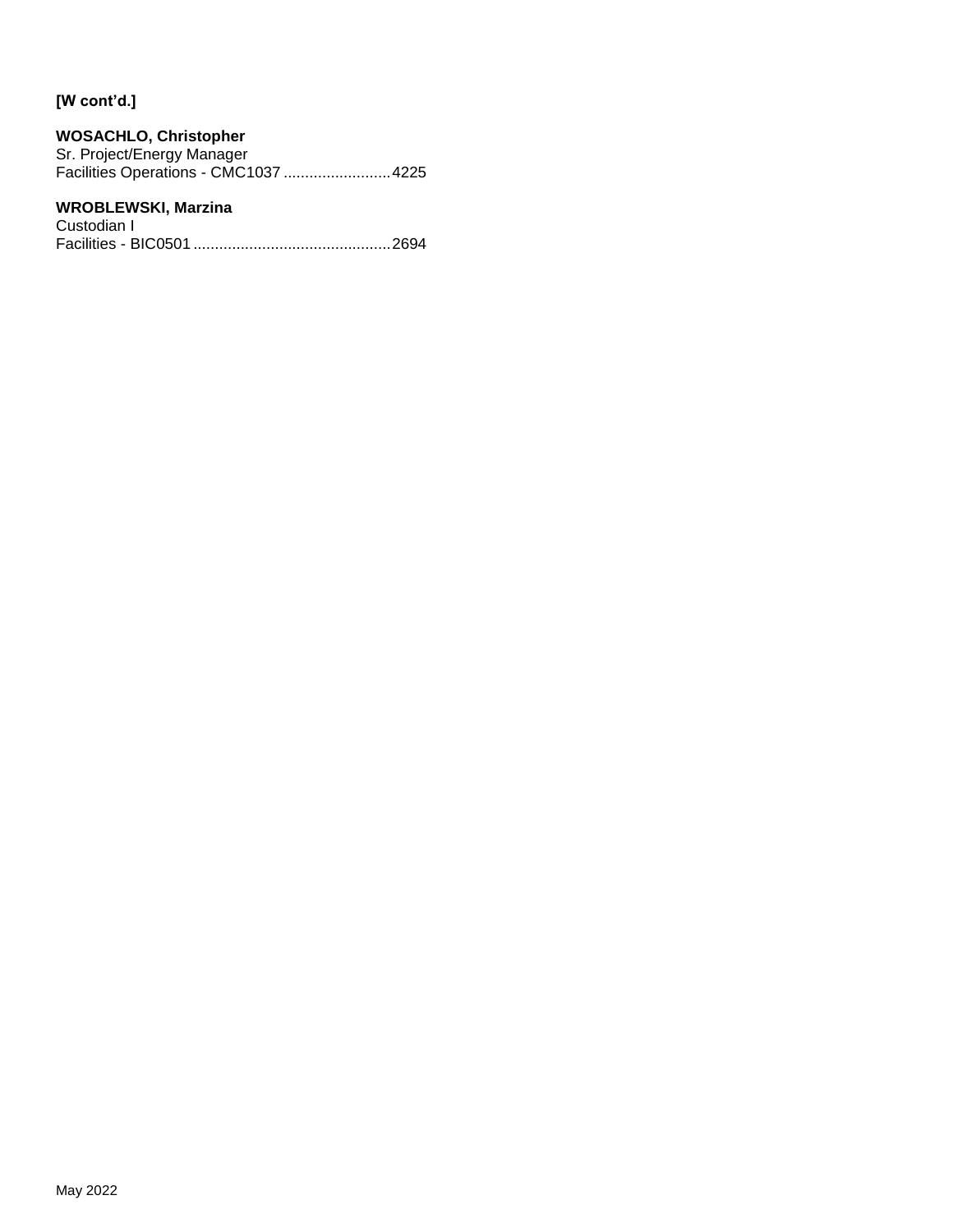**[W cont'd.]**

**WOSACHLO, Christopher**
Sr. Project/Energy Manager
Facilities Operations - CMC1037 ........................4225

**WROBLEWSKI, Marzina**
Custodian I
Facilities - BIC0501 .............................................2694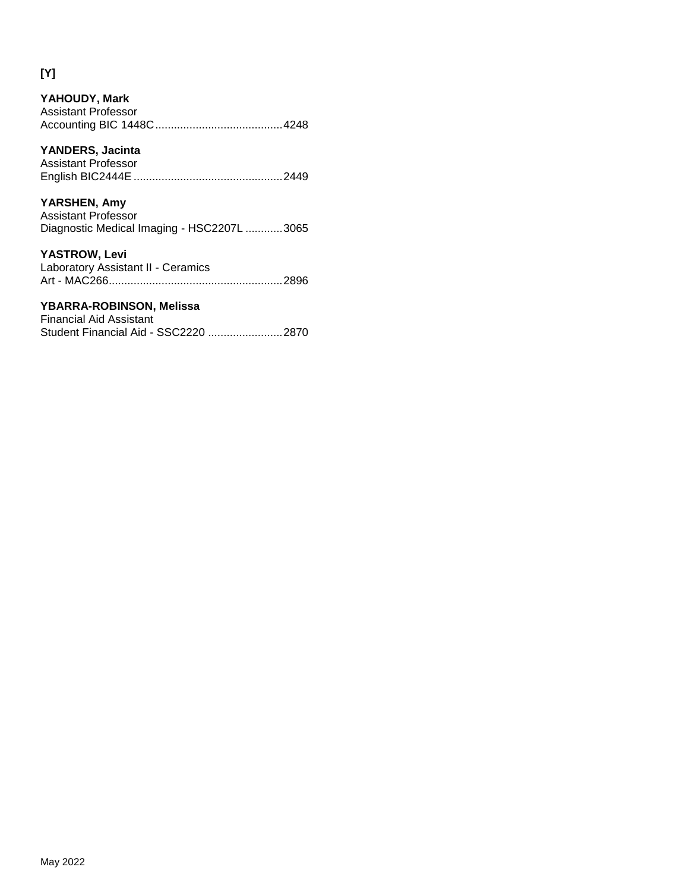**[Y]**

**YAHOUDY, Mark**
Assistant Professor
Accounting BIC 1448C.........................................4248

**YANDERS, Jacinta**
Assistant Professor
English BIC2444E ................................................2449

**YARSHEN, Amy**
Assistant Professor
Diagnostic Medical Imaging - HSC2207L ............3065

**YASTROW, Levi**
Laboratory Assistant II - Ceramics
Art - MAC266........................................................2896

**YBARRA-ROBINSON, Melissa**
Financial Aid Assistant
Student Financial Aid - SSC2220 ........................2870

May 2022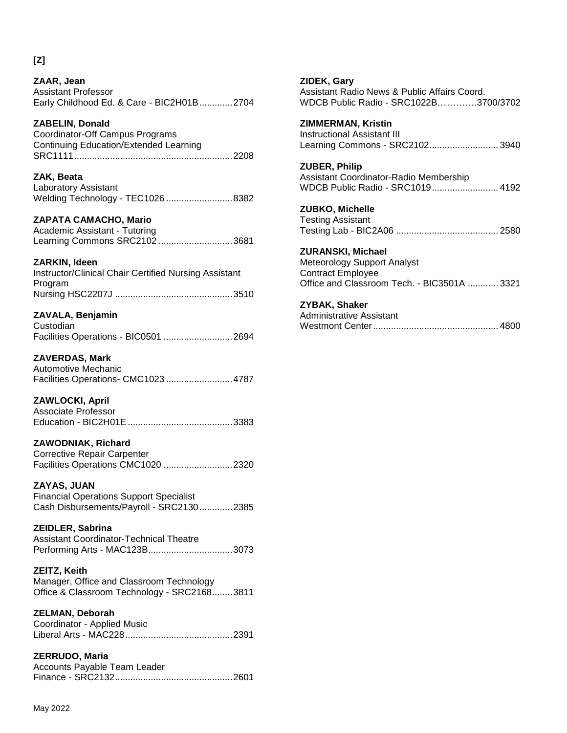**[Z]**

**ZAAR, Jean**
Assistant Professor
Early Childhood Ed. & Care - BIC2H01B.............2704

**ZABELIN, Donald**
Coordinator-Off Campus Programs
Continuing Education/Extended Learning
SRC1111..............................................................2208

**ZAK, Beata**
Laboratory Assistant
Welding Technology - TEC1026 ..........................8382

**ZAPATA CAMACHO, Mario**
Academic Assistant - Tutoring
Learning Commons SRC2102 .............................3681

**ZARKIN, Ideen**
Instructor/Clinical Chair Certified Nursing Assistant Program
Nursing HSC2207J ..............................................3510

**ZAVALA, Benjamin**
Custodian
Facilities Operations - BIC0501 ...........................2694

**ZAVERDAS, Mark**
Automotive Mechanic
Facilities Operations- CMC1023 ..........................4787

**ZAWLOCKI, April**
Associate Professor
Education - BIC2H01E .........................................3383

**ZAWODNIAK, Richard**
Corrective Repair Carpenter
Facilities Operations CMC1020 ...........................2320

**ZAYAS, JUAN**
Financial Operations Support Specialist
Cash Disbursements/Payroll - SRC2130.............2385

**ZEIDLER, Sabrina**
Assistant Coordinator-Technical Theatre
Performing Arts - MAC123B.................................3073

**ZEITZ, Keith**
Manager, Office and Classroom Technology
Office & Classroom Technology - SRC2168........3811

**ZELMAN, Deborah**
Coordinator - Applied Music
Liberal Arts - MAC228..........................................2391

**ZERRUDO, Maria**
Accounts Payable Team Leader
Finance - SRC2132..............................................2601

**ZIDEK, Gary**
Assistant Radio News & Public Affairs Coord.
WDCB Public Radio - SRC1022B…………..3700/3702

**ZIMMERMAN, Kristin**
Instructional Assistant III
Learning Commons - SRC2102........................... 3940

**ZUBER, Philip**
Assistant Coordinator-Radio Membership
WDCB Public Radio - SRC1019.......................... 4192

**ZUBKO, Michelle**
Testing Assistant
Testing Lab - BIC2A06 ........................................ 2580

**ZURANSKI, Michael**
Meteorology Support Analyst
Contract Employee
Office and Classroom Tech. - BIC3501A ............ 3321

**ZYBAK, Shaker**
Administrative Assistant
Westmont Center................................................. 4800

May 2022